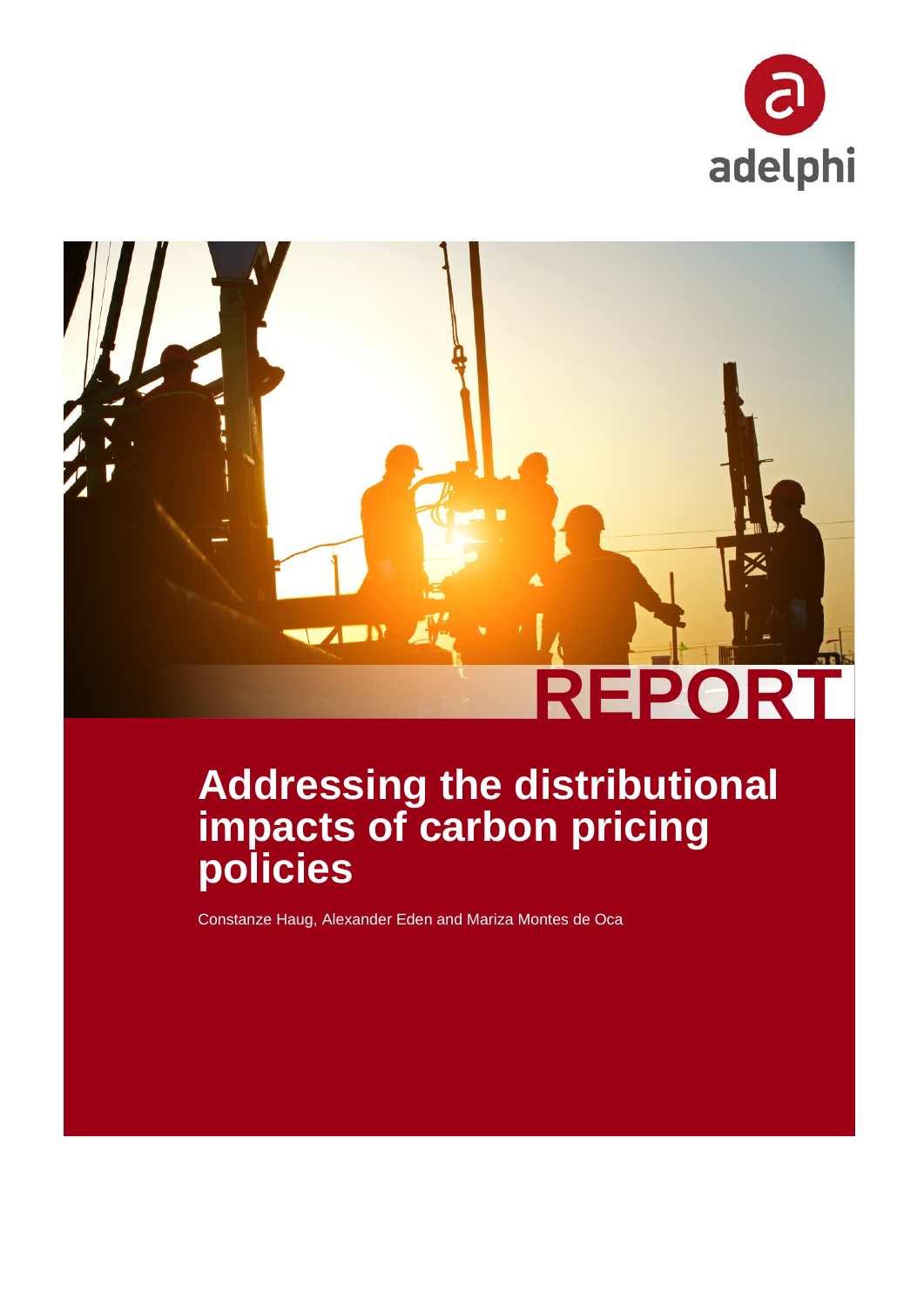adelphi

REPORT

# Addressing the distributional impacts of carbon pricing policies

Constanze Haug, Alexander Eden and Mariza Montes de Oca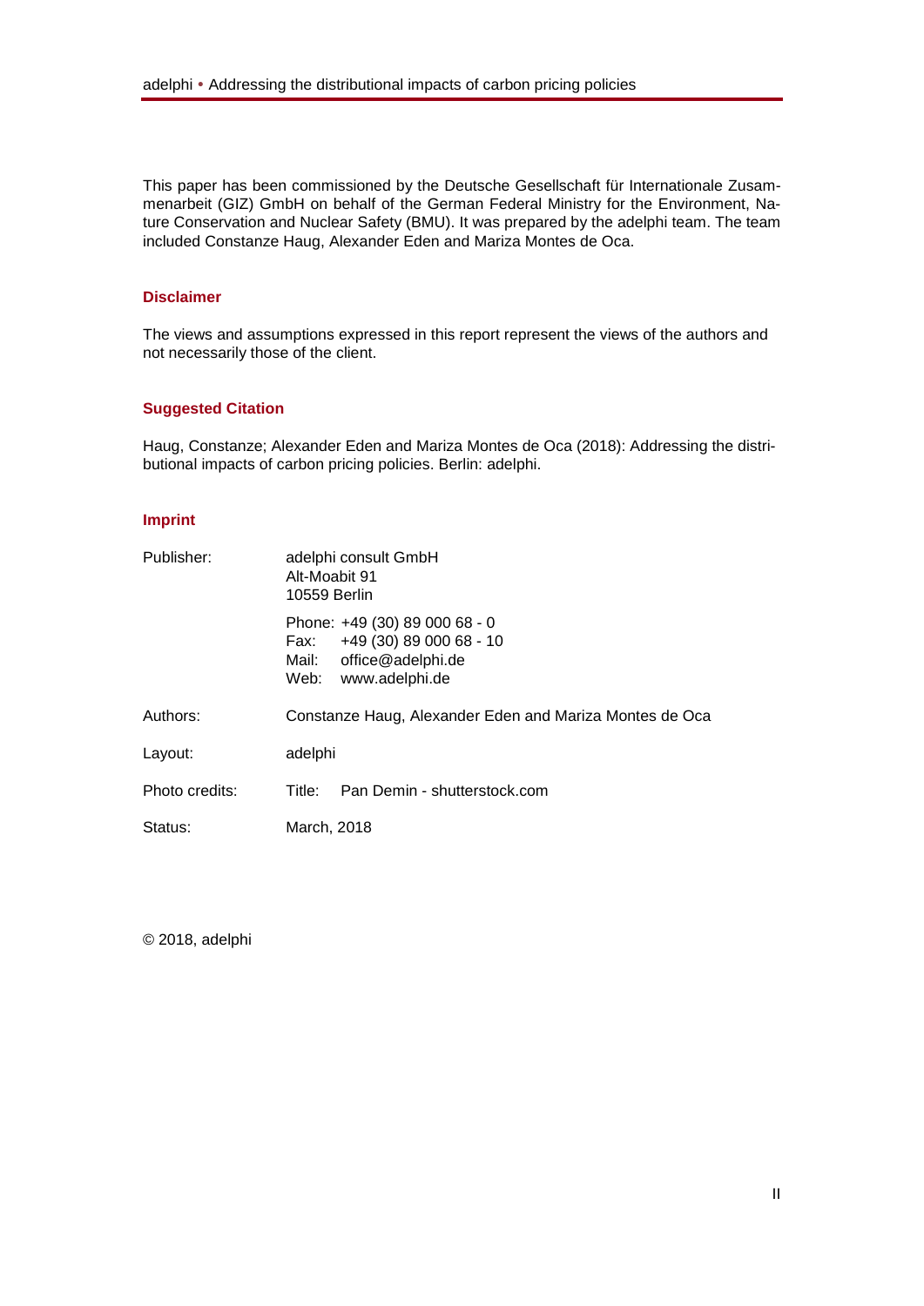This paper has been commissioned by the Deutsche Gesellschaft für Internationale Zusammenarbeit (GIZ) GmbH on behalf of the German Federal Ministry for the Environment, Nature Conservation and Nuclear Safety (BMU). It was prepared by the adelphi team. The team included Constanze Haug, Alexander Eden and Mariza Montes de Oca.

## Disclaimer

The views and assumptions expressed in this report represent the views of the authors and not necessarily those of the client.

## Suggested Citation

Haug, Constanze; Alexander Eden and Mariza Montes de Oca (2018): Addressing the distributional impacts of carbon pricing policies. Berlin: adelphi.

## Imprint

| | |
|---|---|
| Publisher: | adelphi consult GmbH<br>Alt-Moabit 91<br>10559 Berlin |
| | Phone: +49 (30) 89 000 68 - 0<br>Fax: +49 (30) 89 000 68 - 10<br>Mail: office@adelphi.de<br>Web: www.adelphi.de |
| Authors: | Constanze Haug, Alexander Eden and Mariza Montes de Oca |
| Layout: | adelphi |
| Photo credits: | Title: Pan Demin - shutterstock.com |
| Status: | March, 2018 |

© 2018, adelphi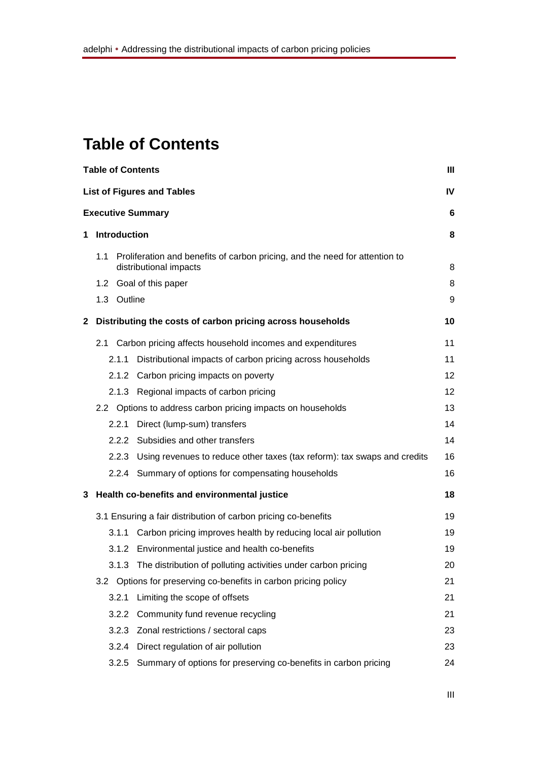# Table of Contents

| | |
|---|---|
| **Table of Contents** | **III** |
| **List of Figures and Tables** | **IV** |
| **Executive Summary** | **6** |
| **1 Introduction** | **8** |
| 1.1 Proliferation and benefits of carbon pricing, and the need for attention to distributional impacts | 8 |
| 1.2 Goal of this paper | 8 |
| 1.3 Outline | 9 |
| **2 Distributing the costs of carbon pricing across households** | **10** |
| 2.1 Carbon pricing affects household incomes and expenditures | 11 |
| 2.1.1 Distributional impacts of carbon pricing across households | 11 |
| 2.1.2 Carbon pricing impacts on poverty | 12 |
| 2.1.3 Regional impacts of carbon pricing | 12 |
| 2.2 Options to address carbon pricing impacts on households | 13 |
| 2.2.1 Direct (lump-sum) transfers | 14 |
| 2.2.2 Subsidies and other transfers | 14 |
| 2.2.3 Using revenues to reduce other taxes (tax reform): tax swaps and credits | 16 |
| 2.2.4 Summary of options for compensating households | 16 |
| **3 Health co-benefits and environmental justice** | **18** |
| 3.1 Ensuring a fair distribution of carbon pricing co-benefits | 19 |
| 3.1.1 Carbon pricing improves health by reducing local air pollution | 19 |
| 3.1.2 Environmental justice and health co-benefits | 19 |
| 3.1.3 The distribution of polluting activities under carbon pricing | 20 |
| 3.2 Options for preserving co-benefits in carbon pricing policy | 21 |
| 3.2.1 Limiting the scope of offsets | 21 |
| 3.2.2 Community fund revenue recycling | 21 |
| 3.2.3 Zonal restrictions / sectoral caps | 23 |
| 3.2.4 Direct regulation of air pollution | 23 |
| 3.2.5 Summary of options for preserving co-benefits in carbon pricing | 24 |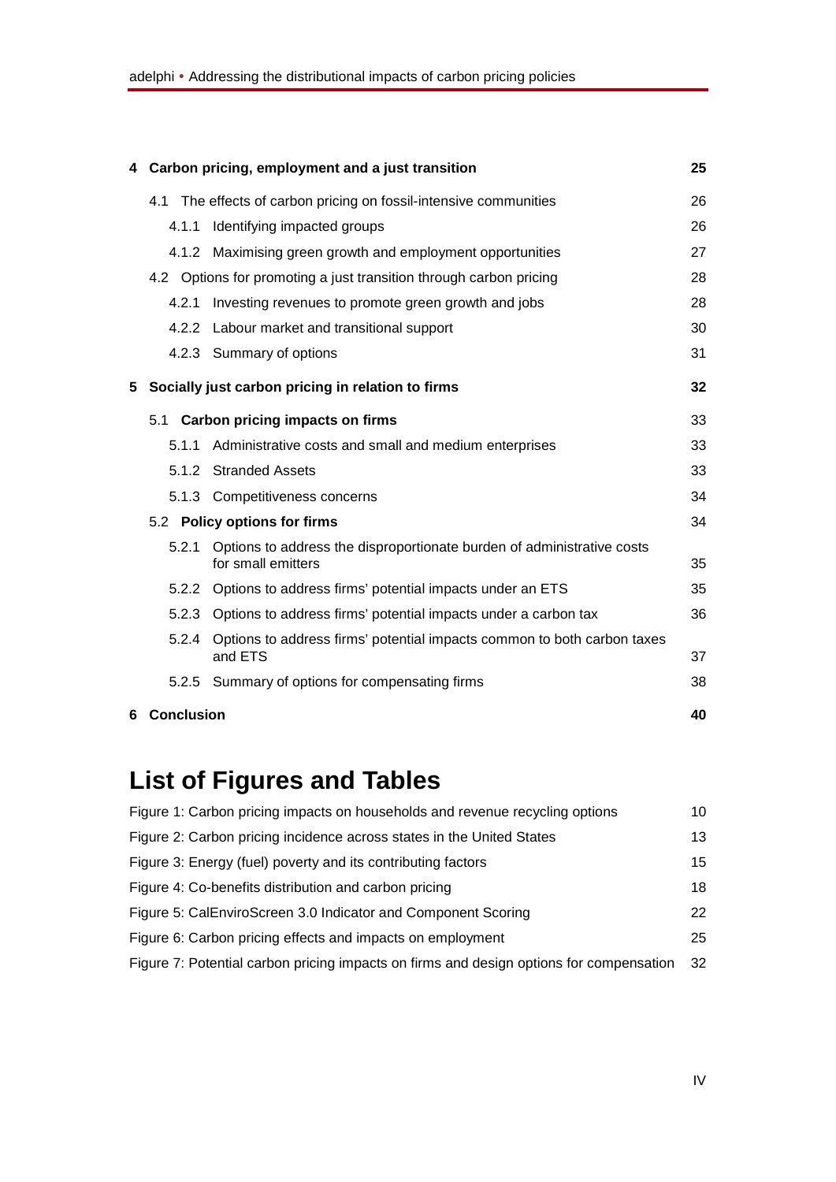| | | |
|---|---|---|
| **4** | **Carbon pricing, employment and a just transition** | **25** |
| 4.1 | The effects of carbon pricing on fossil-intensive communities | 26 |
| 4.1.1 | Identifying impacted groups | 26 |
| 4.1.2 | Maximising green growth and employment opportunities | 27 |
| 4.2 | Options for promoting a just transition through carbon pricing | 28 |
| 4.2.1 | Investing revenues to promote green growth and jobs | 28 |
| 4.2.2 | Labour market and transitional support | 30 |
| 4.2.3 | Summary of options | 31 |
| **5** | **Socially just carbon pricing in relation to firms** | **32** |
| 5.1 | **Carbon pricing impacts on firms** | 33 |
| 5.1.1 | Administrative costs and small and medium enterprises | 33 |
| 5.1.2 | Stranded Assets | 33 |
| 5.1.3 | Competitiveness concerns | 34 |
| 5.2 | **Policy options for firms** | 34 |
| 5.2.1 | Options to address the disproportionate burden of administrative costs for small emitters | 35 |
| 5.2.2 | Options to address firms' potential impacts under an ETS | 35 |
| 5.2.3 | Options to address firms' potential impacts under a carbon tax | 36 |
| 5.2.4 | Options to address firms' potential impacts common to both carbon taxes and ETS | 37 |
| 5.2.5 | Summary of options for compensating firms | 38 |
| **6** | **Conclusion** | **40** |

# List of Figures and Tables

| | |
|---|---|
| Figure 1: Carbon pricing impacts on households and revenue recycling options | 10 |
| Figure 2: Carbon pricing incidence across states in the United States | 13 |
| Figure 3: Energy (fuel) poverty and its contributing factors | 15 |
| Figure 4: Co-benefits distribution and carbon pricing | 18 |
| Figure 5: CalEnviroScreen 3.0 Indicator and Component Scoring | 22 |
| Figure 6: Carbon pricing effects and impacts on employment | 25 |
| Figure 7: Potential carbon pricing impacts on firms and design options for compensation | 32 |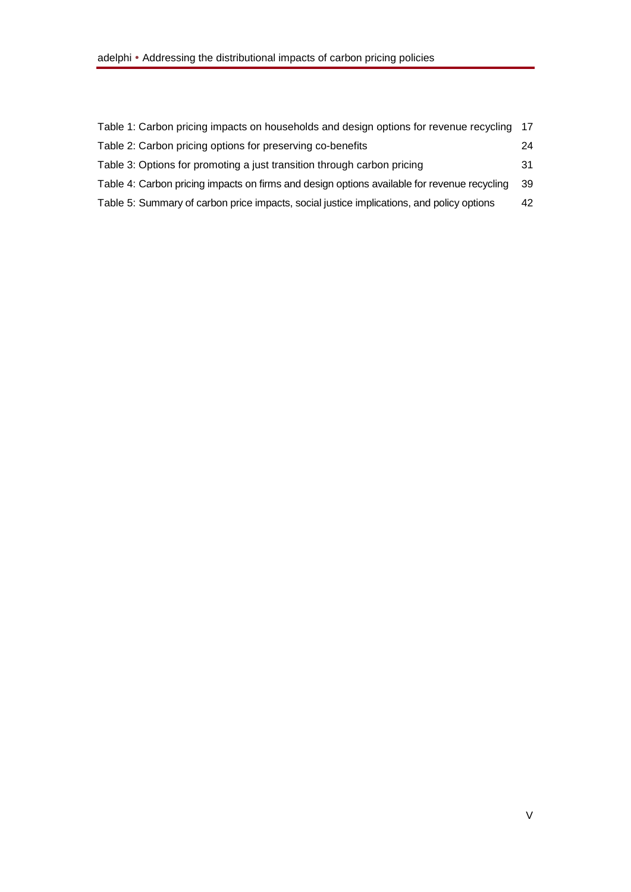Table 1: Carbon pricing impacts on households and design options for revenue recycling 17

Table 2: Carbon pricing options for preserving co-benefits 24

Table 3: Options for promoting a just transition through carbon pricing 31

Table 4: Carbon pricing impacts on firms and design options available for revenue recycling 39

Table 5: Summary of carbon price impacts, social justice implications, and policy options 42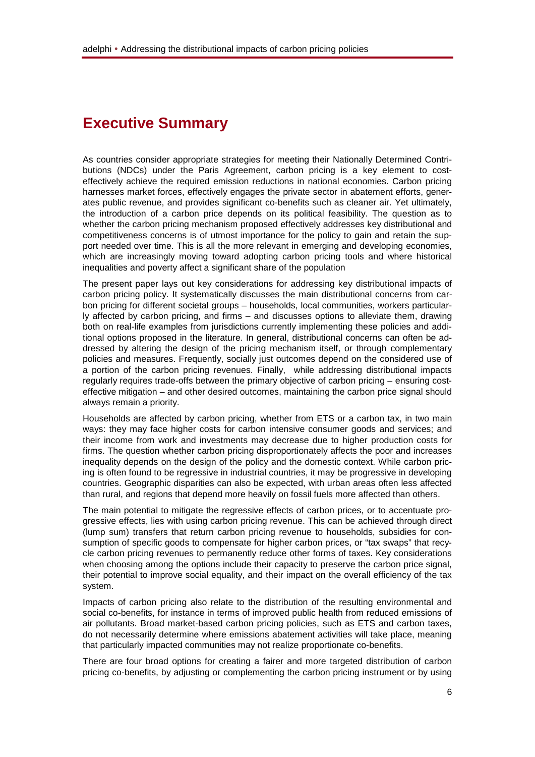# Executive Summary

As countries consider appropriate strategies for meeting their Nationally Determined Contributions (NDCs) under the Paris Agreement, carbon pricing is a key element to cost-effectively achieve the required emission reductions in national economies. Carbon pricing harnesses market forces, effectively engages the private sector in abatement efforts, generates public revenue, and provides significant co-benefits such as cleaner air. Yet ultimately, the introduction of a carbon price depends on its political feasibility. The question as to whether the carbon pricing mechanism proposed effectively addresses key distributional and competitiveness concerns is of utmost importance for the policy to gain and retain the support needed over time. This is all the more relevant in emerging and developing economies, which are increasingly moving toward adopting carbon pricing tools and where historical inequalities and poverty affect a significant share of the population

The present paper lays out key considerations for addressing key distributional impacts of carbon pricing policy. It systematically discusses the main distributional concerns from carbon pricing for different societal groups – households, local communities, workers particularly affected by carbon pricing, and firms – and discusses options to alleviate them, drawing both on real-life examples from jurisdictions currently implementing these policies and additional options proposed in the literature. In general, distributional concerns can often be addressed by altering the design of the pricing mechanism itself, or through complementary policies and measures. Frequently, socially just outcomes depend on the considered use of a portion of the carbon pricing revenues. Finally, while addressing distributional impacts regularly requires trade-offs between the primary objective of carbon pricing – ensuring cost-effective mitigation – and other desired outcomes, maintaining the carbon price signal should always remain a priority.

Households are affected by carbon pricing, whether from ETS or a carbon tax, in two main ways: they may face higher costs for carbon intensive consumer goods and services; and their income from work and investments may decrease due to higher production costs for firms. The question whether carbon pricing disproportionately affects the poor and increases inequality depends on the design of the policy and the domestic context. While carbon pricing is often found to be regressive in industrial countries, it may be progressive in developing countries. Geographic disparities can also be expected, with urban areas often less affected than rural, and regions that depend more heavily on fossil fuels more affected than others.

The main potential to mitigate the regressive effects of carbon prices, or to accentuate progressive effects, lies with using carbon pricing revenue. This can be achieved through direct (lump sum) transfers that return carbon pricing revenue to households, subsidies for consumption of specific goods to compensate for higher carbon prices, or "tax swaps" that recycle carbon pricing revenues to permanently reduce other forms of taxes. Key considerations when choosing among the options include their capacity to preserve the carbon price signal, their potential to improve social equality, and their impact on the overall efficiency of the tax system.

Impacts of carbon pricing also relate to the distribution of the resulting environmental and social co-benefits, for instance in terms of improved public health from reduced emissions of air pollutants. Broad market-based carbon pricing policies, such as ETS and carbon taxes, do not necessarily determine where emissions abatement activities will take place, meaning that particularly impacted communities may not realize proportionate co-benefits.

There are four broad options for creating a fairer and more targeted distribution of carbon pricing co-benefits, by adjusting or complementing the carbon pricing instrument or by using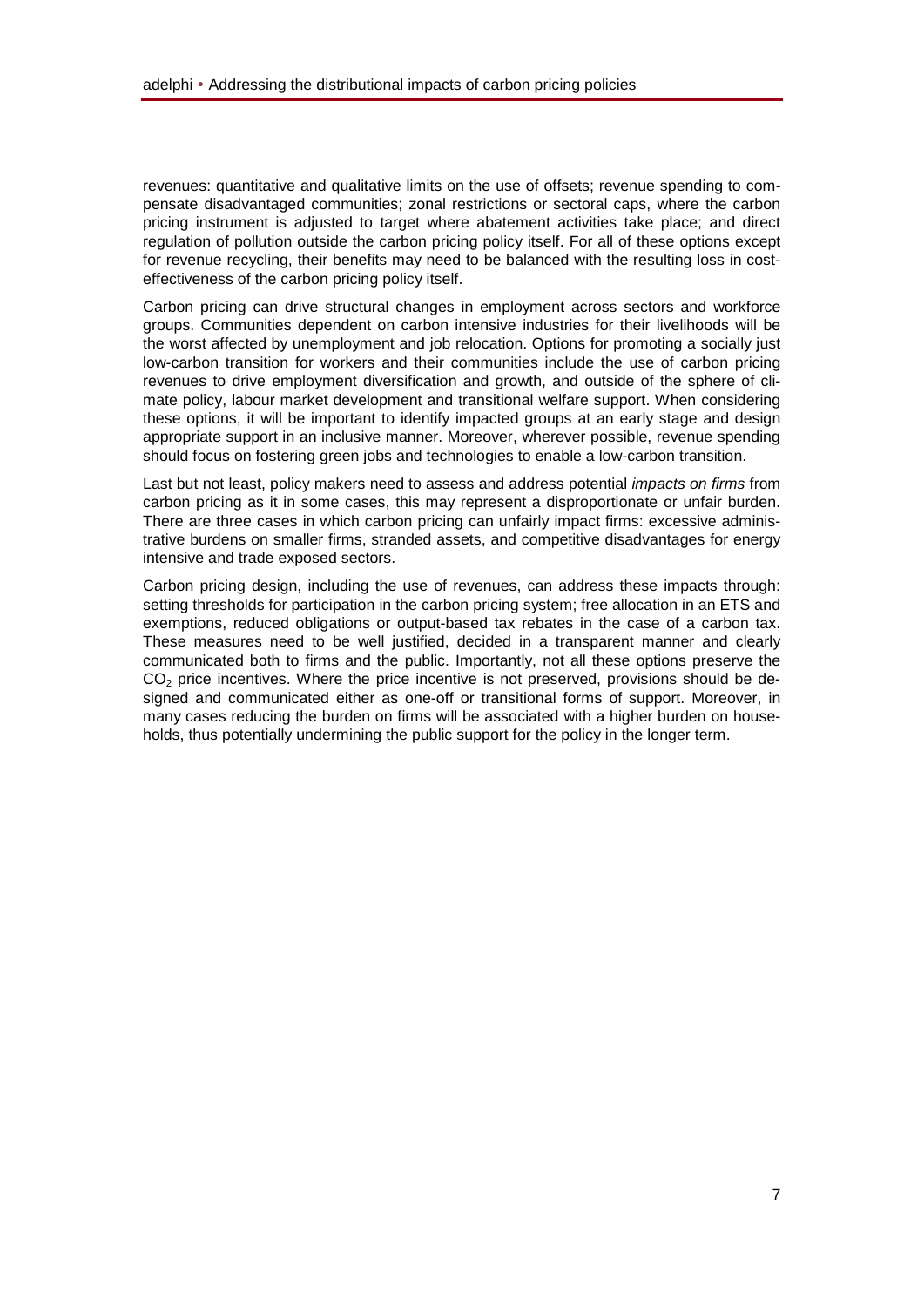revenues: quantitative and qualitative limits on the use of offsets; revenue spending to compensate disadvantaged communities; zonal restrictions or sectoral caps, where the carbon pricing instrument is adjusted to target where abatement activities take place; and direct regulation of pollution outside the carbon pricing policy itself. For all of these options except for revenue recycling, their benefits may need to be balanced with the resulting loss in cost-effectiveness of the carbon pricing policy itself.

Carbon pricing can drive structural changes in employment across sectors and workforce groups. Communities dependent on carbon intensive industries for their livelihoods will be the worst affected by unemployment and job relocation. Options for promoting a socially just low-carbon transition for workers and their communities include the use of carbon pricing revenues to drive employment diversification and growth, and outside of the sphere of climate policy, labour market development and transitional welfare support. When considering these options, it will be important to identify impacted groups at an early stage and design appropriate support in an inclusive manner. Moreover, wherever possible, revenue spending should focus on fostering green jobs and technologies to enable a low-carbon transition.

Last but not least, policy makers need to assess and address potential *impacts on firms* from carbon pricing as it in some cases, this may represent a disproportionate or unfair burden. There are three cases in which carbon pricing can unfairly impact firms: excessive administrative burdens on smaller firms, stranded assets, and competitive disadvantages for energy intensive and trade exposed sectors.

Carbon pricing design, including the use of revenues, can address these impacts through: setting thresholds for participation in the carbon pricing system; free allocation in an ETS and exemptions, reduced obligations or output-based tax rebates in the case of a carbon tax. These measures need to be well justified, decided in a transparent manner and clearly communicated both to firms and the public. Importantly, not all these options preserve the $CO_2$ price incentives. Where the price incentive is not preserved, provisions should be designed and communicated either as one-off or transitional forms of support. Moreover, in many cases reducing the burden on firms will be associated with a higher burden on households, thus potentially undermining the public support for the policy in the longer term.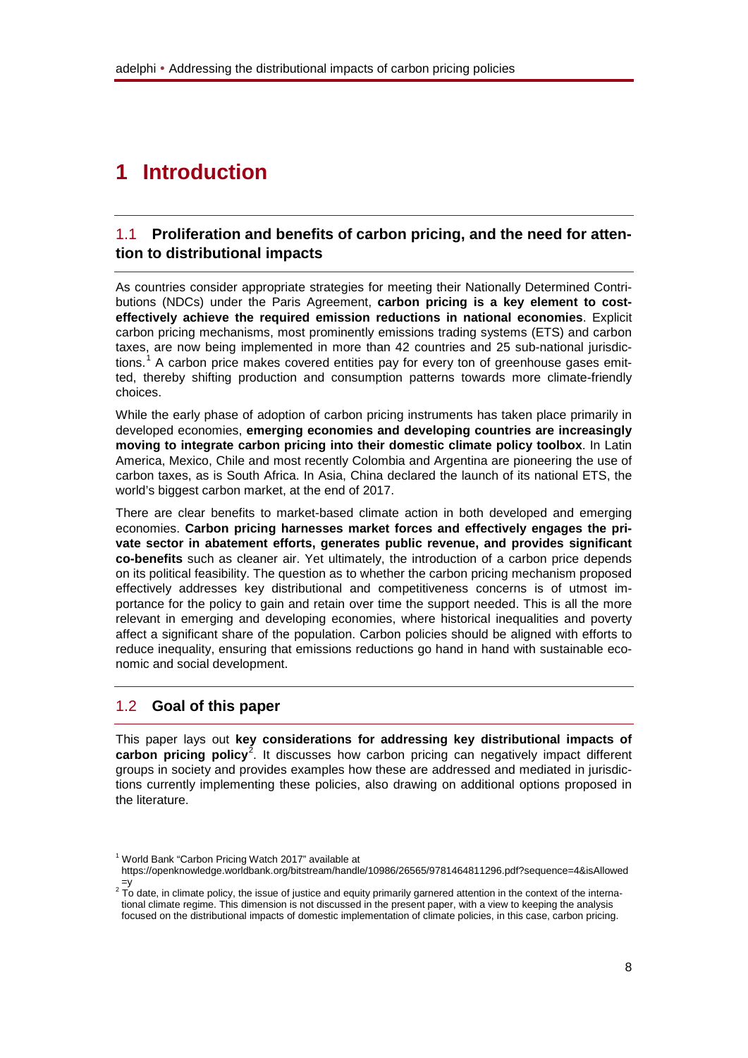# 1 Introduction

## 1.1 Proliferation and benefits of carbon pricing, and the need for attention to distributional impacts

As countries consider appropriate strategies for meeting their Nationally Determined Contributions (NDCs) under the Paris Agreement, **carbon pricing is a key element to cost-effectively achieve the required emission reductions in national economies**. Explicit carbon pricing mechanisms, most prominently emissions trading systems (ETS) and carbon taxes, are now being implemented in more than 42 countries and 25 sub-national jurisdictions.[1] A carbon price makes covered entities pay for every ton of greenhouse gases emitted, thereby shifting production and consumption patterns towards more climate-friendly choices.

While the early phase of adoption of carbon pricing instruments has taken place primarily in developed economies, **emerging economies and developing countries are increasingly moving to integrate carbon pricing into their domestic climate policy toolbox**. In Latin America, Mexico, Chile and most recently Colombia and Argentina are pioneering the use of carbon taxes, as is South Africa. In Asia, China declared the launch of its national ETS, the world's biggest carbon market, at the end of 2017.

There are clear benefits to market-based climate action in both developed and emerging economies. **Carbon pricing harnesses market forces and effectively engages the private sector in abatement efforts, generates public revenue, and provides significant co-benefits** such as cleaner air. Yet ultimately, the introduction of a carbon price depends on its political feasibility. The question as to whether the carbon pricing mechanism proposed effectively addresses key distributional and competitiveness concerns is of utmost importance for the policy to gain and retain over time the support needed. This is all the more relevant in emerging and developing economies, where historical inequalities and poverty affect a significant share of the population. Carbon policies should be aligned with efforts to reduce inequality, ensuring that emissions reductions go hand in hand with sustainable economic and social development.

## 1.2 Goal of this paper

This paper lays out **key considerations for addressing key distributional impacts of carbon pricing policy**[2]. It discusses how carbon pricing can negatively impact different groups in society and provides examples how these are addressed and mediated in jurisdictions currently implementing these policies, also drawing on additional options proposed in the literature.

[1] World Bank "Carbon Pricing Watch 2017" available at https://openknowledge.worldbank.org/bitstream/handle/10986/26565/9781464811296.pdf?sequence=4&isAllowed=y

[2] To date, in climate policy, the issue of justice and equity primarily garnered attention in the context of the international climate regime. This dimension is not discussed in the present paper, with a view to keeping the analysis focused on the distributional impacts of domestic implementation of climate policies, in this case, carbon pricing.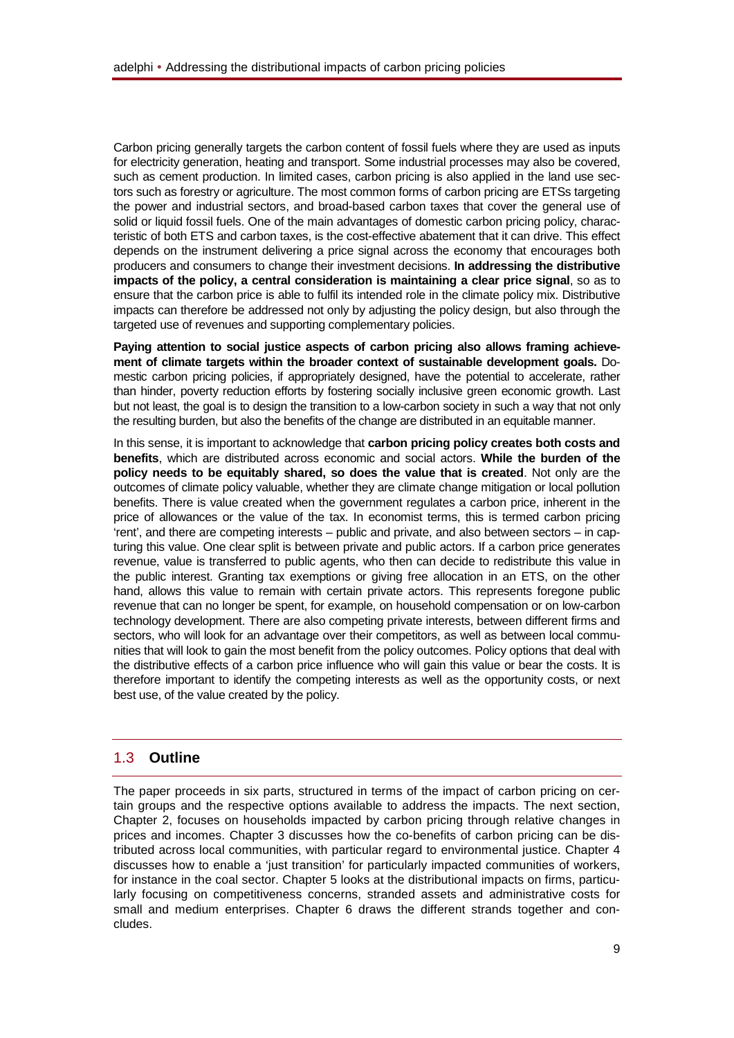Carbon pricing generally targets the carbon content of fossil fuels where they are used as inputs for electricity generation, heating and transport. Some industrial processes may also be covered, such as cement production. In limited cases, carbon pricing is also applied in the land use sectors such as forestry or agriculture. The most common forms of carbon pricing are ETSs targeting the power and industrial sectors, and broad-based carbon taxes that cover the general use of solid or liquid fossil fuels. One of the main advantages of domestic carbon pricing policy, characteristic of both ETS and carbon taxes, is the cost-effective abatement that it can drive. This effect depends on the instrument delivering a price signal across the economy that encourages both producers and consumers to change their investment decisions. **In addressing the distributive impacts of the policy, a central consideration is maintaining a clear price signal**, so as to ensure that the carbon price is able to fulfil its intended role in the climate policy mix. Distributive impacts can therefore be addressed not only by adjusting the policy design, but also through the targeted use of revenues and supporting complementary policies.

**Paying attention to social justice aspects of carbon pricing also allows framing achievement of climate targets within the broader context of sustainable development goals.** Domestic carbon pricing policies, if appropriately designed, have the potential to accelerate, rather than hinder, poverty reduction efforts by fostering socially inclusive green economic growth. Last but not least, the goal is to design the transition to a low-carbon society in such a way that not only the resulting burden, but also the benefits of the change are distributed in an equitable manner.

In this sense, it is important to acknowledge that **carbon pricing policy creates both costs and benefits**, which are distributed across economic and social actors. **While the burden of the policy needs to be equitably shared, so does the value that is created**. Not only are the outcomes of climate policy valuable, whether they are climate change mitigation or local pollution benefits. There is value created when the government regulates a carbon price, inherent in the price of allowances or the value of the tax. In economist terms, this is termed carbon pricing 'rent', and there are competing interests – public and private, and also between sectors – in capturing this value. One clear split is between private and public actors. If a carbon price generates revenue, value is transferred to public agents, who then can decide to redistribute this value in the public interest. Granting tax exemptions or giving free allocation in an ETS, on the other hand, allows this value to remain with certain private actors. This represents foregone public revenue that can no longer be spent, for example, on household compensation or on low-carbon technology development. There are also competing private interests, between different firms and sectors, who will look for an advantage over their competitors, as well as between local communities that will look to gain the most benefit from the policy outcomes. Policy options that deal with the distributive effects of a carbon price influence who will gain this value or bear the costs. It is therefore important to identify the competing interests as well as the opportunity costs, or next best use, of the value created by the policy.

## 1.3 Outline

The paper proceeds in six parts, structured in terms of the impact of carbon pricing on certain groups and the respective options available to address the impacts. The next section, Chapter 2, focuses on households impacted by carbon pricing through relative changes in prices and incomes. Chapter 3 discusses how the co-benefits of carbon pricing can be distributed across local communities, with particular regard to environmental justice. Chapter 4 discusses how to enable a 'just transition' for particularly impacted communities of workers, for instance in the coal sector. Chapter 5 looks at the distributional impacts on firms, particularly focusing on competitiveness concerns, stranded assets and administrative costs for small and medium enterprises. Chapter 6 draws the different strands together and concludes.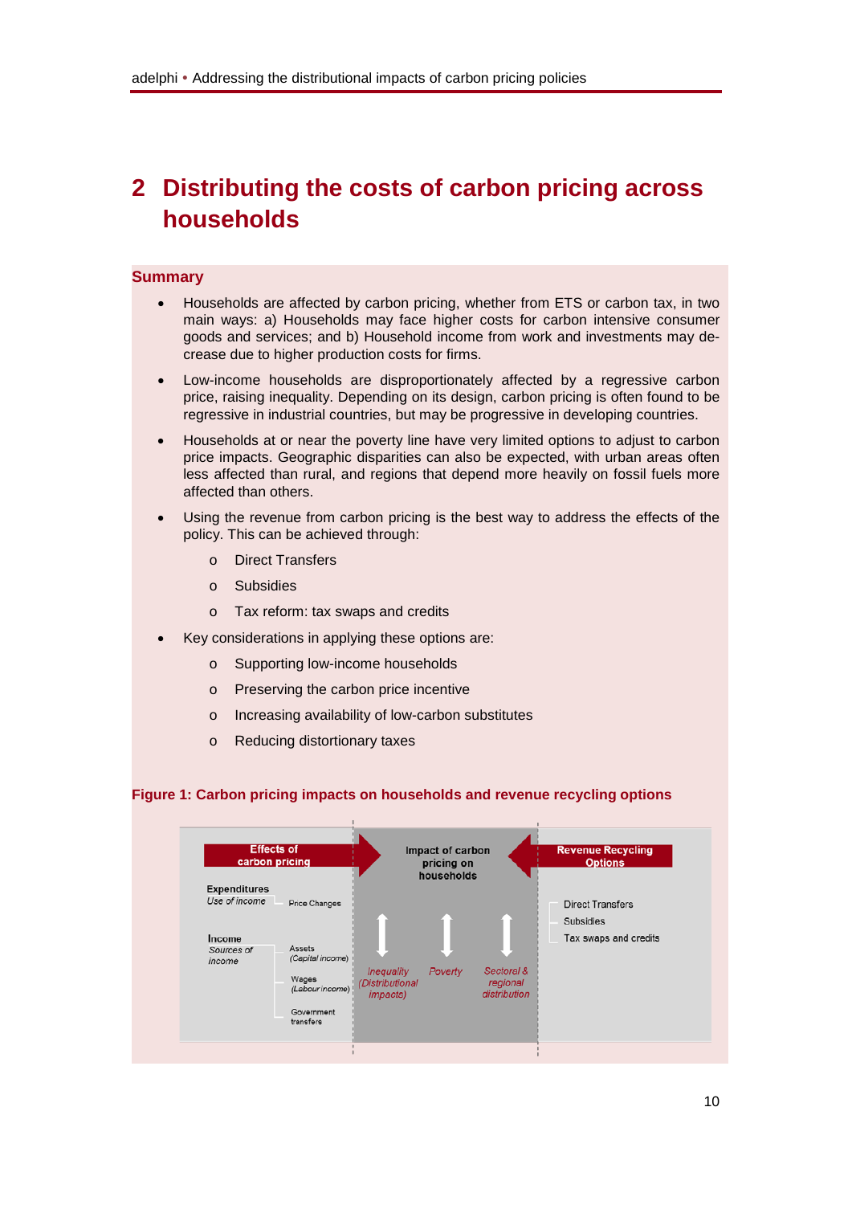# 2 Distributing the costs of carbon pricing across households

**Summary**

- Households are affected by carbon pricing, whether from ETS or carbon tax, in two main ways: a) Households may face higher costs for carbon intensive consumer goods and services; and b) Household income from work and investments may decrease due to higher production costs for firms.
- Low-income households are disproportionately affected by a regressive carbon price, raising inequality. Depending on its design, carbon pricing is often found to be regressive in industrial countries, but may be progressive in developing countries.
- Households at or near the poverty line have very limited options to adjust to carbon price impacts. Geographic disparities can also be expected, with urban areas often less affected than rural, and regions that depend more heavily on fossil fuels more affected than others.
- Using the revenue from carbon pricing is the best way to address the effects of the policy. This can be achieved through:
  - Direct Transfers
  - Subsidies
  - Tax reform: tax swaps and credits
- Key considerations in applying these options are:
  - Supporting low-income households
  - Preserving the carbon price incentive
  - Increasing availability of low-carbon substitutes
  - Reducing distortionary taxes

**Figure 1: Carbon pricing impacts on households and revenue recycling options**

| Effects of carbon pricing | | Impact of carbon pricing on households | Revenue Recycling Options |
|---|---|---|---|
| Expenditures *Use of income* | Price Changes | *Inequality (Distributional impacts)* | Direct Transfers |
| Income *Sources of income* | Assets *(Capital income)* | *Poverty* | Subsidies |
| | Wages *(Labour income)* | *Sectoral & regional distribution* | Tax swaps and credits |
| | Government transfers | | |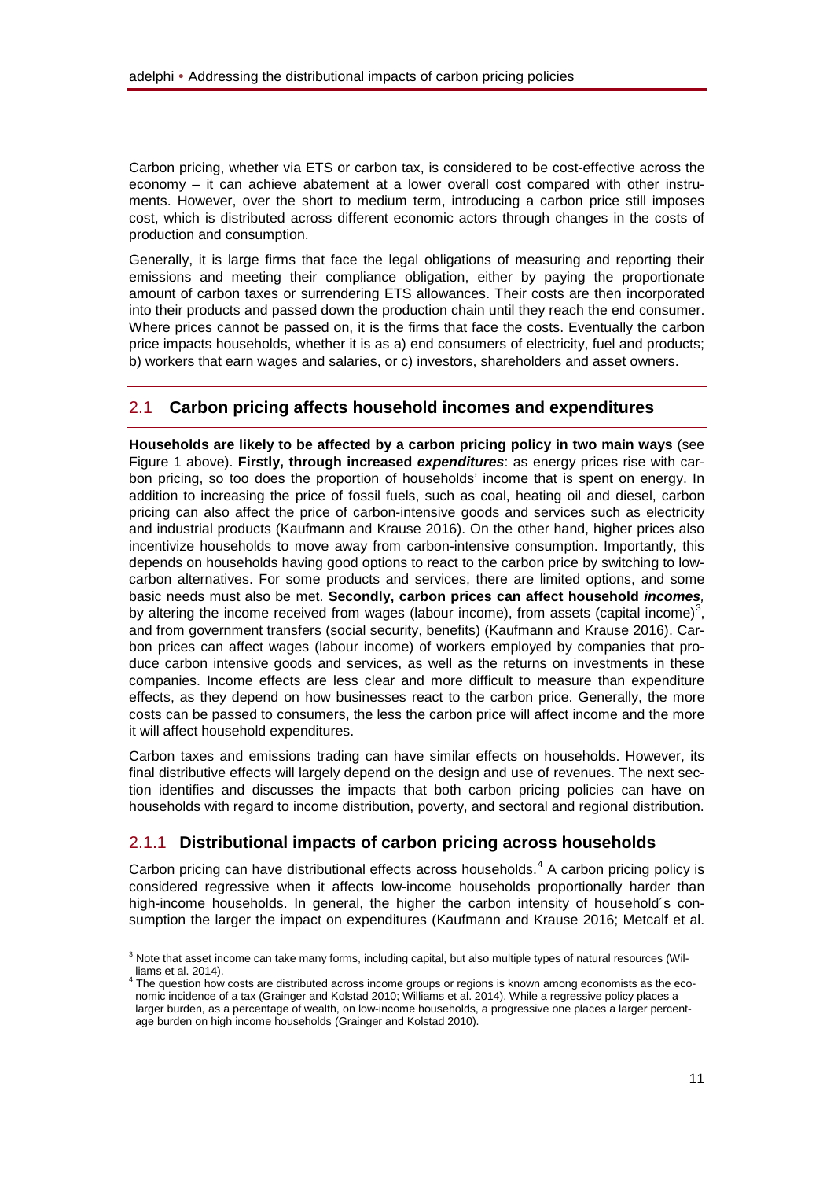Carbon pricing, whether via ETS or carbon tax, is considered to be cost-effective across the economy – it can achieve abatement at a lower overall cost compared with other instruments. However, over the short to medium term, introducing a carbon price still imposes cost, which is distributed across different economic actors through changes in the costs of production and consumption.

Generally, it is large firms that face the legal obligations of measuring and reporting their emissions and meeting their compliance obligation, either by paying the proportionate amount of carbon taxes or surrendering ETS allowances. Their costs are then incorporated into their products and passed down the production chain until they reach the end consumer. Where prices cannot be passed on, it is the firms that face the costs. Eventually the carbon price impacts households, whether it is as a) end consumers of electricity, fuel and products; b) workers that earn wages and salaries, or c) investors, shareholders and asset owners.

## 2.1 Carbon pricing affects household incomes and expenditures

**Households are likely to be affected by a carbon pricing policy in two main ways** (see Figure 1 above). **Firstly, through increased *expenditures***: as energy prices rise with carbon pricing, so too does the proportion of households' income that is spent on energy. In addition to increasing the price of fossil fuels, such as coal, heating oil and diesel, carbon pricing can also affect the price of carbon-intensive goods and services such as electricity and industrial products (Kaufmann and Krause 2016). On the other hand, higher prices also incentivize households to move away from carbon-intensive consumption. Importantly, this depends on households having good options to react to the carbon price by switching to low-carbon alternatives. For some products and services, there are limited options, and some basic needs must also be met. **Secondly, carbon prices can affect household *incomes*,** by altering the income received from wages (labour income), from assets (capital income)[3], and from government transfers (social security, benefits) (Kaufmann and Krause 2016). Carbon prices can affect wages (labour income) of workers employed by companies that produce carbon intensive goods and services, as well as the returns on investments in these companies. Income effects are less clear and more difficult to measure than expenditure effects, as they depend on how businesses react to the carbon price. Generally, the more costs can be passed to consumers, the less the carbon price will affect income and the more it will affect household expenditures.

Carbon taxes and emissions trading can have similar effects on households. However, its final distributive effects will largely depend on the design and use of revenues. The next section identifies and discusses the impacts that both carbon pricing policies can have on households with regard to income distribution, poverty, and sectoral and regional distribution.

### 2.1.1 Distributional impacts of carbon pricing across households

Carbon pricing can have distributional effects across households.[4] A carbon pricing policy is considered regressive when it affects low-income households proportionally harder than high-income households. In general, the higher the carbon intensity of household´s consumption the larger the impact on expenditures (Kaufmann and Krause 2016; Metcalf et al.

---

[3] Note that asset income can take many forms, including capital, but also multiple types of natural resources (Williams et al. 2014).

[4] The question how costs are distributed across income groups or regions is known among economists as the economic incidence of a tax (Grainger and Kolstad 2010; Williams et al. 2014). While a regressive policy places a larger burden, as a percentage of wealth, on low-income households, a progressive one places a larger percentage burden on high income households (Grainger and Kolstad 2010).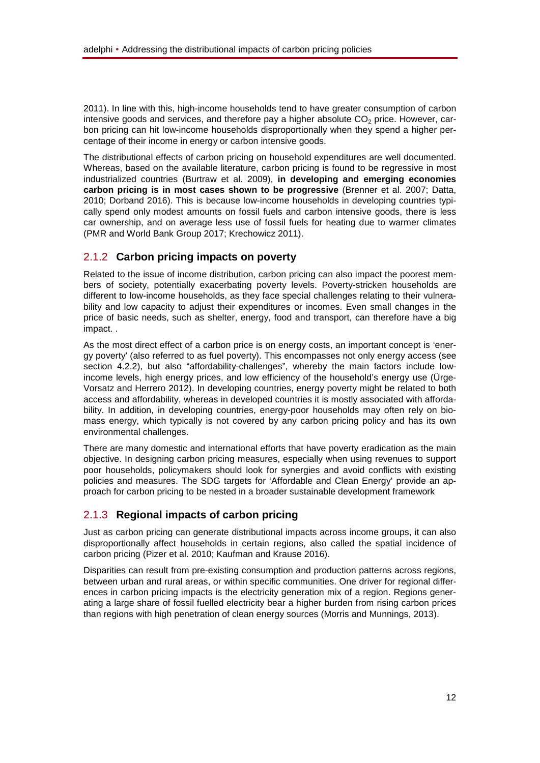2011). In line with this, high-income households tend to have greater consumption of carbon intensive goods and services, and therefore pay a higher absolute $CO_2$ price. However, carbon pricing can hit low-income households disproportionally when they spend a higher percentage of their income in energy or carbon intensive goods.

The distributional effects of carbon pricing on household expenditures are well documented. Whereas, based on the available literature, carbon pricing is found to be regressive in most industrialized countries (Burtraw et al. 2009), **in developing and emerging economies carbon pricing is in most cases shown to be progressive** (Brenner et al. 2007; Datta, 2010; Dorband 2016). This is because low-income households in developing countries typically spend only modest amounts on fossil fuels and carbon intensive goods, there is less car ownership, and on average less use of fossil fuels for heating due to warmer climates (PMR and World Bank Group 2017; Krechowicz 2011).

### 2.1.2 Carbon pricing impacts on poverty

Related to the issue of income distribution, carbon pricing can also impact the poorest members of society, potentially exacerbating poverty levels. Poverty-stricken households are different to low-income households, as they face special challenges relating to their vulnerability and low capacity to adjust their expenditures or incomes. Even small changes in the price of basic needs, such as shelter, energy, food and transport, can therefore have a big impact. .

As the most direct effect of a carbon price is on energy costs, an important concept is 'energy poverty' (also referred to as fuel poverty). This encompasses not only energy access (see section 4.2.2), but also "affordability-challenges", whereby the main factors include low-income levels, high energy prices, and low efficiency of the household's energy use (Ürge-Vorsatz and Herrero 2012). In developing countries, energy poverty might be related to both access and affordability, whereas in developed countries it is mostly associated with affordability. In addition, in developing countries, energy-poor households may often rely on biomass energy, which typically is not covered by any carbon pricing policy and has its own environmental challenges.

There are many domestic and international efforts that have poverty eradication as the main objective. In designing carbon pricing measures, especially when using revenues to support poor households, policymakers should look for synergies and avoid conflicts with existing policies and measures. The SDG targets for 'Affordable and Clean Energy' provide an approach for carbon pricing to be nested in a broader sustainable development framework

### 2.1.3 Regional impacts of carbon pricing

Just as carbon pricing can generate distributional impacts across income groups, it can also disproportionally affect households in certain regions, also called the spatial incidence of carbon pricing (Pizer et al. 2010; Kaufman and Krause 2016).

Disparities can result from pre-existing consumption and production patterns across regions, between urban and rural areas, or within specific communities. One driver for regional differences in carbon pricing impacts is the electricity generation mix of a region. Regions generating a large share of fossil fuelled electricity bear a higher burden from rising carbon prices than regions with high penetration of clean energy sources (Morris and Munnings, 2013).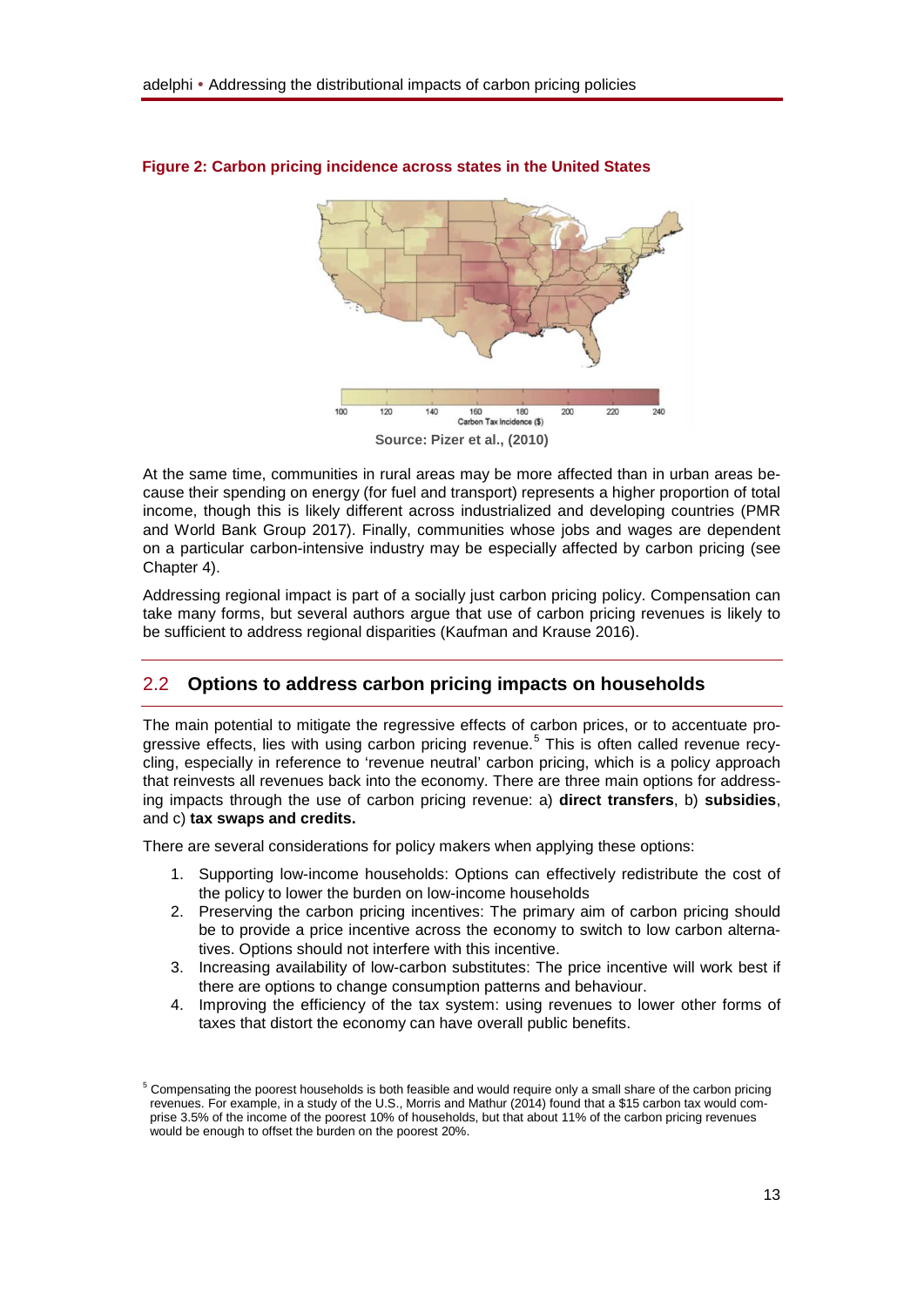**Figure 2: Carbon pricing incidence across states in the United States**

Source: Pizer et al., (2010)

At the same time, communities in rural areas may be more affected than in urban areas because their spending on energy (for fuel and transport) represents a higher proportion of total income, though this is likely different across industrialized and developing countries (PMR and World Bank Group 2017). Finally, communities whose jobs and wages are dependent on a particular carbon-intensive industry may be especially affected by carbon pricing (see Chapter 4).

Addressing regional impact is part of a socially just carbon pricing policy. Compensation can take many forms, but several authors argue that use of carbon pricing revenues is likely to be sufficient to address regional disparities (Kaufman and Krause 2016).

## 2.2 Options to address carbon pricing impacts on households

The main potential to mitigate the regressive effects of carbon prices, or to accentuate progressive effects, lies with using carbon pricing revenue.[5] This is often called revenue recycling, especially in reference to 'revenue neutral' carbon pricing, which is a policy approach that reinvests all revenues back into the economy. There are three main options for addressing impacts through the use of carbon pricing revenue: a) **direct transfers**, b) **subsidies**, and c) **tax swaps and credits.**

There are several considerations for policy makers when applying these options:

1. Supporting low-income households: Options can effectively redistribute the cost of the policy to lower the burden on low-income households
2. Preserving the carbon pricing incentives: The primary aim of carbon pricing should be to provide a price incentive across the economy to switch to low carbon alternatives. Options should not interfere with this incentive.
3. Increasing availability of low-carbon substitutes: The price incentive will work best if there are options to change consumption patterns and behaviour.
4. Improving the efficiency of the tax system: using revenues to lower other forms of taxes that distort the economy can have overall public benefits.

[5] Compensating the poorest households is both feasible and would require only a small share of the carbon pricing revenues. For example, in a study of the U.S., Morris and Mathur (2014) found that a $15 carbon tax would comprise 3.5% of the income of the poorest 10% of households, but that about 11% of the carbon pricing revenues would be enough to offset the burden on the poorest 20%.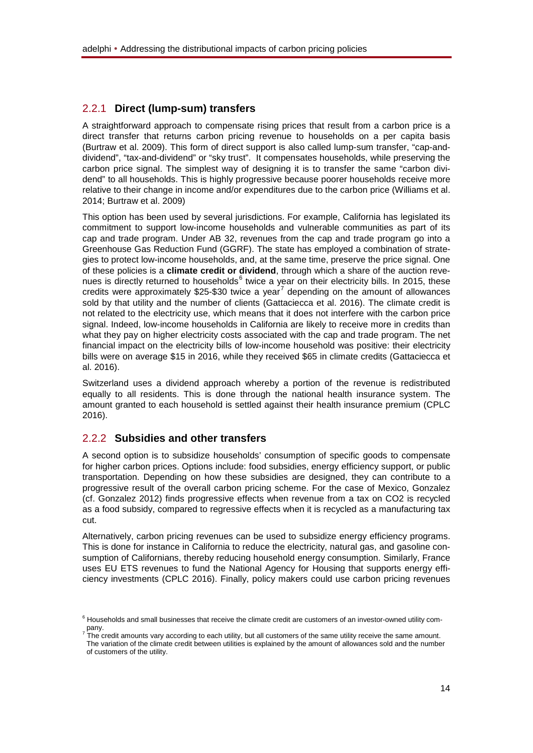### 2.2.1 **Direct (lump-sum) transfers**

A straightforward approach to compensate rising prices that result from a carbon price is a direct transfer that returns carbon pricing revenue to households on a per capita basis (Burtraw et al. 2009). This form of direct support is also called lump-sum transfer, "cap-and-dividend", "tax-and-dividend" or "sky trust". It compensates households, while preserving the carbon price signal. The simplest way of designing it is to transfer the same "carbon dividend" to all households. This is highly progressive because poorer households receive more relative to their change in income and/or expenditures due to the carbon price (Williams et al. 2014; Burtraw et al. 2009)

This option has been used by several jurisdictions. For example, California has legislated its commitment to support low-income households and vulnerable communities as part of its cap and trade program. Under AB 32, revenues from the cap and trade program go into a Greenhouse Gas Reduction Fund (GGRF). The state has employed a combination of strategies to protect low-income households, and, at the same time, preserve the price signal. One of these policies is a **climate credit or dividend**, through which a share of the auction revenues is directly returned to households[6] twice a year on their electricity bills. In 2015, these credits were approximately $25-$30 twice a year[7] depending on the amount of allowances sold by that utility and the number of clients (Gattaciecca et al. 2016). The climate credit is not related to the electricity use, which means that it does not interfere with the carbon price signal. Indeed, low-income households in California are likely to receive more in credits than what they pay on higher electricity costs associated with the cap and trade program. The net financial impact on the electricity bills of low-income household was positive: their electricity bills were on average $15 in 2016, while they received $65 in climate credits (Gattaciecca et al. 2016).

Switzerland uses a dividend approach whereby a portion of the revenue is redistributed equally to all residents. This is done through the national health insurance system. The amount granted to each household is settled against their health insurance premium (CPLC 2016).

### 2.2.2 **Subsidies and other transfers**

A second option is to subsidize households' consumption of specific goods to compensate for higher carbon prices. Options include: food subsidies, energy efficiency support, or public transportation. Depending on how these subsidies are designed, they can contribute to a progressive result of the overall carbon pricing scheme. For the case of Mexico, Gonzalez (cf. Gonzalez 2012) finds progressive effects when revenue from a tax on $CO_2$ is recycled as a food subsidy, compared to regressive effects when it is recycled as a manufacturing tax cut.

Alternatively, carbon pricing revenues can be used to subsidize energy efficiency programs. This is done for instance in California to reduce the electricity, natural gas, and gasoline consumption of Californians, thereby reducing household energy consumption. Similarly, France uses EU ETS revenues to fund the National Agency for Housing that supports energy efficiency investments (CPLC 2016). Finally, policy makers could use carbon pricing revenues

[6] Households and small businesses that receive the climate credit are customers of an investor-owned utility company.

[7] The credit amounts vary according to each utility, but all customers of the same utility receive the same amount. The variation of the climate credit between utilities is explained by the amount of allowances sold and the number of customers of the utility.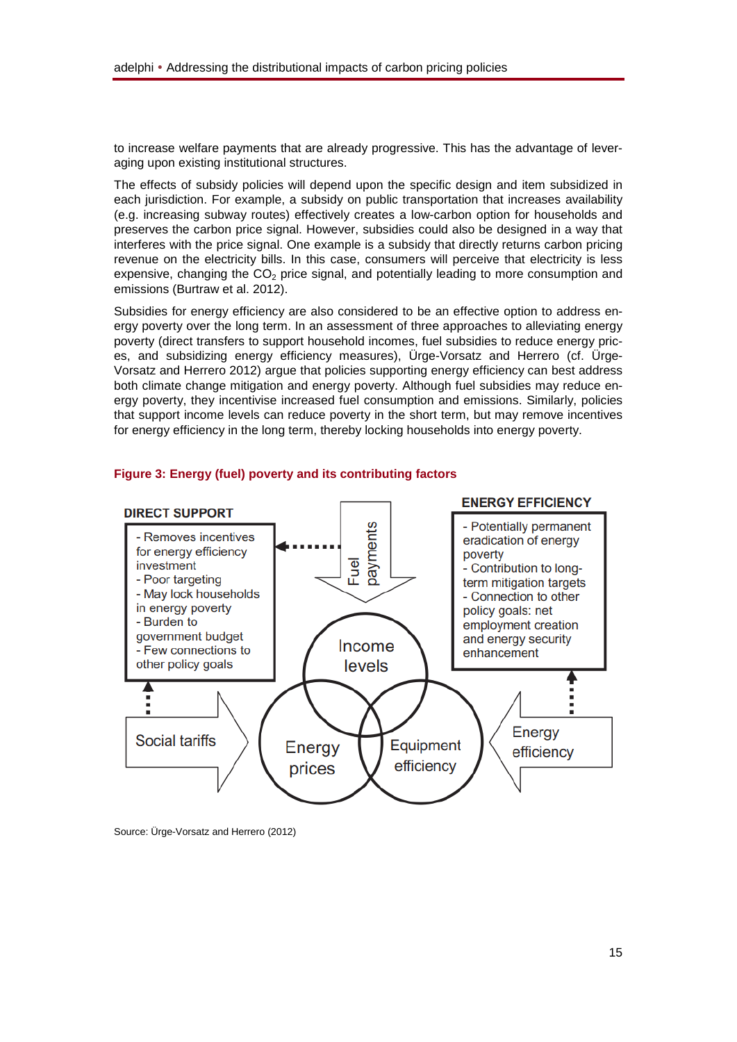to increase welfare payments that are already progressive. This has the advantage of leveraging upon existing institutional structures.

The effects of subsidy policies will depend upon the specific design and item subsidized in each jurisdiction. For example, a subsidy on public transportation that increases availability (e.g. increasing subway routes) effectively creates a low-carbon option for households and preserves the carbon price signal. However, subsidies could also be designed in a way that interferes with the price signal. One example is a subsidy that directly returns carbon pricing revenue on the electricity bills. In this case, consumers will perceive that electricity is less expensive, changing the $CO_2$ price signal, and potentially leading to more consumption and emissions (Burtraw et al. 2012).

Subsidies for energy efficiency are also considered to be an effective option to address energy poverty over the long term. In an assessment of three approaches to alleviating energy poverty (direct transfers to support household incomes, fuel subsidies to reduce energy prices, and subsidizing energy efficiency measures), Ürge-Vorsatz and Herrero (cf. Ürge-Vorsatz and Herrero 2012) argue that policies supporting energy efficiency can best address both climate change mitigation and energy poverty. Although fuel subsidies may reduce energy poverty, they incentivise increased fuel consumption and emissions. Similarly, policies that support income levels can reduce poverty in the short term, but may remove incentives for energy efficiency in the long term, thereby locking households into energy poverty.

**Figure 3: Energy (fuel) poverty and its contributing factors**

**DIRECT SUPPORT**

- Removes incentives for energy efficiency investment
- Poor targeting
- May lock households in energy poverty
- Burden to government budget
- Few connections to other policy goals

**ENERGY EFFICIENCY**

- Potentially permanent eradication of energy poverty
- Contribution to long-term mitigation targets
- Connection to other policy goals: net employment creation and energy security enhancement

Fuel payments

Income levels

Social tariffs

Energy prices

Equipment efficiency

Energy efficiency

Source: Ürge-Vorsatz and Herrero (2012)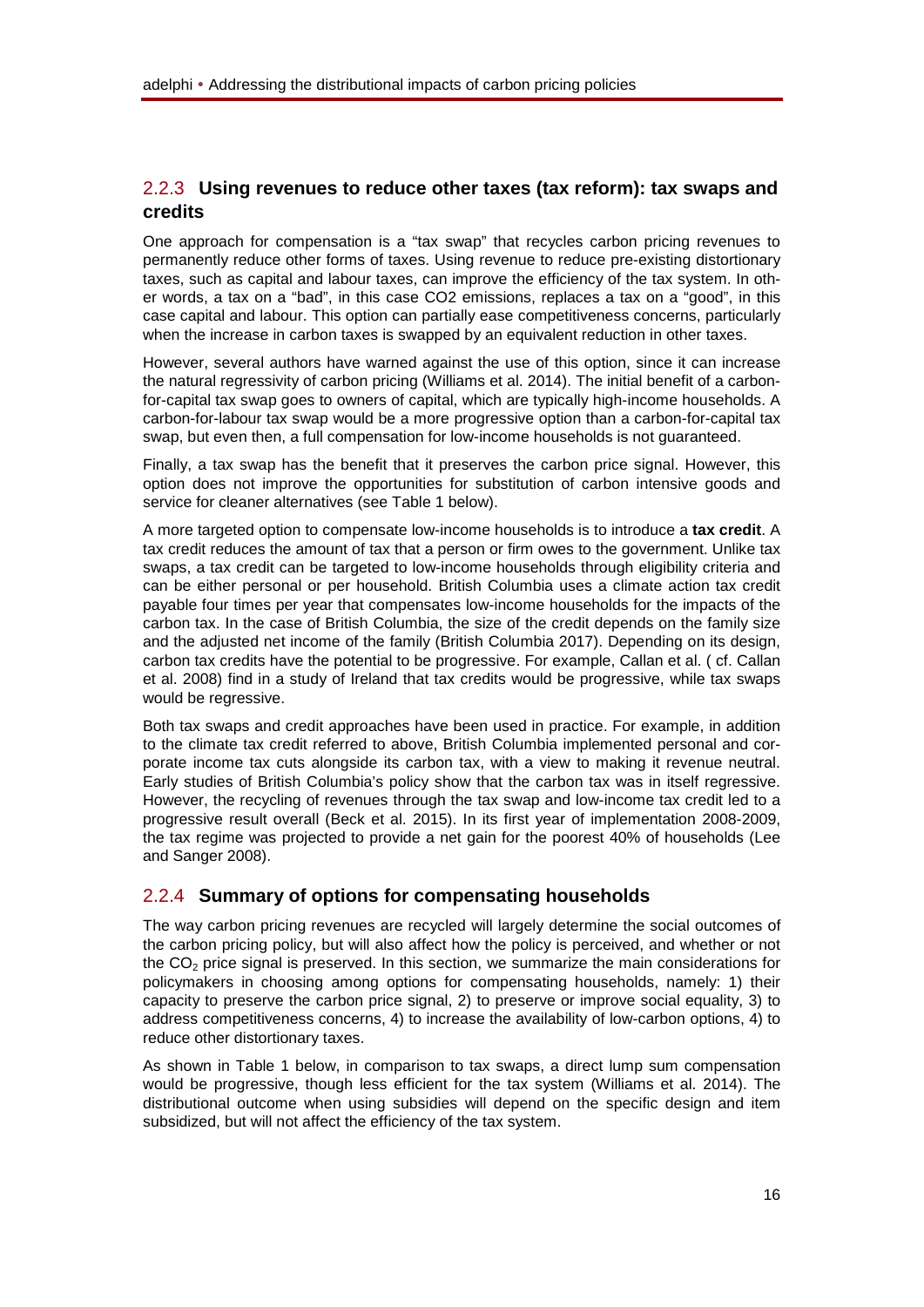### 2.2.3 Using revenues to reduce other taxes (tax reform): tax swaps and credits

One approach for compensation is a "tax swap" that recycles carbon pricing revenues to permanently reduce other forms of taxes. Using revenue to reduce pre-existing distortionary taxes, such as capital and labour taxes, can improve the efficiency of the tax system. In other words, a tax on a "bad", in this case CO2 emissions, replaces a tax on a "good", in this case capital and labour. This option can partially ease competitiveness concerns, particularly when the increase in carbon taxes is swapped by an equivalent reduction in other taxes.

However, several authors have warned against the use of this option, since it can increase the natural regressivity of carbon pricing (Williams et al. 2014). The initial benefit of a carbon-for-capital tax swap goes to owners of capital, which are typically high-income households. A carbon-for-labour tax swap would be a more progressive option than a carbon-for-capital tax swap, but even then, a full compensation for low-income households is not guaranteed.

Finally, a tax swap has the benefit that it preserves the carbon price signal. However, this option does not improve the opportunities for substitution of carbon intensive goods and service for cleaner alternatives (see Table 1 below).

A more targeted option to compensate low-income households is to introduce a **tax credit**. A tax credit reduces the amount of tax that a person or firm owes to the government. Unlike tax swaps, a tax credit can be targeted to low-income households through eligibility criteria and can be either personal or per household. British Columbia uses a climate action tax credit payable four times per year that compensates low-income households for the impacts of the carbon tax. In the case of British Columbia, the size of the credit depends on the family size and the adjusted net income of the family (British Columbia 2017). Depending on its design, carbon tax credits have the potential to be progressive. For example, Callan et al. ( cf. Callan et al. 2008) find in a study of Ireland that tax credits would be progressive, while tax swaps would be regressive.

Both tax swaps and credit approaches have been used in practice. For example, in addition to the climate tax credit referred to above, British Columbia implemented personal and corporate income tax cuts alongside its carbon tax, with a view to making it revenue neutral. Early studies of British Columbia's policy show that the carbon tax was in itself regressive. However, the recycling of revenues through the tax swap and low-income tax credit led to a progressive result overall (Beck et al. 2015). In its first year of implementation 2008-2009, the tax regime was projected to provide a net gain for the poorest 40% of households (Lee and Sanger 2008).

### 2.2.4 Summary of options for compensating households

The way carbon pricing revenues are recycled will largely determine the social outcomes of the carbon pricing policy, but will also affect how the policy is perceived, and whether or not the $CO_2$ price signal is preserved. In this section, we summarize the main considerations for policymakers in choosing among options for compensating households, namely: 1) their capacity to preserve the carbon price signal, 2) to preserve or improve social equality, 3) to address competitiveness concerns, 4) to increase the availability of low-carbon options, 4) to reduce other distortionary taxes.

As shown in Table 1 below, in comparison to tax swaps, a direct lump sum compensation would be progressive, though less efficient for the tax system (Williams et al. 2014). The distributional outcome when using subsidies will depend on the specific design and item subsidized, but will not affect the efficiency of the tax system.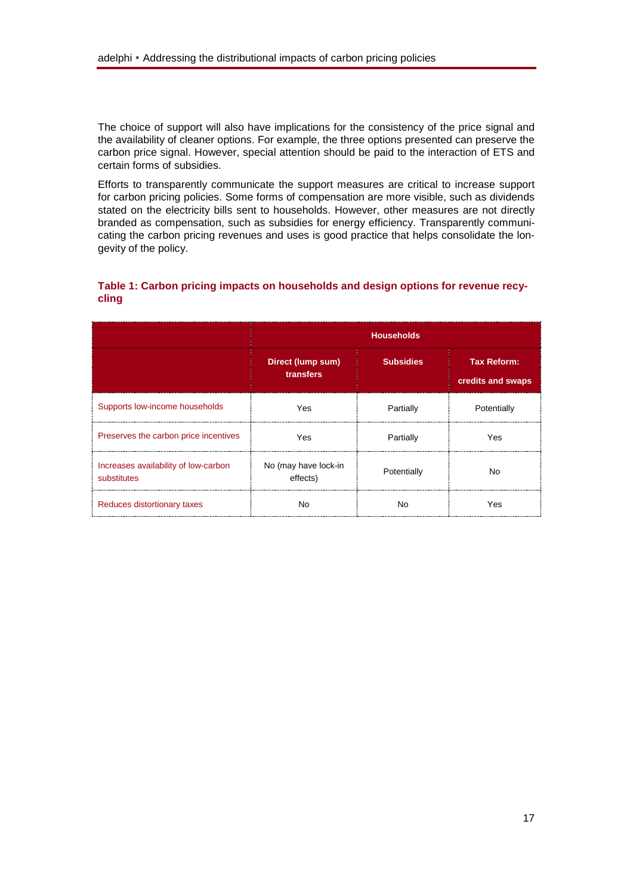The choice of support will also have implications for the consistency of the price signal and the availability of cleaner options. For example, the three options presented can preserve the carbon price signal. However, special attention should be paid to the interaction of ETS and certain forms of subsidies.

Efforts to transparently communicate the support measures are critical to increase support for carbon pricing policies. Some forms of compensation are more visible, such as dividends stated on the electricity bills sent to households. However, other measures are not directly branded as compensation, such as subsidies for energy efficiency. Transparently communicating the carbon pricing revenues and uses is good practice that helps consolidate the longevity of the policy.

**Table 1: Carbon pricing impacts on households and design options for revenue recycling**

| | Households | | |
|---|---|---|---|
| | **Direct (lump sum) transfers** | **Subsidies** | **Tax Reform: credits and swaps** |
| Supports low-income households | Yes | Partially | Potentially |
| Preserves the carbon price incentives | Yes | Partially | Yes |
| Increases availability of low-carbon substitutes | No (may have lock-in effects) | Potentially | No |
| Reduces distortionary taxes | No | No | Yes |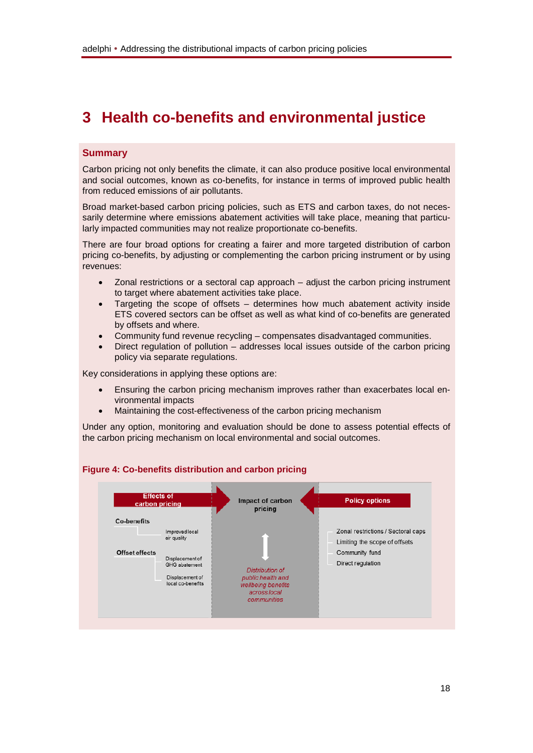# 3 Health co-benefits and environmental justice

## Summary

Carbon pricing not only benefits the climate, it can also produce positive local environmental and social outcomes, known as co-benefits, for instance in terms of improved public health from reduced emissions of air pollutants.

Broad market-based carbon pricing policies, such as ETS and carbon taxes, do not necessarily determine where emissions abatement activities will take place, meaning that particularly impacted communities may not realize proportionate co-benefits.

There are four broad options for creating a fairer and more targeted distribution of carbon pricing co-benefits, by adjusting or complementing the carbon pricing instrument or by using revenues:

- Zonal restrictions or a sectoral cap approach – adjust the carbon pricing instrument to target where abatement activities take place.
- Targeting the scope of offsets – determines how much abatement activity inside ETS covered sectors can be offset as well as what kind of co-benefits are generated by offsets and where.
- Community fund revenue recycling – compensates disadvantaged communities.
- Direct regulation of pollution – addresses local issues outside of the carbon pricing policy via separate regulations.

Key considerations in applying these options are:

- Ensuring the carbon pricing mechanism improves rather than exacerbates local environmental impacts
- Maintaining the cost-effectiveness of the carbon pricing mechanism

Under any option, monitoring and evaluation should be done to assess potential effects of the carbon pricing mechanism on local environmental and social outcomes.

**Figure 4: Co-benefits distribution and carbon pricing**

| Effects of carbon pricing | Impact of carbon pricing | Policy options |
|---|---|---|
| Co-benefits: Improved local air quality<br>Offset effects: Displacement of GHG abatement; Displacement of local co-benefits | *Distribution of public health and wellbeing benefits across local communities* | Zonal restrictions / Sectoral caps<br>Limiting the scope of offsets<br>Community fund<br>Direct regulation |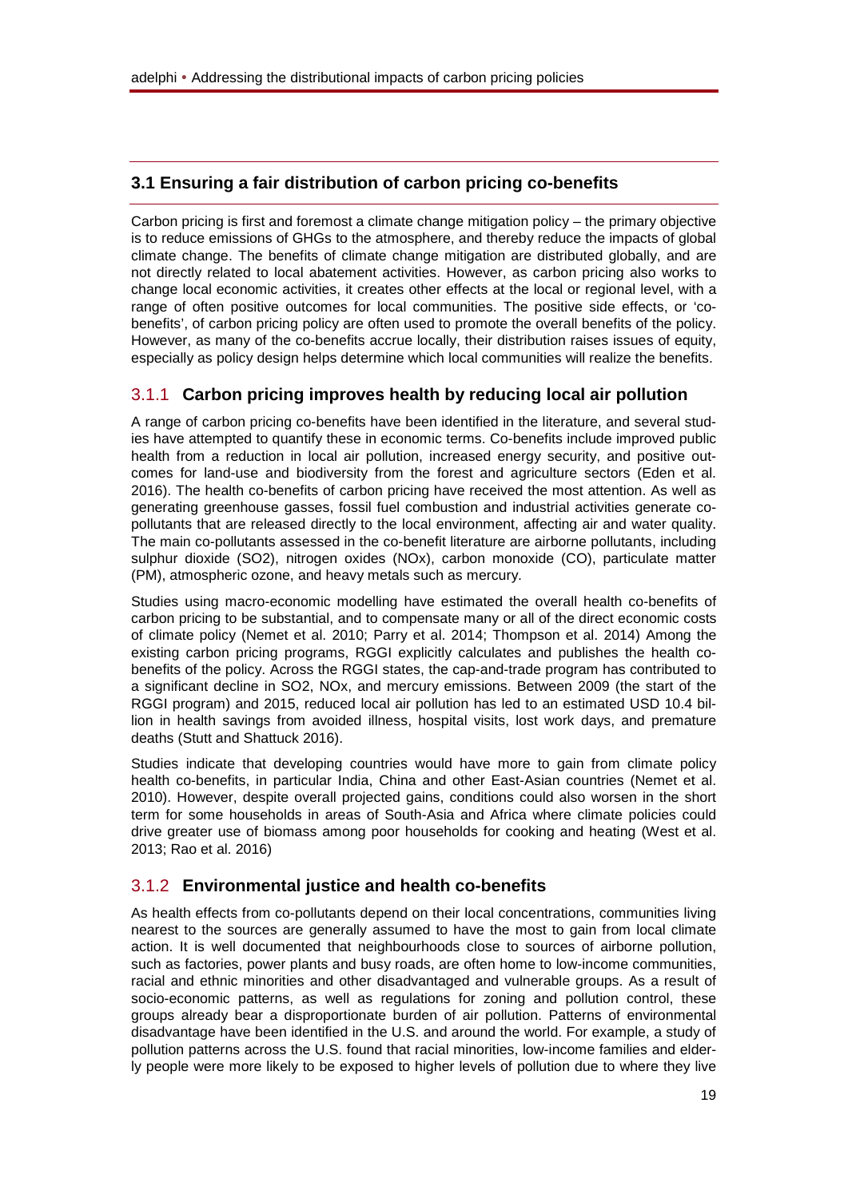## 3.1 Ensuring a fair distribution of carbon pricing co-benefits

Carbon pricing is first and foremost a climate change mitigation policy – the primary objective is to reduce emissions of GHGs to the atmosphere, and thereby reduce the impacts of global climate change. The benefits of climate change mitigation are distributed globally, and are not directly related to local abatement activities. However, as carbon pricing also works to change local economic activities, it creates other effects at the local or regional level, with a range of often positive outcomes for local communities. The positive side effects, or 'co-benefits', of carbon pricing policy are often used to promote the overall benefits of the policy. However, as many of the co-benefits accrue locally, their distribution raises issues of equity, especially as policy design helps determine which local communities will realize the benefits.

### 3.1.1 Carbon pricing improves health by reducing local air pollution

A range of carbon pricing co-benefits have been identified in the literature, and several studies have attempted to quantify these in economic terms. Co-benefits include improved public health from a reduction in local air pollution, increased energy security, and positive outcomes for land-use and biodiversity from the forest and agriculture sectors (Eden et al. 2016). The health co-benefits of carbon pricing have received the most attention. As well as generating greenhouse gasses, fossil fuel combustion and industrial activities generate co-pollutants that are released directly to the local environment, affecting air and water quality. The main co-pollutants assessed in the co-benefit literature are airborne pollutants, including sulphur dioxide (SO2), nitrogen oxides (NOx), carbon monoxide (CO), particulate matter (PM), atmospheric ozone, and heavy metals such as mercury.

Studies using macro-economic modelling have estimated the overall health co-benefits of carbon pricing to be substantial, and to compensate many or all of the direct economic costs of climate policy (Nemet et al. 2010; Parry et al. 2014; Thompson et al. 2014) Among the existing carbon pricing programs, RGGI explicitly calculates and publishes the health co-benefits of the policy. Across the RGGI states, the cap-and-trade program has contributed to a significant decline in SO2, NOx, and mercury emissions. Between 2009 (the start of the RGGI program) and 2015, reduced local air pollution has led to an estimated USD 10.4 billion in health savings from avoided illness, hospital visits, lost work days, and premature deaths (Stutt and Shattuck 2016).

Studies indicate that developing countries would have more to gain from climate policy health co-benefits, in particular India, China and other East-Asian countries (Nemet et al. 2010). However, despite overall projected gains, conditions could also worsen in the short term for some households in areas of South-Asia and Africa where climate policies could drive greater use of biomass among poor households for cooking and heating (West et al. 2013; Rao et al. 2016)

### 3.1.2 Environmental justice and health co-benefits

As health effects from co-pollutants depend on their local concentrations, communities living nearest to the sources are generally assumed to have the most to gain from local climate action. It is well documented that neighbourhoods close to sources of airborne pollution, such as factories, power plants and busy roads, are often home to low-income communities, racial and ethnic minorities and other disadvantaged and vulnerable groups. As a result of socio-economic patterns, as well as regulations for zoning and pollution control, these groups already bear a disproportionate burden of air pollution. Patterns of environmental disadvantage have been identified in the U.S. and around the world. For example, a study of pollution patterns across the U.S. found that racial minorities, low-income families and elderly people were more likely to be exposed to higher levels of pollution due to where they live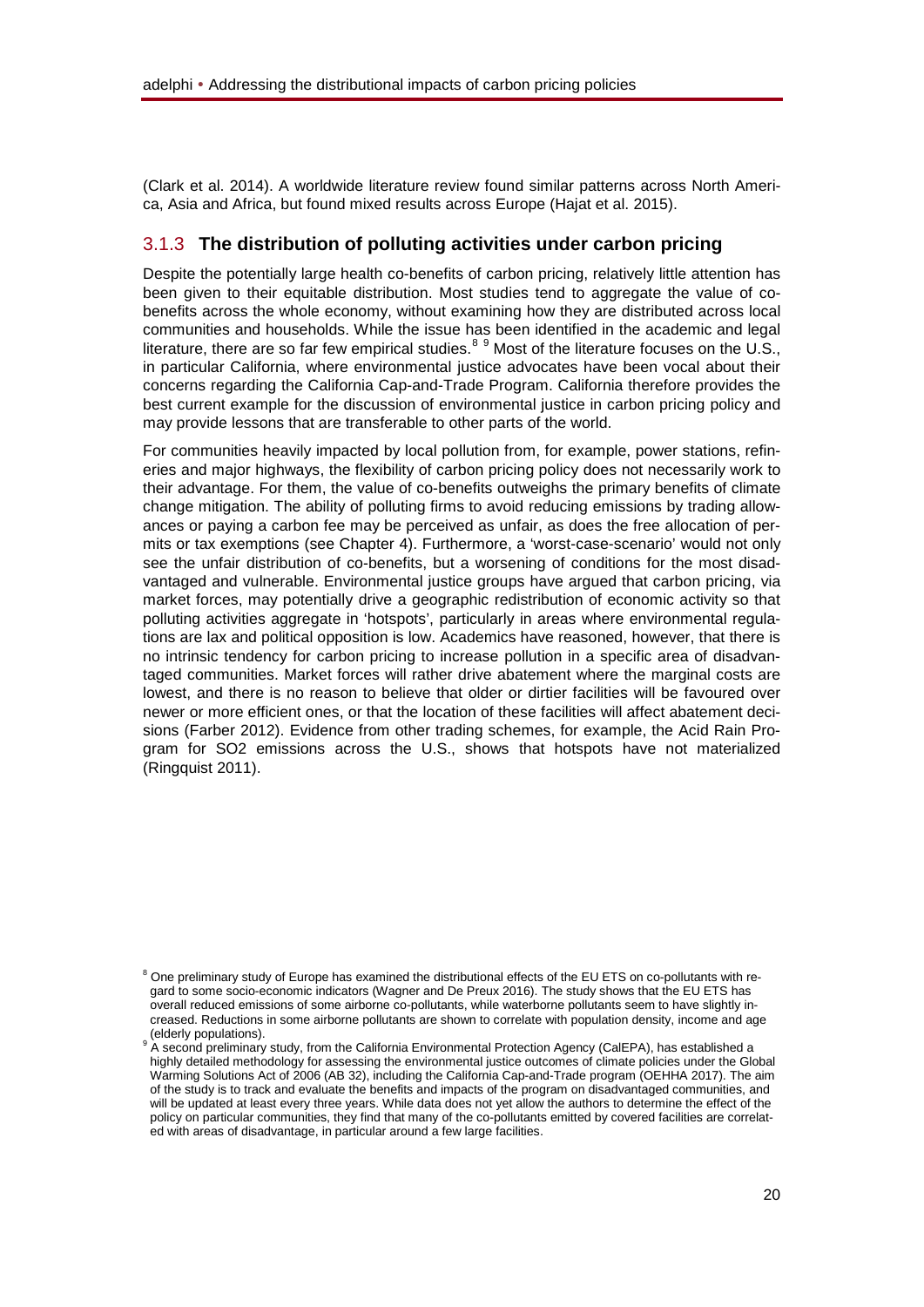(Clark et al. 2014). A worldwide literature review found similar patterns across North America, Asia and Africa, but found mixed results across Europe (Hajat et al. 2015).

### 3.1.3 The distribution of polluting activities under carbon pricing

Despite the potentially large health co-benefits of carbon pricing, relatively little attention has been given to their equitable distribution. Most studies tend to aggregate the value of co-benefits across the whole economy, without examining how they are distributed across local communities and households. While the issue has been identified in the academic and legal literature, there are so far few empirical studies.[8] [9] Most of the literature focuses on the U.S., in particular California, where environmental justice advocates have been vocal about their concerns regarding the California Cap-and-Trade Program. California therefore provides the best current example for the discussion of environmental justice in carbon pricing policy and may provide lessons that are transferable to other parts of the world.

For communities heavily impacted by local pollution from, for example, power stations, refineries and major highways, the flexibility of carbon pricing policy does not necessarily work to their advantage. For them, the value of co-benefits outweighs the primary benefits of climate change mitigation. The ability of polluting firms to avoid reducing emissions by trading allowances or paying a carbon fee may be perceived as unfair, as does the free allocation of permits or tax exemptions (see Chapter 4). Furthermore, a 'worst-case-scenario' would not only see the unfair distribution of co-benefits, but a worsening of conditions for the most disadvantaged and vulnerable. Environmental justice groups have argued that carbon pricing, via market forces, may potentially drive a geographic redistribution of economic activity so that polluting activities aggregate in 'hotspots', particularly in areas where environmental regulations are lax and political opposition is low. Academics have reasoned, however, that there is no intrinsic tendency for carbon pricing to increase pollution in a specific area of disadvantaged communities. Market forces will rather drive abatement where the marginal costs are lowest, and there is no reason to believe that older or dirtier facilities will be favoured over newer or more efficient ones, or that the location of these facilities will affect abatement decisions (Farber 2012). Evidence from other trading schemes, for example, the Acid Rain Program for $SO_2$ emissions across the U.S., shows that hotspots have not materialized (Ringquist 2011).

[8] One preliminary study of Europe has examined the distributional effects of the EU ETS on co-pollutants with regard to some socio-economic indicators (Wagner and De Preux 2016). The study shows that the EU ETS has overall reduced emissions of some airborne co-pollutants, while waterborne pollutants seem to have slightly increased. Reductions in some airborne pollutants are shown to correlate with population density, income and age (elderly populations).

[9] A second preliminary study, from the California Environmental Protection Agency (CalEPA), has established a highly detailed methodology for assessing the environmental justice outcomes of climate policies under the Global Warming Solutions Act of 2006 (AB 32), including the California Cap-and-Trade program (OEHHA 2017). The aim of the study is to track and evaluate the benefits and impacts of the program on disadvantaged communities, and will be updated at least every three years. While data does not yet allow the authors to determine the effect of the policy on particular communities, they find that many of the co-pollutants emitted by covered facilities are correlated with areas of disadvantage, in particular around a few large facilities.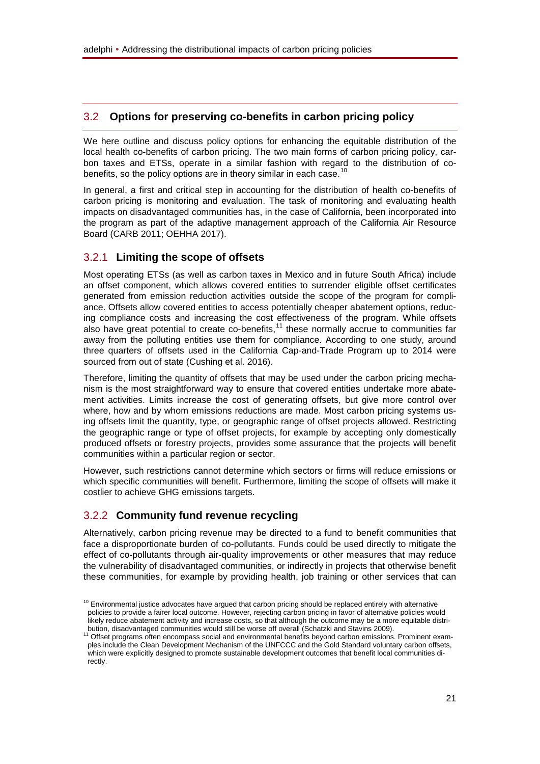## 3.2 Options for preserving co-benefits in carbon pricing policy

We here outline and discuss policy options for enhancing the equitable distribution of the local health co-benefits of carbon pricing. The two main forms of carbon pricing policy, carbon taxes and ETSs, operate in a similar fashion with regard to the distribution of co-benefits, so the policy options are in theory similar in each case.[10]

In general, a first and critical step in accounting for the distribution of health co-benefits of carbon pricing is monitoring and evaluation. The task of monitoring and evaluating health impacts on disadvantaged communities has, in the case of California, been incorporated into the program as part of the adaptive management approach of the California Air Resource Board (CARB 2011; OEHHA 2017).

### 3.2.1 Limiting the scope of offsets

Most operating ETSs (as well as carbon taxes in Mexico and in future South Africa) include an offset component, which allows covered entities to surrender eligible offset certificates generated from emission reduction activities outside the scope of the program for compliance. Offsets allow covered entities to access potentially cheaper abatement options, reducing compliance costs and increasing the cost effectiveness of the program. While offsets also have great potential to create co-benefits,[11] these normally accrue to communities far away from the polluting entities use them for compliance. According to one study, around three quarters of offsets used in the California Cap-and-Trade Program up to 2014 were sourced from out of state (Cushing et al. 2016).

Therefore, limiting the quantity of offsets that may be used under the carbon pricing mechanism is the most straightforward way to ensure that covered entities undertake more abatement activities. Limits increase the cost of generating offsets, but give more control over where, how and by whom emissions reductions are made. Most carbon pricing systems using offsets limit the quantity, type, or geographic range of offset projects allowed. Restricting the geographic range or type of offset projects, for example by accepting only domestically produced offsets or forestry projects, provides some assurance that the projects will benefit communities within a particular region or sector.

However, such restrictions cannot determine which sectors or firms will reduce emissions or which specific communities will benefit. Furthermore, limiting the scope of offsets will make it costlier to achieve GHG emissions targets.

### 3.2.2 Community fund revenue recycling

Alternatively, carbon pricing revenue may be directed to a fund to benefit communities that face a disproportionate burden of co-pollutants. Funds could be used directly to mitigate the effect of co-pollutants through air-quality improvements or other measures that may reduce the vulnerability of disadvantaged communities, or indirectly in projects that otherwise benefit these communities, for example by providing health, job training or other services that can

---

[10] Environmental justice advocates have argued that carbon pricing should be replaced entirely with alternative policies to provide a fairer local outcome. However, rejecting carbon pricing in favor of alternative policies would likely reduce abatement activity and increase costs, so that although the outcome may be a more equitable distribution, disadvantaged communities would still be worse off overall (Schatzki and Stavins 2009).

[11] Offset programs often encompass social and environmental benefits beyond carbon emissions. Prominent examples include the Clean Development Mechanism of the UNFCCC and the Gold Standard voluntary carbon offsets, which were explicitly designed to promote sustainable development outcomes that benefit local communities directly.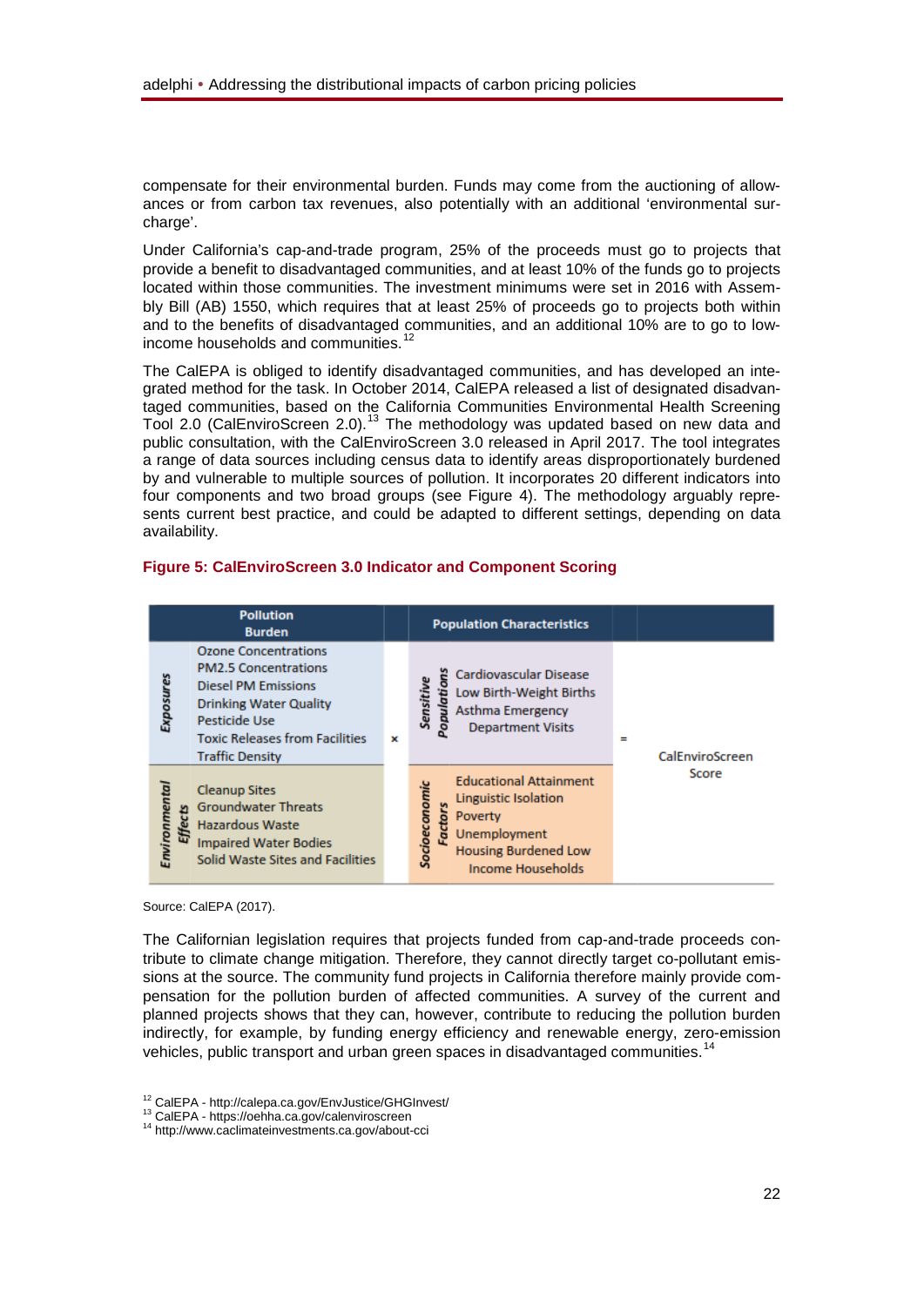compensate for their environmental burden. Funds may come from the auctioning of allowances or from carbon tax revenues, also potentially with an additional 'environmental surcharge'.

Under California's cap-and-trade program, 25% of the proceeds must go to projects that provide a benefit to disadvantaged communities, and at least 10% of the funds go to projects located within those communities. The investment minimums were set in 2016 with Assembly Bill (AB) 1550, which requires that at least 25% of proceeds go to projects both within and to the benefits of disadvantaged communities, and an additional 10% are to go to low-income households and communities.[12]

The CalEPA is obliged to identify disadvantaged communities, and has developed an integrated method for the task. In October 2014, CalEPA released a list of designated disadvantaged communities, based on the California Communities Environmental Health Screening Tool 2.0 (CalEnviroScreen 2.0).[13] The methodology was updated based on new data and public consultation, with the CalEnviroScreen 3.0 released in April 2017. The tool integrates a range of data sources including census data to identify areas disproportionately burdened by and vulnerable to multiple sources of pollution. It incorporates 20 different indicators into four components and two broad groups (see Figure 4). The methodology arguably represents current best practice, and could be adapted to different settings, depending on data availability.

**Figure 5: CalEnviroScreen 3.0 Indicator and Component Scoring**

| | Pollution Burden | | | Population Characteristics | | |
|---|---|---|---|---|---|---|
| *Exposures* | Ozone Concentrations<br>PM2.5 Concentrations<br>Diesel PM Emissions<br>Drinking Water Quality<br>Pesticide Use<br>Toxic Releases from Facilities<br>Traffic Density | × | *Sensitive Populations* | Cardiovascular Disease<br>Low Birth-Weight Births<br>Asthma Emergency Department Visits | = | CalEnviroScreen Score |
| *Environmental Effects* | Cleanup Sites<br>Groundwater Threats<br>Hazardous Waste<br>Impaired Water Bodies<br>Solid Waste Sites and Facilities | | *Socioeconomic Factors* | Educational Attainment<br>Linguistic Isolation<br>Poverty<br>Unemployment<br>Housing Burdened Low Income Households | | |

Source: CalEPA (2017).

The Californian legislation requires that projects funded from cap-and-trade proceeds contribute to climate change mitigation. Therefore, they cannot directly target co-pollutant emissions at the source. The community fund projects in California therefore mainly provide compensation for the pollution burden of affected communities. A survey of the current and planned projects shows that they can, however, contribute to reducing the pollution burden indirectly, for example, by funding energy efficiency and renewable energy, zero-emission vehicles, public transport and urban green spaces in disadvantaged communities.[14]

[12] CalEPA - http://calepa.ca.gov/EnvJustice/GHGInvest/
[13] CalEPA - https://oehha.ca.gov/calenviroscreen
[14] http://www.caclimateinvestments.ca.gov/about-cci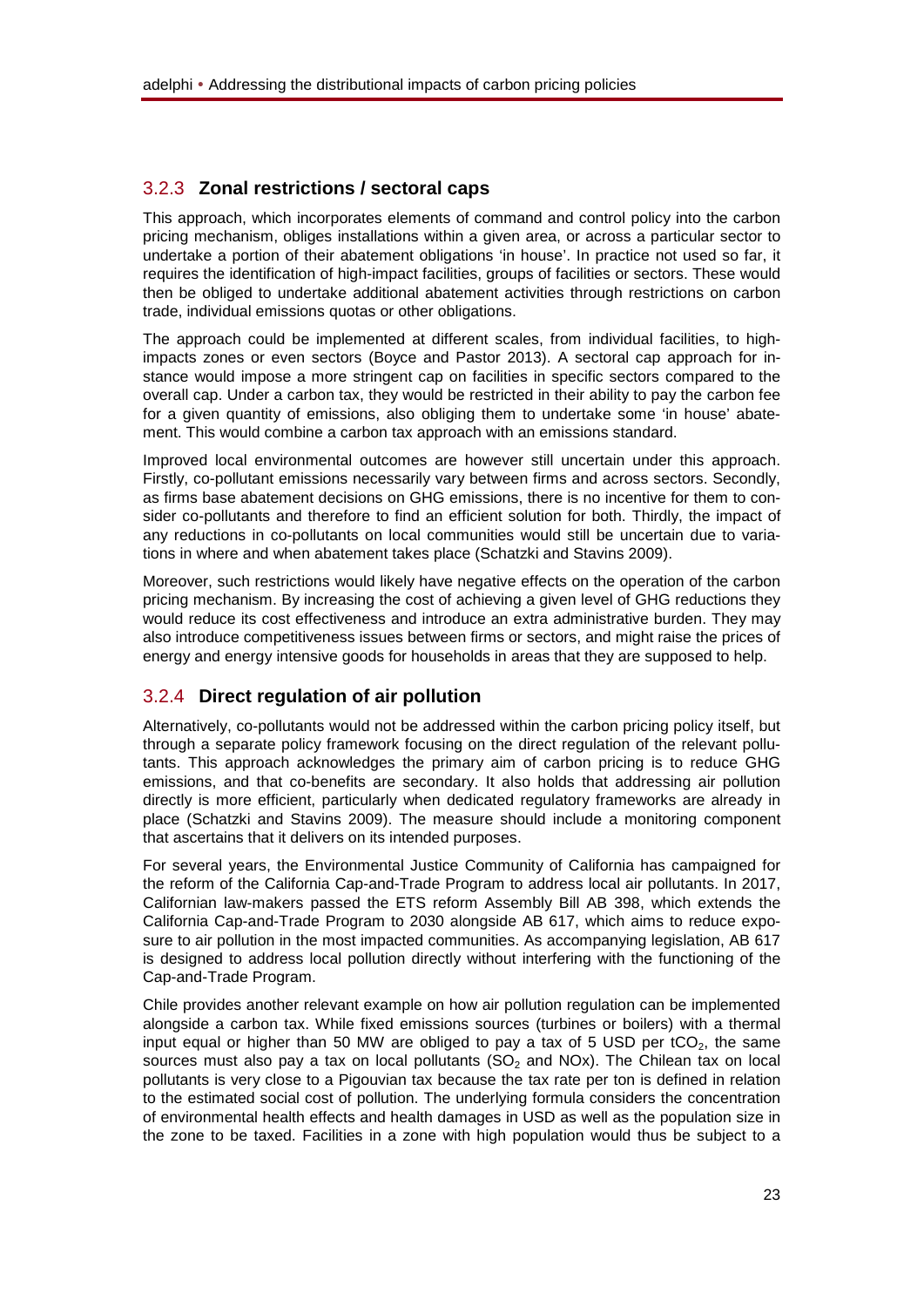### 3.2.3 Zonal restrictions / sectoral caps

This approach, which incorporates elements of command and control policy into the carbon pricing mechanism, obliges installations within a given area, or across a particular sector to undertake a portion of their abatement obligations 'in house'. In practice not used so far, it requires the identification of high-impact facilities, groups of facilities or sectors. These would then be obliged to undertake additional abatement activities through restrictions on carbon trade, individual emissions quotas or other obligations.

The approach could be implemented at different scales, from individual facilities, to high-impacts zones or even sectors (Boyce and Pastor 2013). A sectoral cap approach for instance would impose a more stringent cap on facilities in specific sectors compared to the overall cap. Under a carbon tax, they would be restricted in their ability to pay the carbon fee for a given quantity of emissions, also obliging them to undertake some 'in house' abatement. This would combine a carbon tax approach with an emissions standard.

Improved local environmental outcomes are however still uncertain under this approach. Firstly, co-pollutant emissions necessarily vary between firms and across sectors. Secondly, as firms base abatement decisions on GHG emissions, there is no incentive for them to consider co-pollutants and therefore to find an efficient solution for both. Thirdly, the impact of any reductions in co-pollutants on local communities would still be uncertain due to variations in where and when abatement takes place (Schatzki and Stavins 2009).

Moreover, such restrictions would likely have negative effects on the operation of the carbon pricing mechanism. By increasing the cost of achieving a given level of GHG reductions they would reduce its cost effectiveness and introduce an extra administrative burden. They may also introduce competitiveness issues between firms or sectors, and might raise the prices of energy and energy intensive goods for households in areas that they are supposed to help.

### 3.2.4 Direct regulation of air pollution

Alternatively, co-pollutants would not be addressed within the carbon pricing policy itself, but through a separate policy framework focusing on the direct regulation of the relevant pollutants. This approach acknowledges the primary aim of carbon pricing is to reduce GHG emissions, and that co-benefits are secondary. It also holds that addressing air pollution directly is more efficient, particularly when dedicated regulatory frameworks are already in place (Schatzki and Stavins 2009). The measure should include a monitoring component that ascertains that it delivers on its intended purposes.

For several years, the Environmental Justice Community of California has campaigned for the reform of the California Cap-and-Trade Program to address local air pollutants. In 2017, Californian law-makers passed the ETS reform Assembly Bill AB 398, which extends the California Cap-and-Trade Program to 2030 alongside AB 617, which aims to reduce exposure to air pollution in the most impacted communities. As accompanying legislation, AB 617 is designed to address local pollution directly without interfering with the functioning of the Cap-and-Trade Program.

Chile provides another relevant example on how air pollution regulation can be implemented alongside a carbon tax. While fixed emissions sources (turbines or boilers) with a thermal input equal or higher than 50 MW are obliged to pay a tax of 5 USD per $tCO_2$, the same sources must also pay a tax on local pollutants ($SO_2$ and NOx). The Chilean tax on local pollutants is very close to a Pigouvian tax because the tax rate per ton is defined in relation to the estimated social cost of pollution. The underlying formula considers the concentration of environmental health effects and health damages in USD as well as the population size in the zone to be taxed. Facilities in a zone with high population would thus be subject to a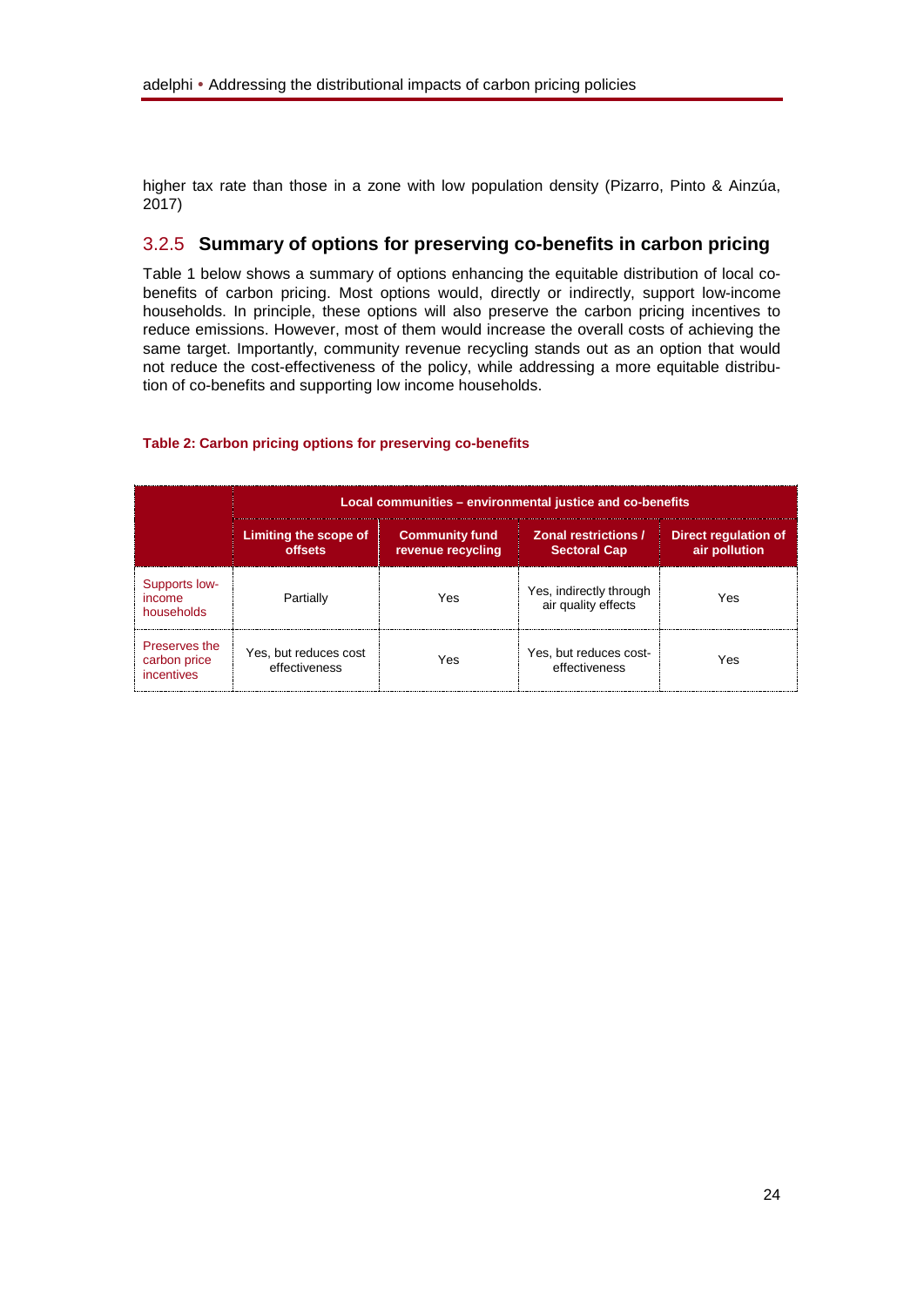higher tax rate than those in a zone with low population density (Pizarro, Pinto & Ainzúa, 2017)

### 3.2.5 Summary of options for preserving co-benefits in carbon pricing

Table 1 below shows a summary of options enhancing the equitable distribution of local co-benefits of carbon pricing. Most options would, directly or indirectly, support low-income households. In principle, these options will also preserve the carbon pricing incentives to reduce emissions. However, most of them would increase the overall costs of achieving the same target. Importantly, community revenue recycling stands out as an option that would not reduce the cost-effectiveness of the policy, while addressing a more equitable distribution of co-benefits and supporting low income households.

**Table 2: Carbon pricing options for preserving co-benefits**

| | Local communities – environmental justice and co-benefits | | | |
|---|---|---|---|---|
| | **Limiting the scope of offsets** | **Community fund revenue recycling** | **Zonal restrictions / Sectoral Cap** | **Direct regulation of air pollution** |
| Supports low-income households | Partially | Yes | Yes, indirectly through air quality effects | Yes |
| Preserves the carbon price incentives | Yes, but reduces cost effectiveness | Yes | Yes, but reduces cost-effectiveness | Yes |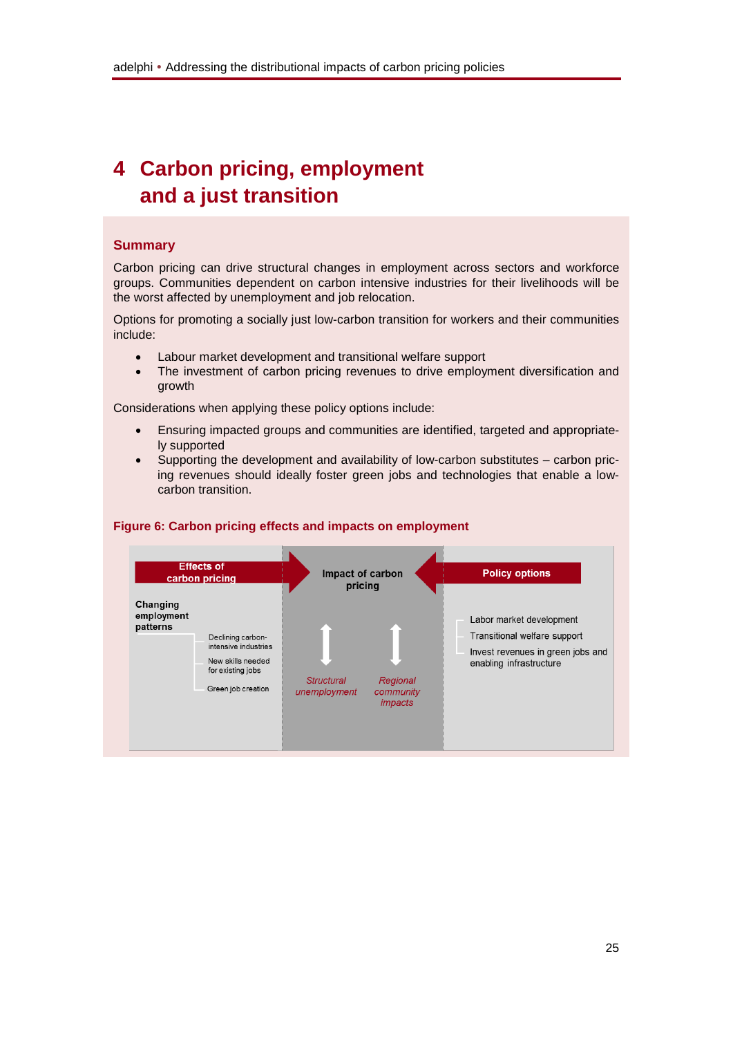# 4 Carbon pricing, employment and a just transition

## Summary

Carbon pricing can drive structural changes in employment across sectors and workforce groups. Communities dependent on carbon intensive industries for their livelihoods will be the worst affected by unemployment and job relocation.

Options for promoting a socially just low-carbon transition for workers and their communities include:

- Labour market development and transitional welfare support
- The investment of carbon pricing revenues to drive employment diversification and growth

Considerations when applying these policy options include:

- Ensuring impacted groups and communities are identified, targeted and appropriately supported
- Supporting the development and availability of low-carbon substitutes – carbon pricing revenues should ideally foster green jobs and technologies that enable a low-carbon transition.

**Figure 6: Carbon pricing effects and impacts on employment**

**Effects of carbon pricing**

**Changing employment patterns**
- Declining carbon-intensive industries
- New skills needed for existing jobs
- Green job creation

**Impact of carbon pricing**

*Structural unemployment*

*Regional community impacts*

**Policy options**
- Labor market development
- Transitional welfare support
- Invest revenues in green jobs and enabling infrastructure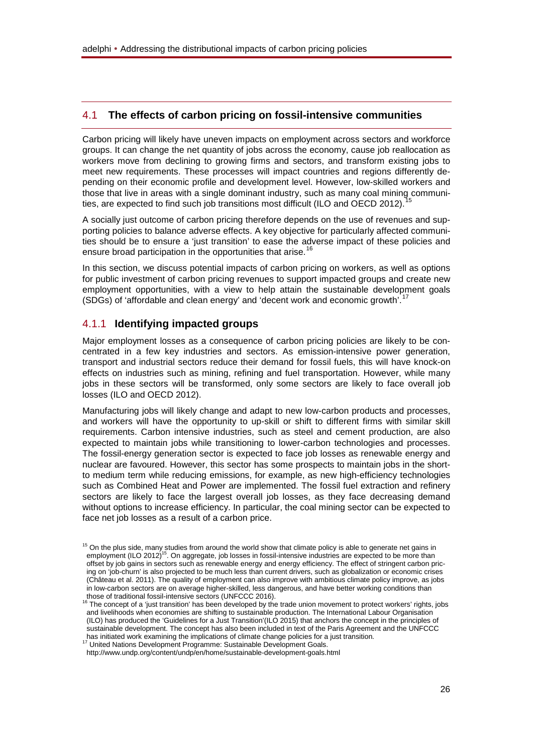## 4.1 The effects of carbon pricing on fossil-intensive communities

Carbon pricing will likely have uneven impacts on employment across sectors and workforce groups. It can change the net quantity of jobs across the economy, cause job reallocation as workers move from declining to growing firms and sectors, and transform existing jobs to meet new requirements. These processes will impact countries and regions differently depending on their economic profile and development level. However, low-skilled workers and those that live in areas with a single dominant industry, such as many coal mining communities, are expected to find such job transitions most difficult (ILO and OECD 2012).[15]

A socially just outcome of carbon pricing therefore depends on the use of revenues and supporting policies to balance adverse effects. A key objective for particularly affected communities should be to ensure a 'just transition' to ease the adverse impact of these policies and ensure broad participation in the opportunities that arise.[16]

In this section, we discuss potential impacts of carbon pricing on workers, as well as options for public investment of carbon pricing revenues to support impacted groups and create new employment opportunities, with a view to help attain the sustainable development goals (SDGs) of 'affordable and clean energy' and 'decent work and economic growth'.[17]

### 4.1.1 Identifying impacted groups

Major employment losses as a consequence of carbon pricing policies are likely to be concentrated in a few key industries and sectors. As emission-intensive power generation, transport and industrial sectors reduce their demand for fossil fuels, this will have knock-on effects on industries such as mining, refining and fuel transportation. However, while many jobs in these sectors will be transformed, only some sectors are likely to face overall job losses (ILO and OECD 2012).

Manufacturing jobs will likely change and adapt to new low-carbon products and processes, and workers will have the opportunity to up-skill or shift to different firms with similar skill requirements. Carbon intensive industries, such as steel and cement production, are also expected to maintain jobs while transitioning to lower-carbon technologies and processes. The fossil-energy generation sector is expected to face job losses as renewable energy and nuclear are favoured. However, this sector has some prospects to maintain jobs in the short- to medium term while reducing emissions, for example, as new high-efficiency technologies such as Combined Heat and Power are implemented. The fossil fuel extraction and refinery sectors are likely to face the largest overall job losses, as they face decreasing demand without options to increase efficiency. In particular, the coal mining sector can be expected to face net job losses as a result of a carbon price.

---

[15] On the plus side, many studies from around the world show that climate policy is able to generate net gains in employment (ILO 2012)[15]. On aggregate, job losses in fossil-intensive industries are expected to be more than offset by job gains in sectors such as renewable energy and energy efficiency. The effect of stringent carbon pricing on 'job-churn' is also projected to be much less than current drivers, such as globalization or economic crises (Château et al. 2011). The quality of employment can also improve with ambitious climate policy improve, as jobs in low-carbon sectors are on average higher-skilled, less dangerous, and have better working conditions than those of traditional fossil-intensive sectors (UNFCCC 2016).

[16] The concept of a 'just transition' has been developed by the trade union movement to protect workers' rights, jobs and livelihoods when economies are shifting to sustainable production. The International Labour Organisation (ILO) has produced the 'Guidelines for a Just Transition'(ILO 2015) that anchors the concept in the principles of sustainable development. The concept has also been included in text of the Paris Agreement and the UNFCCC has initiated work examining the implications of climate change policies for a just transition.

[17] United Nations Development Programme: Sustainable Development Goals. http://www.undp.org/content/undp/en/home/sustainable-development-goals.html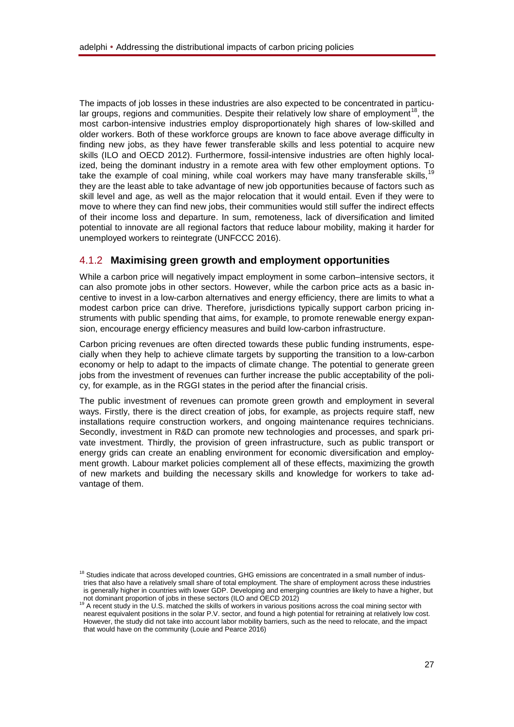The impacts of job losses in these industries are also expected to be concentrated in particular groups, regions and communities. Despite their relatively low share of employment[18], the most carbon-intensive industries employ disproportionately high shares of low-skilled and older workers. Both of these workforce groups are known to face above average difficulty in finding new jobs, as they have fewer transferable skills and less potential to acquire new skills (ILO and OECD 2012). Furthermore, fossil-intensive industries are often highly localized, being the dominant industry in a remote area with few other employment options. To take the example of coal mining, while coal workers may have many transferable skills,[19] they are the least able to take advantage of new job opportunities because of factors such as skill level and age, as well as the major relocation that it would entail. Even if they were to move to where they can find new jobs, their communities would still suffer the indirect effects of their income loss and departure. In sum, remoteness, lack of diversification and limited potential to innovate are all regional factors that reduce labour mobility, making it harder for unemployed workers to reintegrate (UNFCCC 2016).

### 4.1.2 Maximising green growth and employment opportunities

While a carbon price will negatively impact employment in some carbon–intensive sectors, it can also promote jobs in other sectors. However, while the carbon price acts as a basic incentive to invest in a low-carbon alternatives and energy efficiency, there are limits to what a modest carbon price can drive. Therefore, jurisdictions typically support carbon pricing instruments with public spending that aims, for example, to promote renewable energy expansion, encourage energy efficiency measures and build low-carbon infrastructure.

Carbon pricing revenues are often directed towards these public funding instruments, especially when they help to achieve climate targets by supporting the transition to a low-carbon economy or help to adapt to the impacts of climate change. The potential to generate green jobs from the investment of revenues can further increase the public acceptability of the policy, for example, as in the RGGI states in the period after the financial crisis.

The public investment of revenues can promote green growth and employment in several ways. Firstly, there is the direct creation of jobs, for example, as projects require staff, new installations require construction workers, and ongoing maintenance requires technicians. Secondly, investment in R&D can promote new technologies and processes, and spark private investment. Thirdly, the provision of green infrastructure, such as public transport or energy grids can create an enabling environment for economic diversification and employment growth. Labour market policies complement all of these effects, maximizing the growth of new markets and building the necessary skills and knowledge for workers to take advantage of them.

---

[18] Studies indicate that across developed countries, GHG emissions are concentrated in a small number of industries that also have a relatively small share of total employment. The share of employment across these industries is generally higher in countries with lower GDP. Developing and emerging countries are likely to have a higher, but not dominant proportion of jobs in these sectors (ILO and OECD 2012)

[19] A recent study in the U.S. matched the skills of workers in various positions across the coal mining sector with nearest equivalent positions in the solar P.V. sector, and found a high potential for retraining at relatively low cost. However, the study did not take into account labor mobility barriers, such as the need to relocate, and the impact that would have on the community (Louie and Pearce 2016)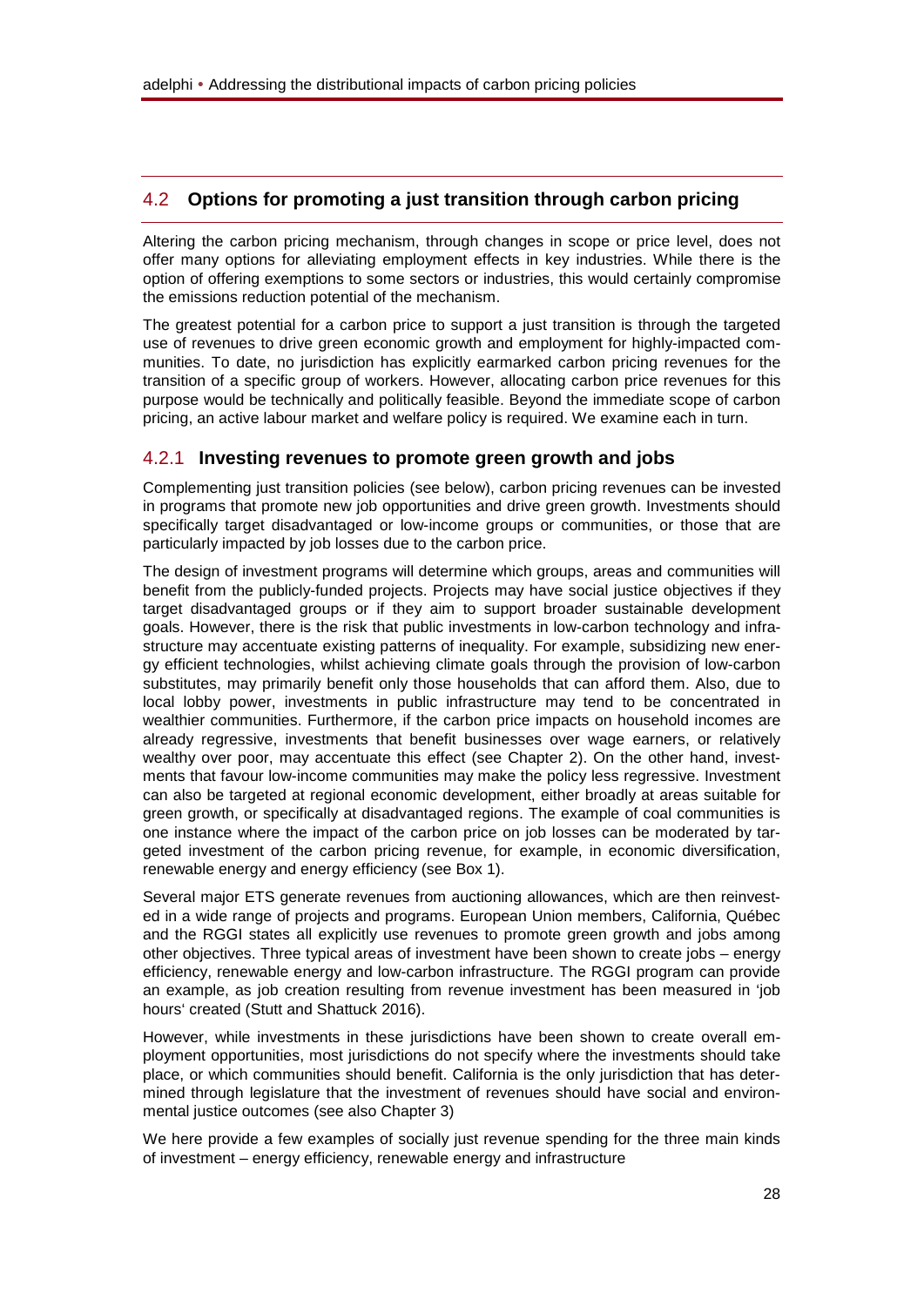## 4.2 Options for promoting a just transition through carbon pricing

Altering the carbon pricing mechanism, through changes in scope or price level, does not offer many options for alleviating employment effects in key industries. While there is the option of offering exemptions to some sectors or industries, this would certainly compromise the emissions reduction potential of the mechanism.

The greatest potential for a carbon price to support a just transition is through the targeted use of revenues to drive green economic growth and employment for highly-impacted communities. To date, no jurisdiction has explicitly earmarked carbon pricing revenues for the transition of a specific group of workers. However, allocating carbon price revenues for this purpose would be technically and politically feasible. Beyond the immediate scope of carbon pricing, an active labour market and welfare policy is required. We examine each in turn.

### 4.2.1 Investing revenues to promote green growth and jobs

Complementing just transition policies (see below), carbon pricing revenues can be invested in programs that promote new job opportunities and drive green growth. Investments should specifically target disadvantaged or low-income groups or communities, or those that are particularly impacted by job losses due to the carbon price.

The design of investment programs will determine which groups, areas and communities will benefit from the publicly-funded projects. Projects may have social justice objectives if they target disadvantaged groups or if they aim to support broader sustainable development goals. However, there is the risk that public investments in low-carbon technology and infrastructure may accentuate existing patterns of inequality. For example, subsidizing new energy efficient technologies, whilst achieving climate goals through the provision of low-carbon substitutes, may primarily benefit only those households that can afford them. Also, due to local lobby power, investments in public infrastructure may tend to be concentrated in wealthier communities. Furthermore, if the carbon price impacts on household incomes are already regressive, investments that benefit businesses over wage earners, or relatively wealthy over poor, may accentuate this effect (see Chapter 2). On the other hand, investments that favour low-income communities may make the policy less regressive. Investment can also be targeted at regional economic development, either broadly at areas suitable for green growth, or specifically at disadvantaged regions. The example of coal communities is one instance where the impact of the carbon price on job losses can be moderated by targeted investment of the carbon pricing revenue, for example, in economic diversification, renewable energy and energy efficiency (see Box 1).

Several major ETS generate revenues from auctioning allowances, which are then reinvested in a wide range of projects and programs. European Union members, California, Québec and the RGGI states all explicitly use revenues to promote green growth and jobs among other objectives. Three typical areas of investment have been shown to create jobs – energy efficiency, renewable energy and low-carbon infrastructure. The RGGI program can provide an example, as job creation resulting from revenue investment has been measured in 'job hours' created (Stutt and Shattuck 2016).

However, while investments in these jurisdictions have been shown to create overall employment opportunities, most jurisdictions do not specify where the investments should take place, or which communities should benefit. California is the only jurisdiction that has determined through legislature that the investment of revenues should have social and environmental justice outcomes (see also Chapter 3)

We here provide a few examples of socially just revenue spending for the three main kinds of investment – energy efficiency, renewable energy and infrastructure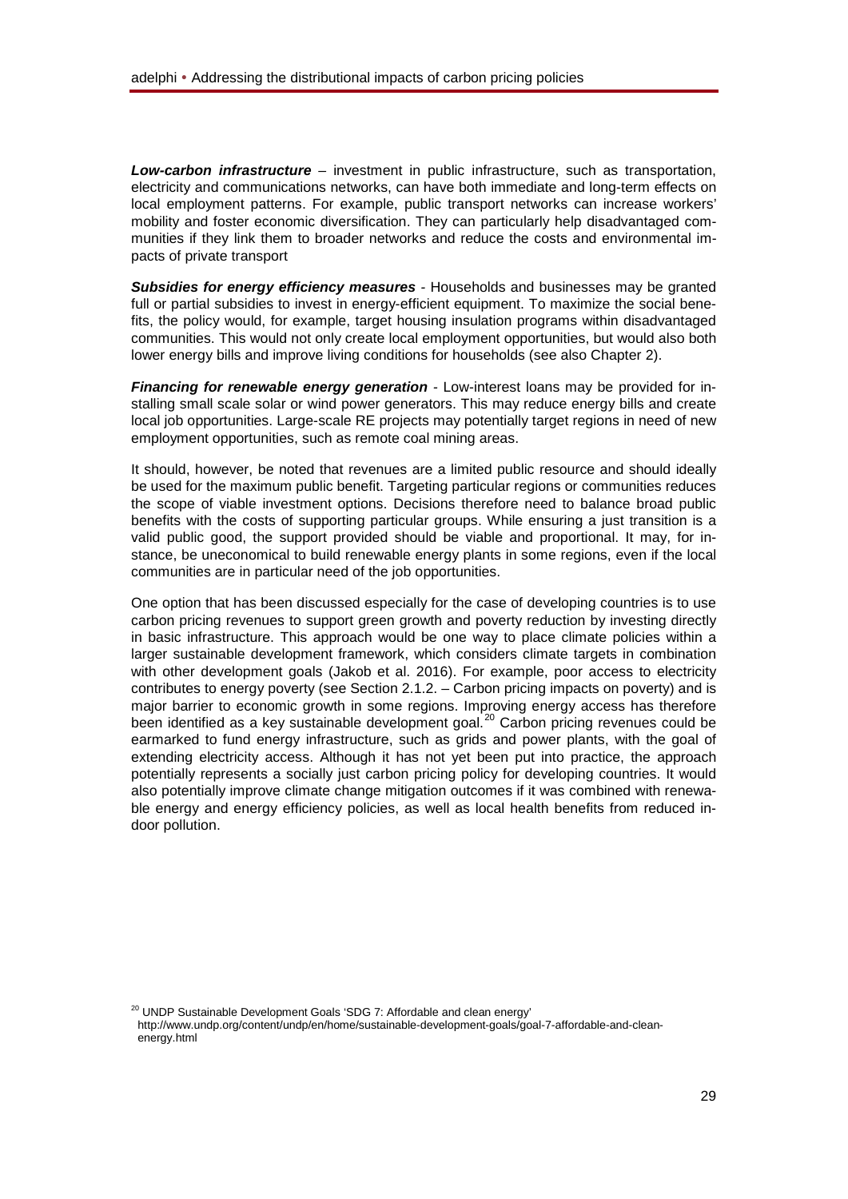***Low-carbon infrastructure*** – investment in public infrastructure, such as transportation, electricity and communications networks, can have both immediate and long-term effects on local employment patterns. For example, public transport networks can increase workers' mobility and foster economic diversification. They can particularly help disadvantaged communities if they link them to broader networks and reduce the costs and environmental impacts of private transport

***Subsidies for energy efficiency measures*** - Households and businesses may be granted full or partial subsidies to invest in energy-efficient equipment. To maximize the social benefits, the policy would, for example, target housing insulation programs within disadvantaged communities. This would not only create local employment opportunities, but would also both lower energy bills and improve living conditions for households (see also Chapter 2).

***Financing for renewable energy generation*** - Low-interest loans may be provided for installing small scale solar or wind power generators. This may reduce energy bills and create local job opportunities. Large-scale RE projects may potentially target regions in need of new employment opportunities, such as remote coal mining areas.

It should, however, be noted that revenues are a limited public resource and should ideally be used for the maximum public benefit. Targeting particular regions or communities reduces the scope of viable investment options. Decisions therefore need to balance broad public benefits with the costs of supporting particular groups. While ensuring a just transition is a valid public good, the support provided should be viable and proportional. It may, for instance, be uneconomical to build renewable energy plants in some regions, even if the local communities are in particular need of the job opportunities.

One option that has been discussed especially for the case of developing countries is to use carbon pricing revenues to support green growth and poverty reduction by investing directly in basic infrastructure. This approach would be one way to place climate policies within a larger sustainable development framework, which considers climate targets in combination with other development goals (Jakob et al. 2016). For example, poor access to electricity contributes to energy poverty (see Section 2.1.2. – Carbon pricing impacts on poverty) and is major barrier to economic growth in some regions. Improving energy access has therefore been identified as a key sustainable development goal.[20] Carbon pricing revenues could be earmarked to fund energy infrastructure, such as grids and power plants, with the goal of extending electricity access. Although it has not yet been put into practice, the approach potentially represents a socially just carbon pricing policy for developing countries. It would also potentially improve climate change mitigation outcomes if it was combined with renewable energy and energy efficiency policies, as well as local health benefits from reduced indoor pollution.

[20] UNDP Sustainable Development Goals 'SDG 7: Affordable and clean energy' http://www.undp.org/content/undp/en/home/sustainable-development-goals/goal-7-affordable-and-clean-energy.html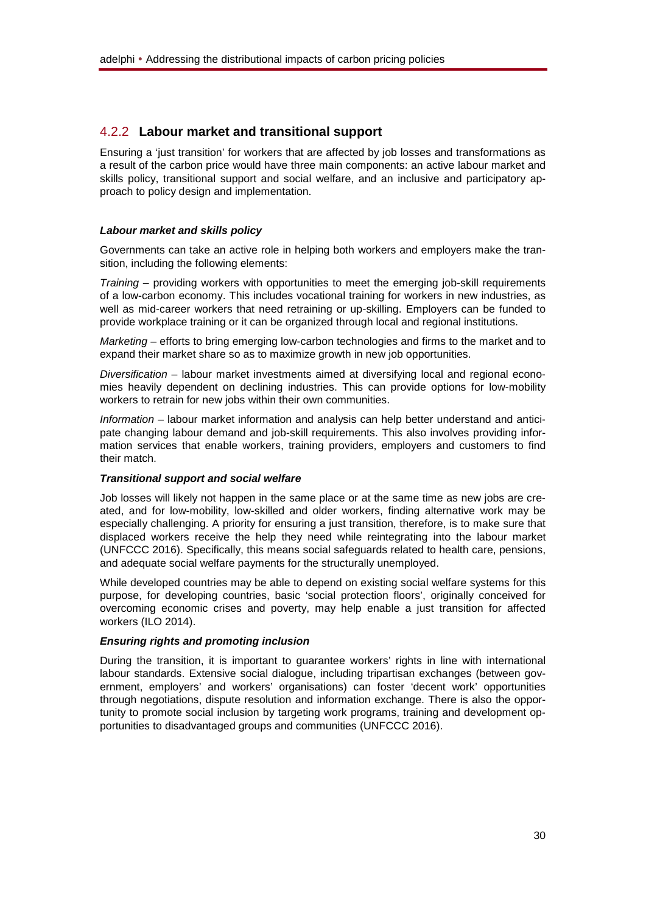### 4.2.2 Labour market and transitional support

Ensuring a 'just transition' for workers that are affected by job losses and transformations as a result of the carbon price would have three main components: an active labour market and skills policy, transitional support and social welfare, and an inclusive and participatory approach to policy design and implementation.

#### *Labour market and skills policy*

Governments can take an active role in helping both workers and employers make the transition, including the following elements:

*Training* – providing workers with opportunities to meet the emerging job-skill requirements of a low-carbon economy. This includes vocational training for workers in new industries, as well as mid-career workers that need retraining or up-skilling. Employers can be funded to provide workplace training or it can be organized through local and regional institutions.

*Marketing* – efforts to bring emerging low-carbon technologies and firms to the market and to expand their market share so as to maximize growth in new job opportunities.

*Diversification* – labour market investments aimed at diversifying local and regional economies heavily dependent on declining industries. This can provide options for low-mobility workers to retrain for new jobs within their own communities.

*Information* – labour market information and analysis can help better understand and anticipate changing labour demand and job-skill requirements. This also involves providing information services that enable workers, training providers, employers and customers to find their match.

#### *Transitional support and social welfare*

Job losses will likely not happen in the same place or at the same time as new jobs are created, and for low-mobility, low-skilled and older workers, finding alternative work may be especially challenging. A priority for ensuring a just transition, therefore, is to make sure that displaced workers receive the help they need while reintegrating into the labour market (UNFCCC 2016). Specifically, this means social safeguards related to health care, pensions, and adequate social welfare payments for the structurally unemployed.

While developed countries may be able to depend on existing social welfare systems for this purpose, for developing countries, basic 'social protection floors', originally conceived for overcoming economic crises and poverty, may help enable a just transition for affected workers (ILO 2014).

#### *Ensuring rights and promoting inclusion*

During the transition, it is important to guarantee workers' rights in line with international labour standards. Extensive social dialogue, including tripartisan exchanges (between government, employers' and workers' organisations) can foster 'decent work' opportunities through negotiations, dispute resolution and information exchange. There is also the opportunity to promote social inclusion by targeting work programs, training and development opportunities to disadvantaged groups and communities (UNFCCC 2016).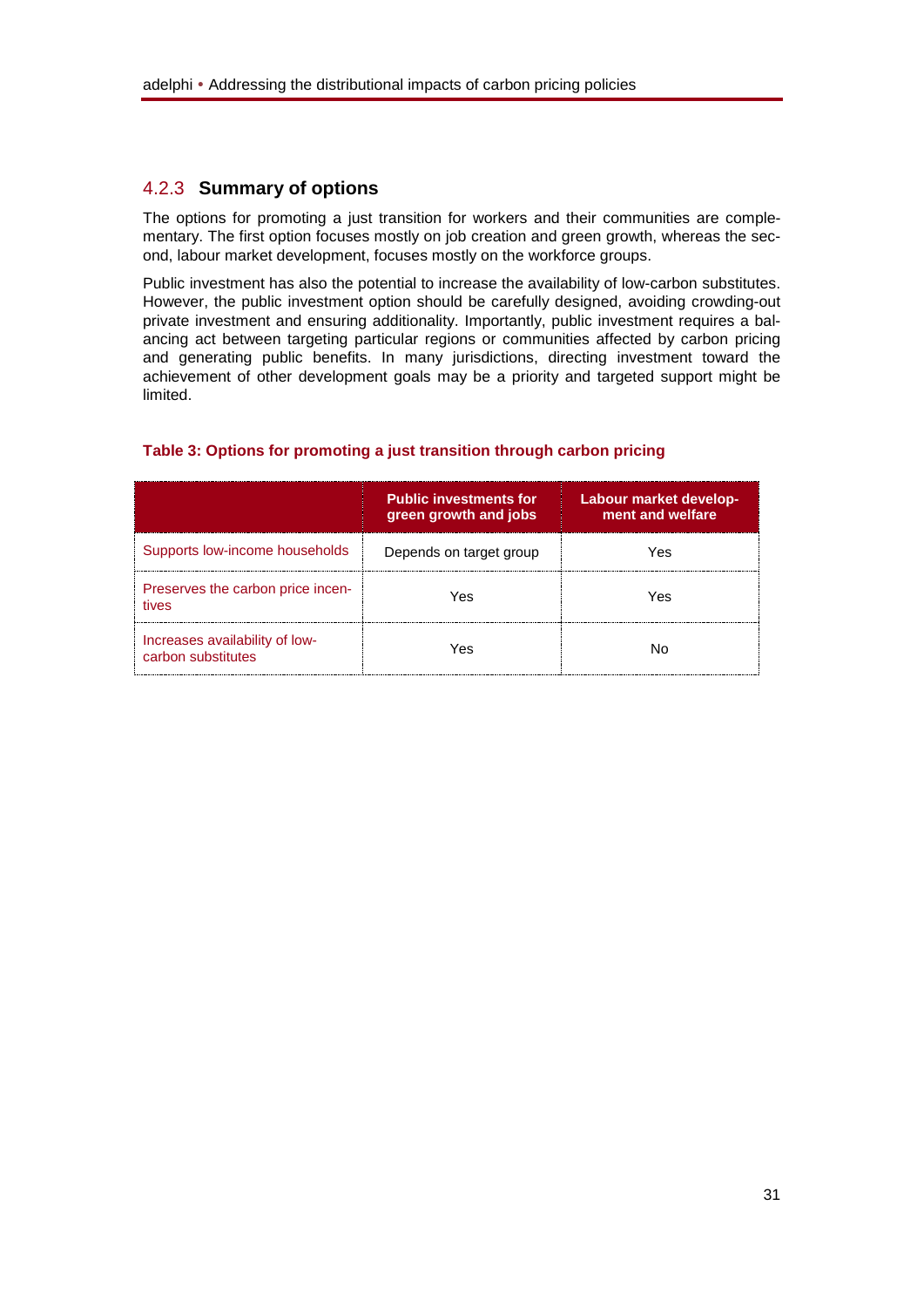### 4.2.3 Summary of options

The options for promoting a just transition for workers and their communities are complementary. The first option focuses mostly on job creation and green growth, whereas the second, labour market development, focuses mostly on the workforce groups.

Public investment has also the potential to increase the availability of low-carbon substitutes. However, the public investment option should be carefully designed, avoiding crowding-out private investment and ensuring additionality. Importantly, public investment requires a balancing act between targeting particular regions or communities affected by carbon pricing and generating public benefits. In many jurisdictions, directing investment toward the achievement of other development goals may be a priority and targeted support might be limited.

**Table 3: Options for promoting a just transition through carbon pricing**

| | Public investments for green growth and jobs | Labour market development and welfare |
|---|---|---|
| Supports low-income households | Depends on target group | Yes |
| Preserves the carbon price incentives | Yes | Yes |
| Increases availability of low-carbon substitutes | Yes | No |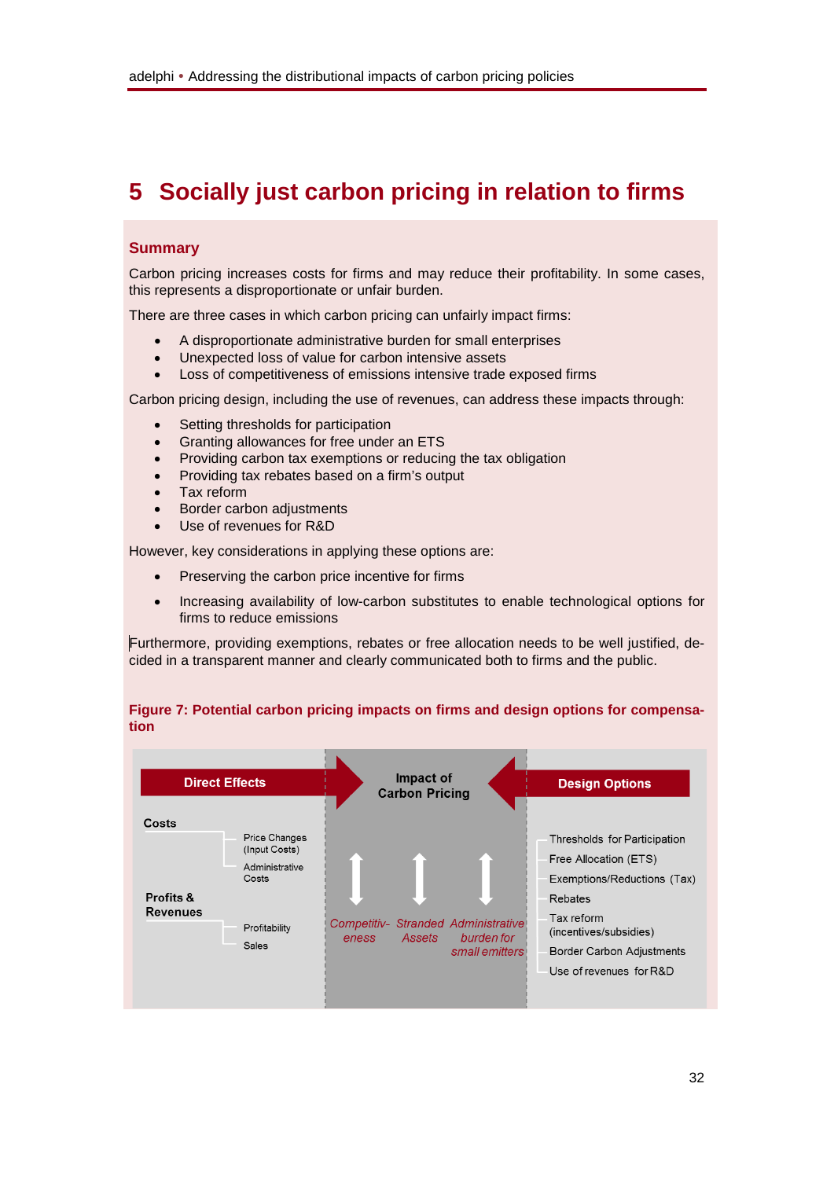# 5 Socially just carbon pricing in relation to firms

## Summary

Carbon pricing increases costs for firms and may reduce their profitability. In some cases, this represents a disproportionate or unfair burden.

There are three cases in which carbon pricing can unfairly impact firms:

- A disproportionate administrative burden for small enterprises
- Unexpected loss of value for carbon intensive assets
- Loss of competitiveness of emissions intensive trade exposed firms

Carbon pricing design, including the use of revenues, can address these impacts through:

- Setting thresholds for participation
- Granting allowances for free under an ETS
- Providing carbon tax exemptions or reducing the tax obligation
- Providing tax rebates based on a firm's output
- Tax reform
- Border carbon adjustments
- Use of revenues for R&D

However, key considerations in applying these options are:

- Preserving the carbon price incentive for firms
- Increasing availability of low-carbon substitutes to enable technological options for firms to reduce emissions

Furthermore, providing exemptions, rebates or free allocation needs to be well justified, decided in a transparent manner and clearly communicated both to firms and the public.

**Figure 7: Potential carbon pricing impacts on firms and design options for compensation**

**Direct Effects**

- **Costs**
  - Price Changes (Input Costs)
  - Administrative Costs
- **Profits & Revenues**
  - Profitability
  - Sales

**Impact of Carbon Pricing**

- *Competitiveness*
- *Stranded Assets*
- *Administrative burden for small emitters*

**Design Options**

- Thresholds for Participation
- Free Allocation (ETS)
- Exemptions/Reductions (Tax)
- Rebates
- Tax reform (incentives/subsidies)
- Border Carbon Adjustments
- Use of revenues for R&D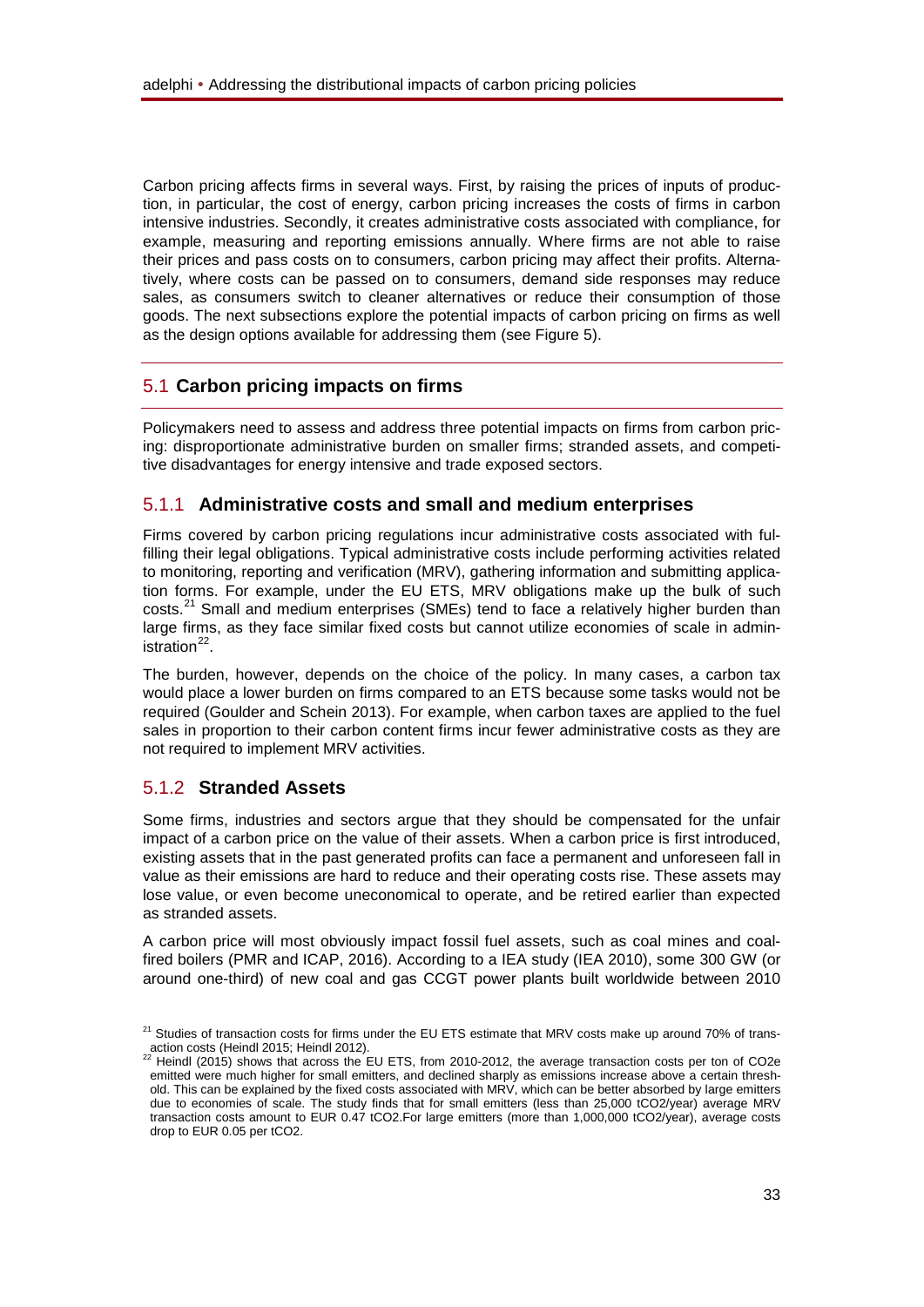Carbon pricing affects firms in several ways. First, by raising the prices of inputs of production, in particular, the cost of energy, carbon pricing increases the costs of firms in carbon intensive industries. Secondly, it creates administrative costs associated with compliance, for example, measuring and reporting emissions annually. Where firms are not able to raise their prices and pass costs on to consumers, carbon pricing may affect their profits. Alternatively, where costs can be passed on to consumers, demand side responses may reduce sales, as consumers switch to cleaner alternatives or reduce their consumption of those goods. The next subsections explore the potential impacts of carbon pricing on firms as well as the design options available for addressing them (see Figure 5).

## 5.1 Carbon pricing impacts on firms

Policymakers need to assess and address three potential impacts on firms from carbon pricing: disproportionate administrative burden on smaller firms; stranded assets, and competitive disadvantages for energy intensive and trade exposed sectors.

### 5.1.1 Administrative costs and small and medium enterprises

Firms covered by carbon pricing regulations incur administrative costs associated with fulfilling their legal obligations. Typical administrative costs include performing activities related to monitoring, reporting and verification (MRV), gathering information and submitting application forms. For example, under the EU ETS, MRV obligations make up the bulk of such costs.[21] Small and medium enterprises (SMEs) tend to face a relatively higher burden than large firms, as they face similar fixed costs but cannot utilize economies of scale in administration[22].

The burden, however, depends on the choice of the policy. In many cases, a carbon tax would place a lower burden on firms compared to an ETS because some tasks would not be required (Goulder and Schein 2013). For example, when carbon taxes are applied to the fuel sales in proportion to their carbon content firms incur fewer administrative costs as they are not required to implement MRV activities.

### 5.1.2 Stranded Assets

Some firms, industries and sectors argue that they should be compensated for the unfair impact of a carbon price on the value of their assets. When a carbon price is first introduced, existing assets that in the past generated profits can face a permanent and unforeseen fall in value as their emissions are hard to reduce and their operating costs rise. These assets may lose value, or even become uneconomical to operate, and be retired earlier than expected as stranded assets.

A carbon price will most obviously impact fossil fuel assets, such as coal mines and coal-fired boilers (PMR and ICAP, 2016). According to a IEA study (IEA 2010), some 300 GW (or around one-third) of new coal and gas CCGT power plants built worldwide between 2010

[21] Studies of transaction costs for firms under the EU ETS estimate that MRV costs make up around 70% of transaction costs (Heindl 2015; Heindl 2012).

[22] Heindl (2015) shows that across the EU ETS, from 2010-2012, the average transaction costs per ton of $CO_2e$ emitted were much higher for small emitters, and declined sharply as emissions increase above a certain threshold. This can be explained by the fixed costs associated with MRV, which can be better absorbed by large emitters due to economies of scale. The study finds that for small emitters (less than 25,000 $tCO_2$/year) average MRV transaction costs amount to EUR 0.47 $tCO_2$.For large emitters (more than 1,000,000 $tCO_2$/year), average costs drop to EUR 0.05 per $tCO_2$.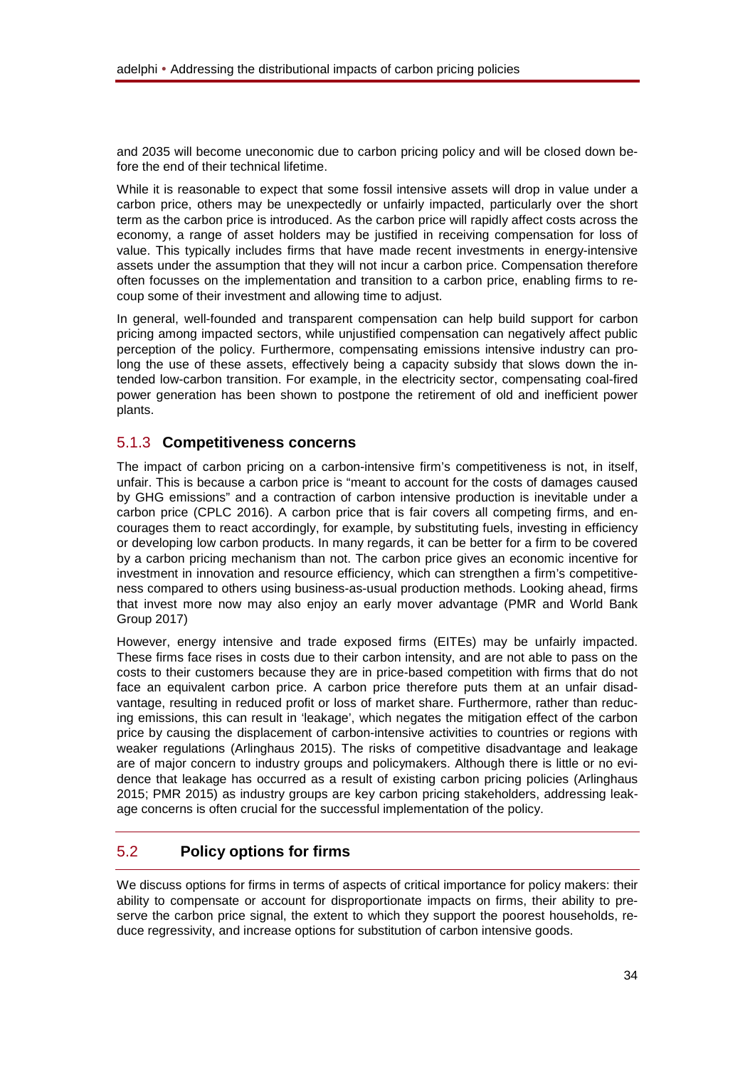and 2035 will become uneconomic due to carbon pricing policy and will be closed down before the end of their technical lifetime.

While it is reasonable to expect that some fossil intensive assets will drop in value under a carbon price, others may be unexpectedly or unfairly impacted, particularly over the short term as the carbon price is introduced. As the carbon price will rapidly affect costs across the economy, a range of asset holders may be justified in receiving compensation for loss of value. This typically includes firms that have made recent investments in energy-intensive assets under the assumption that they will not incur a carbon price. Compensation therefore often focusses on the implementation and transition to a carbon price, enabling firms to recoup some of their investment and allowing time to adjust.

In general, well-founded and transparent compensation can help build support for carbon pricing among impacted sectors, while unjustified compensation can negatively affect public perception of the policy. Furthermore, compensating emissions intensive industry can prolong the use of these assets, effectively being a capacity subsidy that slows down the intended low-carbon transition. For example, in the electricity sector, compensating coal-fired power generation has been shown to postpone the retirement of old and inefficient power plants.

### 5.1.3 Competitiveness concerns

The impact of carbon pricing on a carbon-intensive firm's competitiveness is not, in itself, unfair. This is because a carbon price is "meant to account for the costs of damages caused by GHG emissions" and a contraction of carbon intensive production is inevitable under a carbon price (CPLC 2016). A carbon price that is fair covers all competing firms, and encourages them to react accordingly, for example, by substituting fuels, investing in efficiency or developing low carbon products. In many regards, it can be better for a firm to be covered by a carbon pricing mechanism than not. The carbon price gives an economic incentive for investment in innovation and resource efficiency, which can strengthen a firm's competitiveness compared to others using business-as-usual production methods. Looking ahead, firms that invest more now may also enjoy an early mover advantage (PMR and World Bank Group 2017)

However, energy intensive and trade exposed firms (EITEs) may be unfairly impacted. These firms face rises in costs due to their carbon intensity, and are not able to pass on the costs to their customers because they are in price-based competition with firms that do not face an equivalent carbon price. A carbon price therefore puts them at an unfair disadvantage, resulting in reduced profit or loss of market share. Furthermore, rather than reducing emissions, this can result in 'leakage', which negates the mitigation effect of the carbon price by causing the displacement of carbon-intensive activities to countries or regions with weaker regulations (Arlinghaus 2015). The risks of competitive disadvantage and leakage are of major concern to industry groups and policymakers. Although there is little or no evidence that leakage has occurred as a result of existing carbon pricing policies (Arlinghaus 2015; PMR 2015) as industry groups are key carbon pricing stakeholders, addressing leakage concerns is often crucial for the successful implementation of the policy.

## 5.2 Policy options for firms

We discuss options for firms in terms of aspects of critical importance for policy makers: their ability to compensate or account for disproportionate impacts on firms, their ability to preserve the carbon price signal, the extent to which they support the poorest households, reduce regressivity, and increase options for substitution of carbon intensive goods.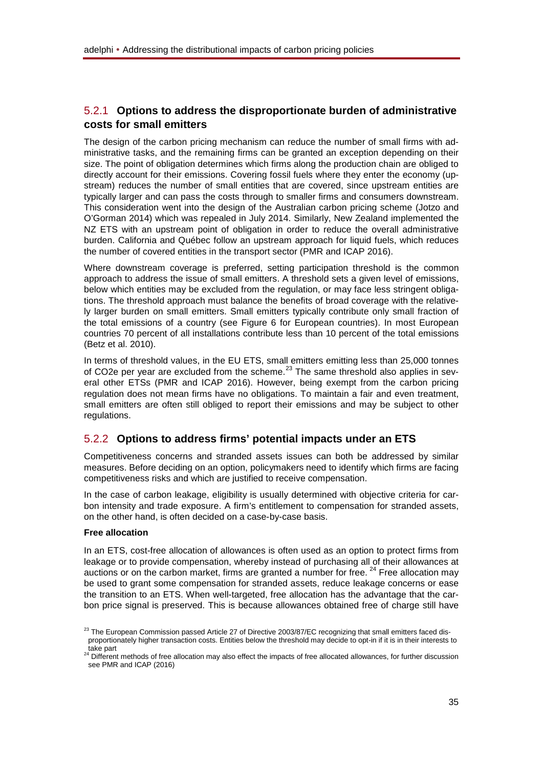### 5.2.1 Options to address the disproportionate burden of administrative costs for small emitters

The design of the carbon pricing mechanism can reduce the number of small firms with administrative tasks, and the remaining firms can be granted an exception depending on their size. The point of obligation determines which firms along the production chain are obliged to directly account for their emissions. Covering fossil fuels where they enter the economy (upstream) reduces the number of small entities that are covered, since upstream entities are typically larger and can pass the costs through to smaller firms and consumers downstream. This consideration went into the design of the Australian carbon pricing scheme (Jotzo and O'Gorman 2014) which was repealed in July 2014. Similarly, New Zealand implemented the NZ ETS with an upstream point of obligation in order to reduce the overall administrative burden. California and Québec follow an upstream approach for liquid fuels, which reduces the number of covered entities in the transport sector (PMR and ICAP 2016).

Where downstream coverage is preferred, setting participation threshold is the common approach to address the issue of small emitters. A threshold sets a given level of emissions, below which entities may be excluded from the regulation, or may face less stringent obligations. The threshold approach must balance the benefits of broad coverage with the relatively larger burden on small emitters. Small emitters typically contribute only small fraction of the total emissions of a country (see Figure 6 for European countries). In most European countries 70 percent of all installations contribute less than 10 percent of the total emissions (Betz et al. 2010).

In terms of threshold values, in the EU ETS, small emitters emitting less than 25,000 tonnes of CO2e per year are excluded from the scheme.[23] The same threshold also applies in several other ETSs (PMR and ICAP 2016). However, being exempt from the carbon pricing regulation does not mean firms have no obligations. To maintain a fair and even treatment, small emitters are often still obliged to report their emissions and may be subject to other regulations.

### 5.2.2 Options to address firms' potential impacts under an ETS

Competitiveness concerns and stranded assets issues can both be addressed by similar measures. Before deciding on an option, policymakers need to identify which firms are facing competitiveness risks and which are justified to receive compensation.

In the case of carbon leakage, eligibility is usually determined with objective criteria for carbon intensity and trade exposure. A firm's entitlement to compensation for stranded assets, on the other hand, is often decided on a case-by-case basis.

**Free allocation**

In an ETS, cost-free allocation of allowances is often used as an option to protect firms from leakage or to provide compensation, whereby instead of purchasing all of their allowances at auctions or on the carbon market, firms are granted a number for free. [24] Free allocation may be used to grant some compensation for stranded assets, reduce leakage concerns or ease the transition to an ETS. When well-targeted, free allocation has the advantage that the carbon price signal is preserved. This is because allowances obtained free of charge still have

[23] The European Commission passed Article 27 of Directive 2003/87/EC recognizing that small emitters faced disproportionately higher transaction costs. Entities below the threshold may decide to opt-in if it is in their interests to take part

[24] Different methods of free allocation may also effect the impacts of free allocated allowances, for further discussion see PMR and ICAP (2016)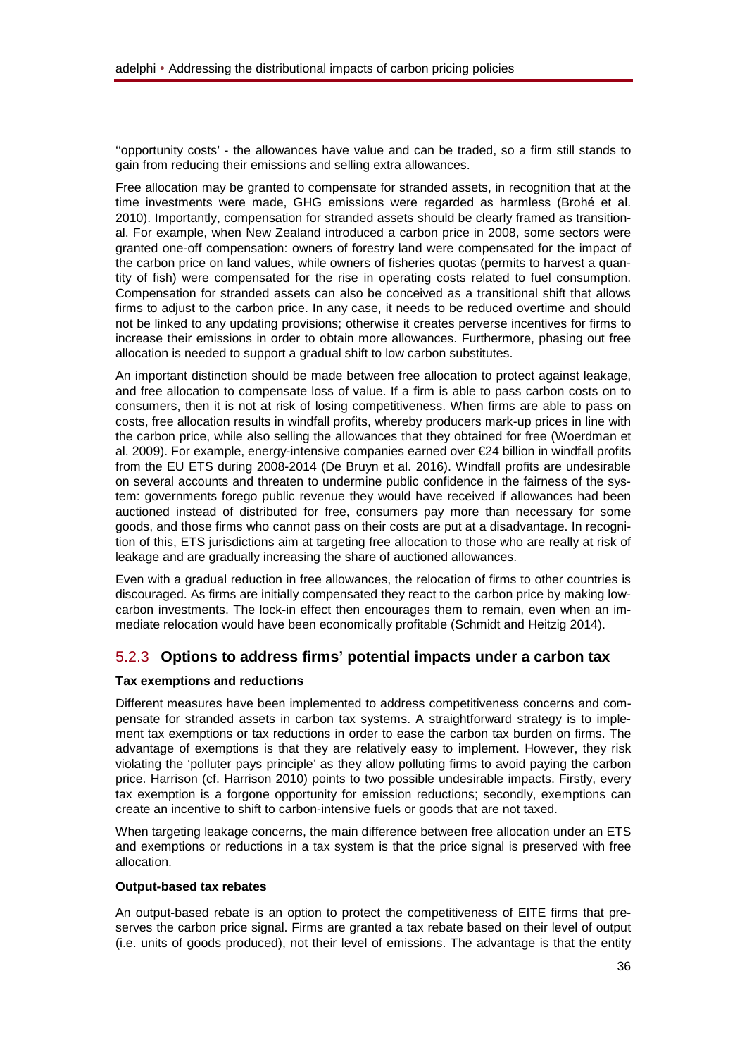''opportunity costs' - the allowances have value and can be traded, so a firm still stands to gain from reducing their emissions and selling extra allowances.

Free allocation may be granted to compensate for stranded assets, in recognition that at the time investments were made, GHG emissions were regarded as harmless (Brohé et al. 2010). Importantly, compensation for stranded assets should be clearly framed as transitional. For example, when New Zealand introduced a carbon price in 2008, some sectors were granted one-off compensation: owners of forestry land were compensated for the impact of the carbon price on land values, while owners of fisheries quotas (permits to harvest a quantity of fish) were compensated for the rise in operating costs related to fuel consumption. Compensation for stranded assets can also be conceived as a transitional shift that allows firms to adjust to the carbon price. In any case, it needs to be reduced overtime and should not be linked to any updating provisions; otherwise it creates perverse incentives for firms to increase their emissions in order to obtain more allowances. Furthermore, phasing out free allocation is needed to support a gradual shift to low carbon substitutes.

An important distinction should be made between free allocation to protect against leakage, and free allocation to compensate loss of value. If a firm is able to pass carbon costs on to consumers, then it is not at risk of losing competitiveness. When firms are able to pass on costs, free allocation results in windfall profits, whereby producers mark-up prices in line with the carbon price, while also selling the allowances that they obtained for free (Woerdman et al. 2009). For example, energy-intensive companies earned over €24 billion in windfall profits from the EU ETS during 2008-2014 (De Bruyn et al. 2016). Windfall profits are undesirable on several accounts and threaten to undermine public confidence in the fairness of the system: governments forego public revenue they would have received if allowances had been auctioned instead of distributed for free, consumers pay more than necessary for some goods, and those firms who cannot pass on their costs are put at a disadvantage. In recognition of this, ETS jurisdictions aim at targeting free allocation to those who are really at risk of leakage and are gradually increasing the share of auctioned allowances.

Even with a gradual reduction in free allowances, the relocation of firms to other countries is discouraged. As firms are initially compensated they react to the carbon price by making low-carbon investments. The lock-in effect then encourages them to remain, even when an immediate relocation would have been economically profitable (Schmidt and Heitzig 2014).

### 5.2.3 Options to address firms' potential impacts under a carbon tax

**Tax exemptions and reductions**

Different measures have been implemented to address competitiveness concerns and compensate for stranded assets in carbon tax systems. A straightforward strategy is to implement tax exemptions or tax reductions in order to ease the carbon tax burden on firms. The advantage of exemptions is that they are relatively easy to implement. However, they risk violating the 'polluter pays principle' as they allow polluting firms to avoid paying the carbon price. Harrison (cf. Harrison 2010) points to two possible undesirable impacts. Firstly, every tax exemption is a forgone opportunity for emission reductions; secondly, exemptions can create an incentive to shift to carbon-intensive fuels or goods that are not taxed.

When targeting leakage concerns, the main difference between free allocation under an ETS and exemptions or reductions in a tax system is that the price signal is preserved with free allocation.

**Output-based tax rebates**

An output-based rebate is an option to protect the competitiveness of EITE firms that preserves the carbon price signal. Firms are granted a tax rebate based on their level of output (i.e. units of goods produced), not their level of emissions. The advantage is that the entity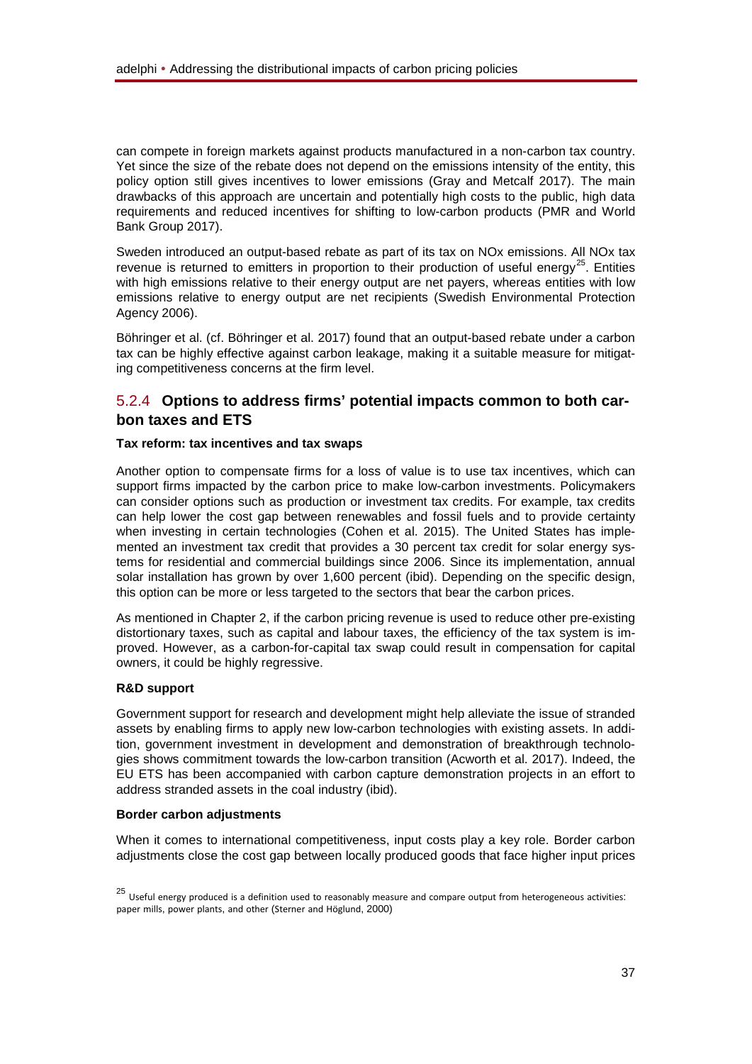can compete in foreign markets against products manufactured in a non-carbon tax country. Yet since the size of the rebate does not depend on the emissions intensity of the entity, this policy option still gives incentives to lower emissions (Gray and Metcalf 2017). The main drawbacks of this approach are uncertain and potentially high costs to the public, high data requirements and reduced incentives for shifting to low-carbon products (PMR and World Bank Group 2017).

Sweden introduced an output-based rebate as part of its tax on NOx emissions. All NOx tax revenue is returned to emitters in proportion to their production of useful energy[25]. Entities with high emissions relative to their energy output are net payers, whereas entities with low emissions relative to energy output are net recipients (Swedish Environmental Protection Agency 2006).

Böhringer et al. (cf. Böhringer et al. 2017) found that an output-based rebate under a carbon tax can be highly effective against carbon leakage, making it a suitable measure for mitigating competitiveness concerns at the firm level.

### 5.2.4 Options to address firms' potential impacts common to both carbon taxes and ETS

**Tax reform: tax incentives and tax swaps**

Another option to compensate firms for a loss of value is to use tax incentives, which can support firms impacted by the carbon price to make low-carbon investments. Policymakers can consider options such as production or investment tax credits. For example, tax credits can help lower the cost gap between renewables and fossil fuels and to provide certainty when investing in certain technologies (Cohen et al. 2015). The United States has implemented an investment tax credit that provides a 30 percent tax credit for solar energy systems for residential and commercial buildings since 2006. Since its implementation, annual solar installation has grown by over 1,600 percent (ibid). Depending on the specific design, this option can be more or less targeted to the sectors that bear the carbon prices.

As mentioned in Chapter 2, if the carbon pricing revenue is used to reduce other pre-existing distortionary taxes, such as capital and labour taxes, the efficiency of the tax system is improved. However, as a carbon-for-capital tax swap could result in compensation for capital owners, it could be highly regressive.

**R&D support**

Government support for research and development might help alleviate the issue of stranded assets by enabling firms to apply new low-carbon technologies with existing assets. In addition, government investment in development and demonstration of breakthrough technologies shows commitment towards the low-carbon transition (Acworth et al. 2017). Indeed, the EU ETS has been accompanied with carbon capture demonstration projects in an effort to address stranded assets in the coal industry (ibid).

**Border carbon adjustments**

When it comes to international competitiveness, input costs play a key role. Border carbon adjustments close the cost gap between locally produced goods that face higher input prices

[25] Useful energy produced is a definition used to reasonably measure and compare output from heterogeneous activities: paper mills, power plants, and other (Sterner and Höglund, 2000)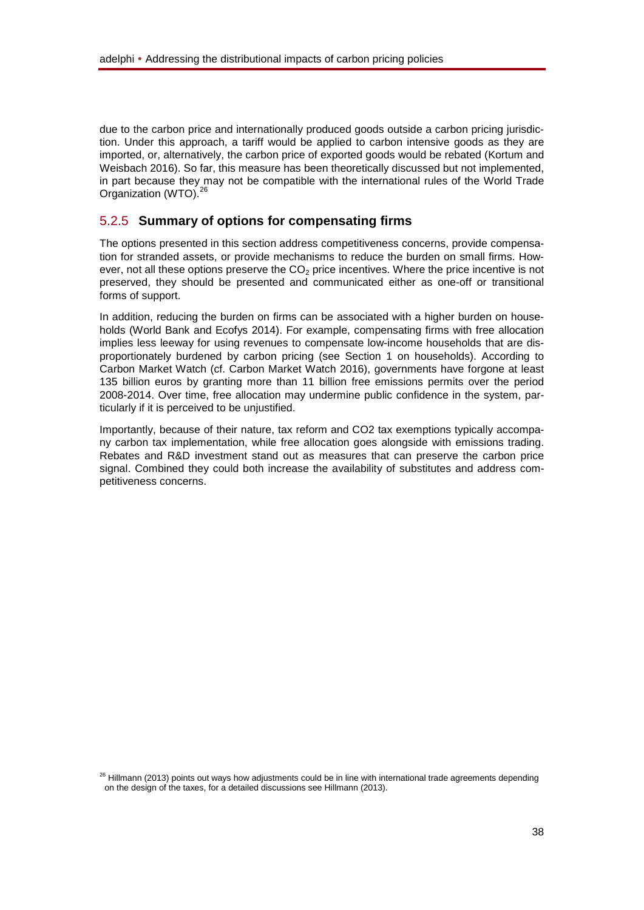due to the carbon price and internationally produced goods outside a carbon pricing jurisdiction. Under this approach, a tariff would be applied to carbon intensive goods as they are imported, or, alternatively, the carbon price of exported goods would be rebated (Kortum and Weisbach 2016). So far, this measure has been theoretically discussed but not implemented, in part because they may not be compatible with the international rules of the World Trade Organization (WTO).[26]

### 5.2.5 Summary of options for compensating firms

The options presented in this section address competitiveness concerns, provide compensation for stranded assets, or provide mechanisms to reduce the burden on small firms. However, not all these options preserve the $CO_2$ price incentives. Where the price incentive is not preserved, they should be presented and communicated either as one-off or transitional forms of support.

In addition, reducing the burden on firms can be associated with a higher burden on households (World Bank and Ecofys 2014). For example, compensating firms with free allocation implies less leeway for using revenues to compensate low-income households that are disproportionately burdened by carbon pricing (see Section 1 on households). According to Carbon Market Watch (cf. Carbon Market Watch 2016), governments have forgone at least 135 billion euros by granting more than 11 billion free emissions permits over the period 2008-2014. Over time, free allocation may undermine public confidence in the system, particularly if it is perceived to be unjustified.

Importantly, because of their nature, tax reform and CO2 tax exemptions typically accompany carbon tax implementation, while free allocation goes alongside with emissions trading. Rebates and R&D investment stand out as measures that can preserve the carbon price signal. Combined they could both increase the availability of substitutes and address competitiveness concerns.

[26] Hillmann (2013) points out ways how adjustments could be in line with international trade agreements depending on the design of the taxes, for a detailed discussions see Hillmann (2013).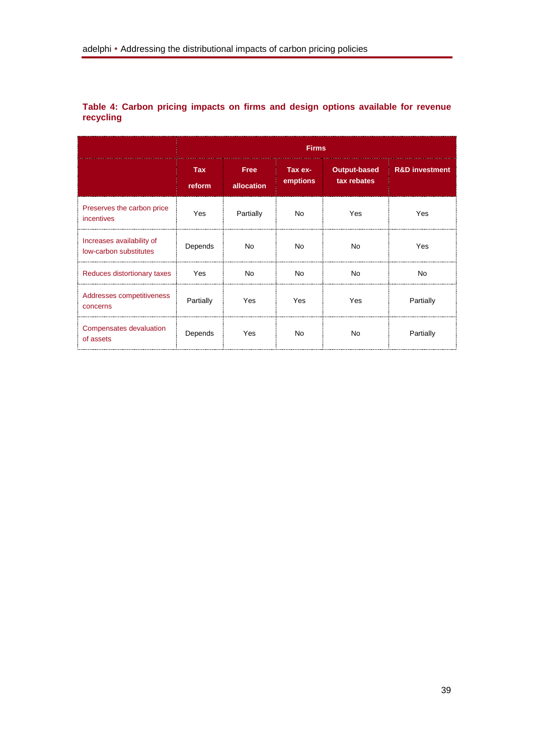**Table 4: Carbon pricing impacts on firms and design options available for revenue recycling**

| | Firms | | | | |
|---|---|---|---|---|---|
| | Tax reform | Free allocation | Tax ex-emptions | Output-based tax rebates | R&D investment |
| Preserves the carbon price incentives | Yes | Partially | No | Yes | Yes |
| Increases availability of low-carbon substitutes | Depends | No | No | No | Yes |
| Reduces distortionary taxes | Yes | No | No | No | No |
| Addresses competitiveness concerns | Partially | Yes | Yes | Yes | Partially |
| Compensates devaluation of assets | Depends | Yes | No | No | Partially |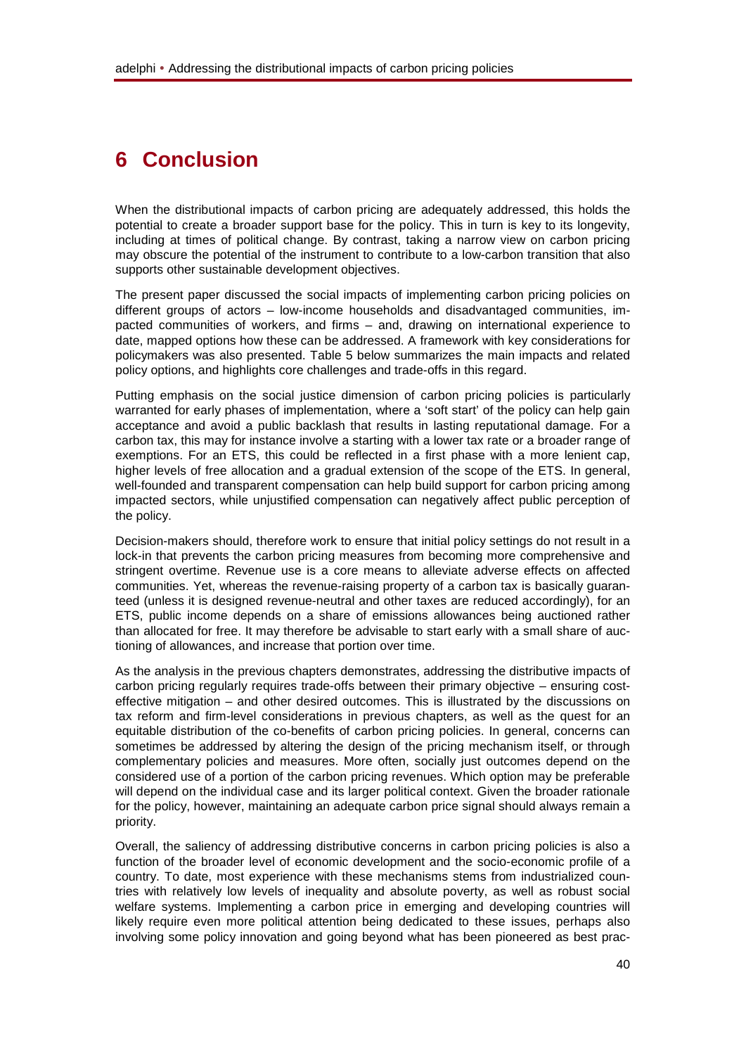# 6 Conclusion

When the distributional impacts of carbon pricing are adequately addressed, this holds the potential to create a broader support base for the policy. This in turn is key to its longevity, including at times of political change. By contrast, taking a narrow view on carbon pricing may obscure the potential of the instrument to contribute to a low-carbon transition that also supports other sustainable development objectives.

The present paper discussed the social impacts of implementing carbon pricing policies on different groups of actors – low-income households and disadvantaged communities, impacted communities of workers, and firms – and, drawing on international experience to date, mapped options how these can be addressed. A framework with key considerations for policymakers was also presented. Table 5 below summarizes the main impacts and related policy options, and highlights core challenges and trade-offs in this regard.

Putting emphasis on the social justice dimension of carbon pricing policies is particularly warranted for early phases of implementation, where a 'soft start' of the policy can help gain acceptance and avoid a public backlash that results in lasting reputational damage. For a carbon tax, this may for instance involve a starting with a lower tax rate or a broader range of exemptions. For an ETS, this could be reflected in a first phase with a more lenient cap, higher levels of free allocation and a gradual extension of the scope of the ETS. In general, well-founded and transparent compensation can help build support for carbon pricing among impacted sectors, while unjustified compensation can negatively affect public perception of the policy.

Decision-makers should, therefore work to ensure that initial policy settings do not result in a lock-in that prevents the carbon pricing measures from becoming more comprehensive and stringent overtime. Revenue use is a core means to alleviate adverse effects on affected communities. Yet, whereas the revenue-raising property of a carbon tax is basically guaranteed (unless it is designed revenue-neutral and other taxes are reduced accordingly), for an ETS, public income depends on a share of emissions allowances being auctioned rather than allocated for free. It may therefore be advisable to start early with a small share of auctioning of allowances, and increase that portion over time.

As the analysis in the previous chapters demonstrates, addressing the distributive impacts of carbon pricing regularly requires trade-offs between their primary objective – ensuring cost-effective mitigation – and other desired outcomes. This is illustrated by the discussions on tax reform and firm-level considerations in previous chapters, as well as the quest for an equitable distribution of the co-benefits of carbon pricing policies. In general, concerns can sometimes be addressed by altering the design of the pricing mechanism itself, or through complementary policies and measures. More often, socially just outcomes depend on the considered use of a portion of the carbon pricing revenues. Which option may be preferable will depend on the individual case and its larger political context. Given the broader rationale for the policy, however, maintaining an adequate carbon price signal should always remain a priority.

Overall, the saliency of addressing distributive concerns in carbon pricing policies is also a function of the broader level of economic development and the socio-economic profile of a country. To date, most experience with these mechanisms stems from industrialized countries with relatively low levels of inequality and absolute poverty, as well as robust social welfare systems. Implementing a carbon price in emerging and developing countries will likely require even more political attention being dedicated to these issues, perhaps also involving some policy innovation and going beyond what has been pioneered as best prac-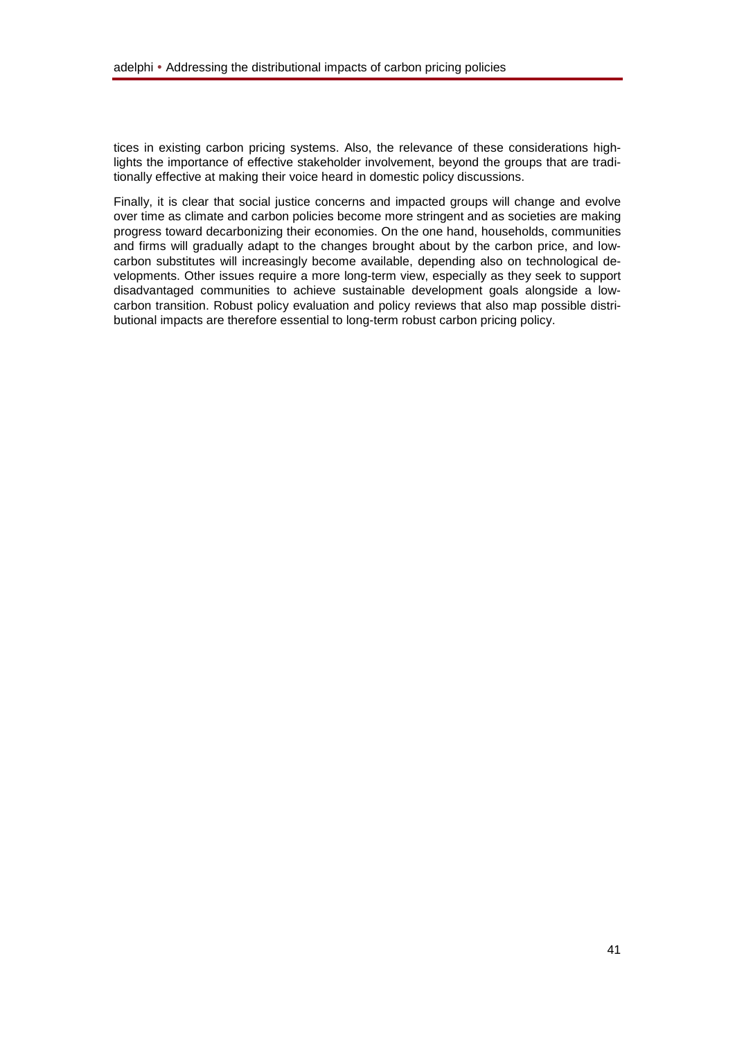tices in existing carbon pricing systems. Also, the relevance of these considerations highlights the importance of effective stakeholder involvement, beyond the groups that are traditionally effective at making their voice heard in domestic policy discussions.

Finally, it is clear that social justice concerns and impacted groups will change and evolve over time as climate and carbon policies become more stringent and as societies are making progress toward decarbonizing their economies. On the one hand, households, communities and firms will gradually adapt to the changes brought about by the carbon price, and low-carbon substitutes will increasingly become available, depending also on technological developments. Other issues require a more long-term view, especially as they seek to support disadvantaged communities to achieve sustainable development goals alongside a low-carbon transition. Robust policy evaluation and policy reviews that also map possible distributional impacts are therefore essential to long-term robust carbon pricing policy.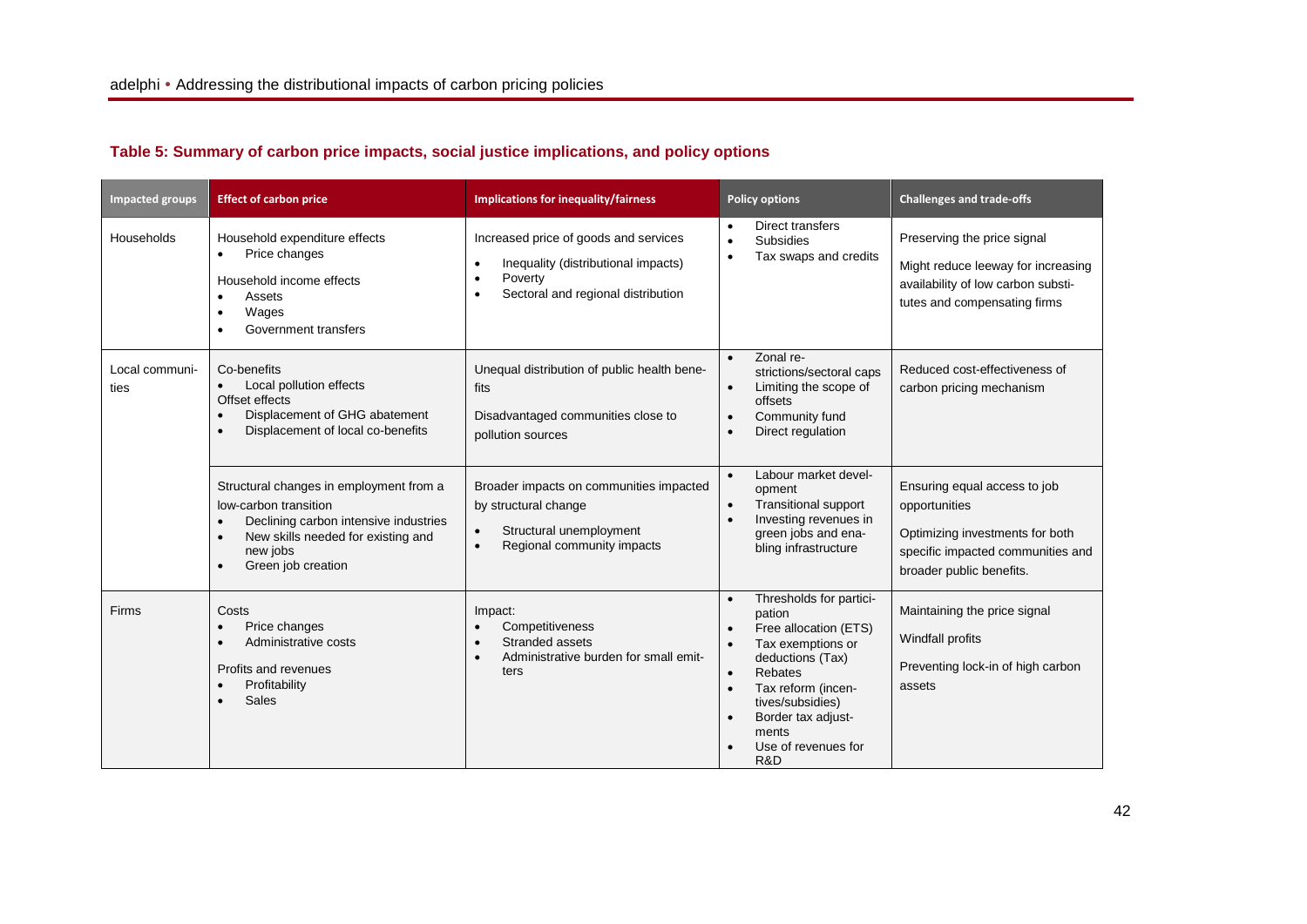**Table 5: Summary of carbon price impacts, social justice implications, and policy options**

| Impacted groups | Effect of carbon price | Implications for inequality/fairness | Policy options | Challenges and trade-offs |
|---|---|---|---|---|
| Households | Household expenditure effects<br>• Price changes<br>Household income effects<br>• Assets<br>• Wages<br>• Government transfers | Increased price of goods and services<br>• Inequality (distributional impacts)<br>• Poverty<br>• Sectoral and regional distribution | • Direct transfers<br>• Subsidies<br>• Tax swaps and credits | Preserving the price signal<br>Might reduce leeway for increasing availability of low carbon substitutes and compensating firms |
| Local communities | Co-benefits<br>• Local pollution effects<br>Offset effects<br>• Displacement of GHG abatement<br>• Displacement of local co-benefits | Unequal distribution of public health benefits<br>Disadvantaged communities close to pollution sources | • Zonal restrictions/sectoral caps<br>• Limiting the scope of offsets<br>• Community fund<br>• Direct regulation | Reduced cost-effectiveness of carbon pricing mechanism |
| | Structural changes in employment from a low-carbon transition<br>• Declining carbon intensive industries<br>• New skills needed for existing and new jobs<br>• Green job creation | Broader impacts on communities impacted by structural change<br>• Structural unemployment<br>• Regional community impacts | • Labour market development<br>• Transitional support<br>• Investing revenues in green jobs and enabling infrastructure | Ensuring equal access to job opportunities<br>Optimizing investments for both specific impacted communities and broader public benefits. |
| Firms | Costs<br>• Price changes<br>• Administrative costs<br>Profits and revenues<br>• Profitability<br>• Sales | Impact:<br>• Competitiveness<br>• Stranded assets<br>• Administrative burden for small emitters | • Thresholds for participation<br>• Free allocation (ETS)<br>• Tax exemptions or deductions (Tax)<br>• Rebates<br>• Tax reform (incentives/subsidies)<br>• Border tax adjustments<br>• Use of revenues for R&D | Maintaining the price signal<br>Windfall profits<br>Preventing lock-in of high carbon assets |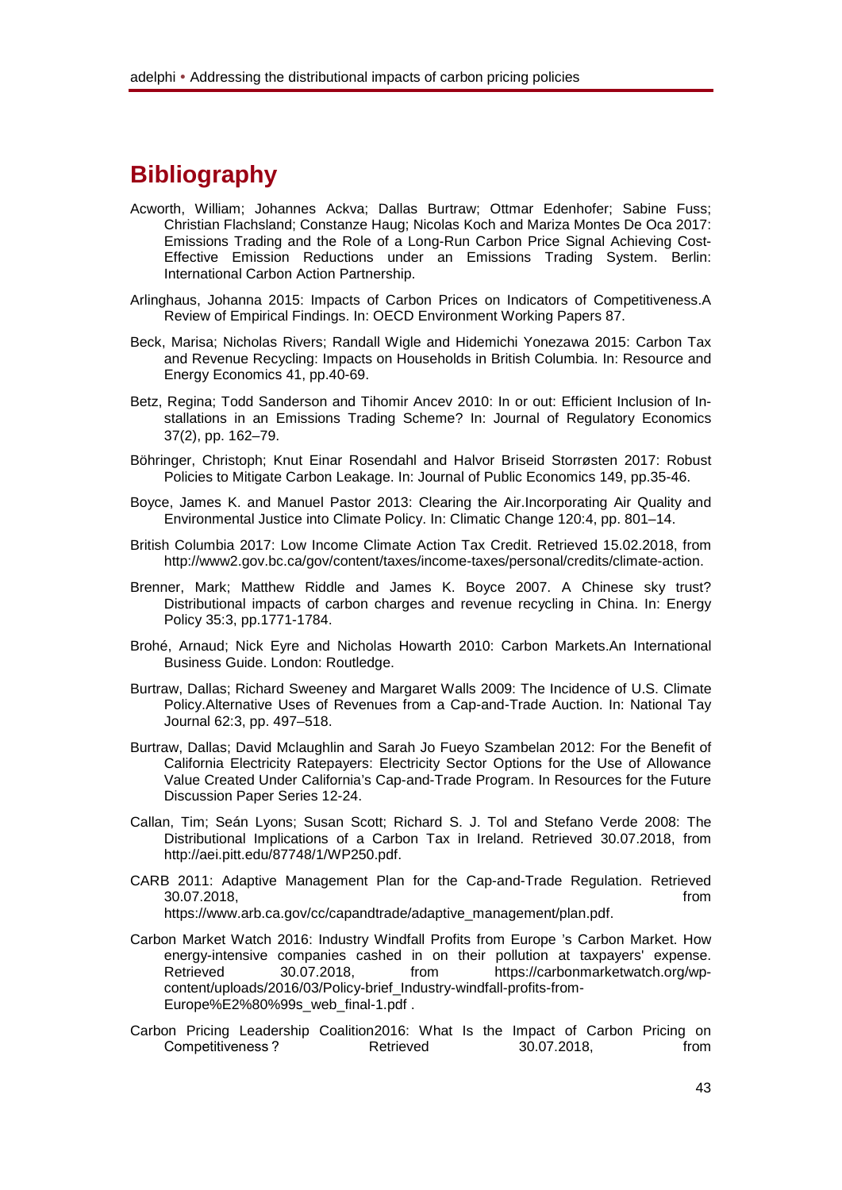# Bibliography

Acworth, William; Johannes Ackva; Dallas Burtraw; Ottmar Edenhofer; Sabine Fuss; Christian Flachsland; Constanze Haug; Nicolas Koch and Mariza Montes De Oca 2017: Emissions Trading and the Role of a Long-Run Carbon Price Signal Achieving Cost-Effective Emission Reductions under an Emissions Trading System. Berlin: International Carbon Action Partnership.

Arlinghaus, Johanna 2015: Impacts of Carbon Prices on Indicators of Competitiveness.A Review of Empirical Findings. In: OECD Environment Working Papers 87.

Beck, Marisa; Nicholas Rivers; Randall Wigle and Hidemichi Yonezawa 2015: Carbon Tax and Revenue Recycling: Impacts on Households in British Columbia. In: Resource and Energy Economics 41, pp.40-69.

Betz, Regina; Todd Sanderson and Tihomir Ancev 2010: In or out: Efficient Inclusion of Installations in an Emissions Trading Scheme? In: Journal of Regulatory Economics 37(2), pp. 162–79.

Böhringer, Christoph; Knut Einar Rosendahl and Halvor Briseid Storrøsten 2017: Robust Policies to Mitigate Carbon Leakage. In: Journal of Public Economics 149, pp.35-46.

Boyce, James K. and Manuel Pastor 2013: Clearing the Air.Incorporating Air Quality and Environmental Justice into Climate Policy. In: Climatic Change 120:4, pp. 801–14.

British Columbia 2017: Low Income Climate Action Tax Credit. Retrieved 15.02.2018, from http://www2.gov.bc.ca/gov/content/taxes/income-taxes/personal/credits/climate-action.

Brenner, Mark; Matthew Riddle and James K. Boyce 2007. A Chinese sky trust? Distributional impacts of carbon charges and revenue recycling in China. In: Energy Policy 35:3, pp.1771-1784.

Brohé, Arnaud; Nick Eyre and Nicholas Howarth 2010: Carbon Markets.An International Business Guide. London: Routledge.

Burtraw, Dallas; Richard Sweeney and Margaret Walls 2009: The Incidence of U.S. Climate Policy.Alternative Uses of Revenues from a Cap-and-Trade Auction. In: National Tay Journal 62:3, pp. 497–518.

Burtraw, Dallas; David Mclaughlin and Sarah Jo Fueyo Szambelan 2012: For the Benefit of California Electricity Ratepayers: Electricity Sector Options for the Use of Allowance Value Created Under California's Cap-and-Trade Program. In Resources for the Future Discussion Paper Series 12-24.

Callan, Tim; Seán Lyons; Susan Scott; Richard S. J. Tol and Stefano Verde 2008: The Distributional Implications of a Carbon Tax in Ireland. Retrieved 30.07.2018, from http://aei.pitt.edu/87748/1/WP250.pdf.

CARB 2011: Adaptive Management Plan for the Cap-and-Trade Regulation. Retrieved 30.07.2018, from https://www.arb.ca.gov/cc/capandtrade/adaptive_management/plan.pdf.

Carbon Market Watch 2016: Industry Windfall Profits from Europe 's Carbon Market. How energy-intensive companies cashed in on their pollution at taxpayers' expense. Retrieved 30.07.2018, from https://carbonmarketwatch.org/wp-content/uploads/2016/03/Policy-brief_Industry-windfall-profits-from-Europe%E2%80%99s_web_final-1.pdf .

Carbon Pricing Leadership Coalition2016: What Is the Impact of Carbon Pricing on Competitiveness? Retrieved 30.07.2018, from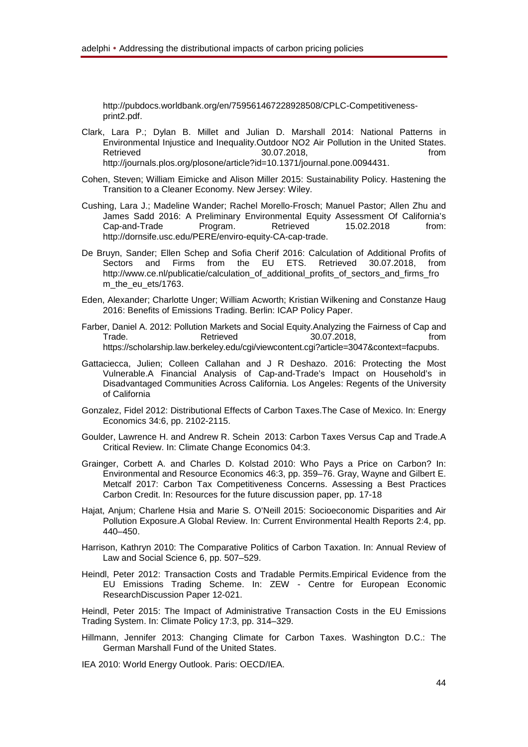http://pubdocs.worldbank.org/en/759561467228928508/CPLC-Competitiveness-print2.pdf.

Clark, Lara P.; Dylan B. Millet and Julian D. Marshall 2014: National Patterns in Environmental Injustice and Inequality.Outdoor NO2 Air Pollution in the United States. Retrieved 30.07.2018, from http://journals.plos.org/plosone/article?id=10.1371/journal.pone.0094431.

Cohen, Steven; William Eimicke and Alison Miller 2015: Sustainability Policy. Hastening the Transition to a Cleaner Economy. New Jersey: Wiley.

Cushing, Lara J.; Madeline Wander; Rachel Morello-Frosch; Manuel Pastor; Allen Zhu and James Sadd 2016: A Preliminary Environmental Equity Assessment Of California's Cap-and-Trade Program. Retrieved 15.02.2018 from: http://dornsife.usc.edu/PERE/enviro-equity-CA-cap-trade.

De Bruyn, Sander; Ellen Schep and Sofia Cherif 2016: Calculation of Additional Profits of Sectors and Firms from the EU ETS. Retrieved 30.07.2018, from http://www.ce.nl/publicatie/calculation_of_additional_profits_of_sectors_and_firms_from_the_eu_ets/1763.

Eden, Alexander; Charlotte Unger; William Acworth; Kristian Wilkening and Constanze Haug 2016: Benefits of Emissions Trading. Berlin: ICAP Policy Paper.

Farber, Daniel A. 2012: Pollution Markets and Social Equity.Analyzing the Fairness of Cap and Trade. Retrieved 30.07.2018, from https://scholarship.law.berkeley.edu/cgi/viewcontent.cgi?article=3047&context=facpubs.

Gattaciecca, Julien; Colleen Callahan and J R Deshazo. 2016: Protecting the Most Vulnerable.A Financial Analysis of Cap-and-Trade's Impact on Household's in Disadvantaged Communities Across California. Los Angeles: Regents of the University of California

Gonzalez, Fidel 2012: Distributional Effects of Carbon Taxes.The Case of Mexico. In: Energy Economics 34:6, pp. 2102-2115.

Goulder, Lawrence H. and Andrew R. Schein 2013: Carbon Taxes Versus Cap and Trade.A Critical Review. In: Climate Change Economics 04:3.

Grainger, Corbett A. and Charles D. Kolstad 2010: Who Pays a Price on Carbon? In: Environmental and Resource Economics 46:3, pp. 359–76. Gray, Wayne and Gilbert E. Metcalf 2017: Carbon Tax Competitiveness Concerns. Assessing a Best Practices Carbon Credit. In: Resources for the future discussion paper, pp. 17-18

Hajat, Anjum; Charlene Hsia and Marie S. O'Neill 2015: Socioeconomic Disparities and Air Pollution Exposure.A Global Review. In: Current Environmental Health Reports 2:4, pp. 440–450.

Harrison, Kathryn 2010: The Comparative Politics of Carbon Taxation. In: Annual Review of Law and Social Science 6, pp. 507–529.

Heindl, Peter 2012: Transaction Costs and Tradable Permits.Empirical Evidence from the EU Emissions Trading Scheme. In: ZEW - Centre for European Economic ResearchDiscussion Paper 12-021.

Heindl, Peter 2015: The Impact of Administrative Transaction Costs in the EU Emissions Trading System. In: Climate Policy 17:3, pp. 314–329.

Hillmann, Jennifer 2013: Changing Climate for Carbon Taxes. Washington D.C.: The German Marshall Fund of the United States.

IEA 2010: World Energy Outlook. Paris: OECD/IEA.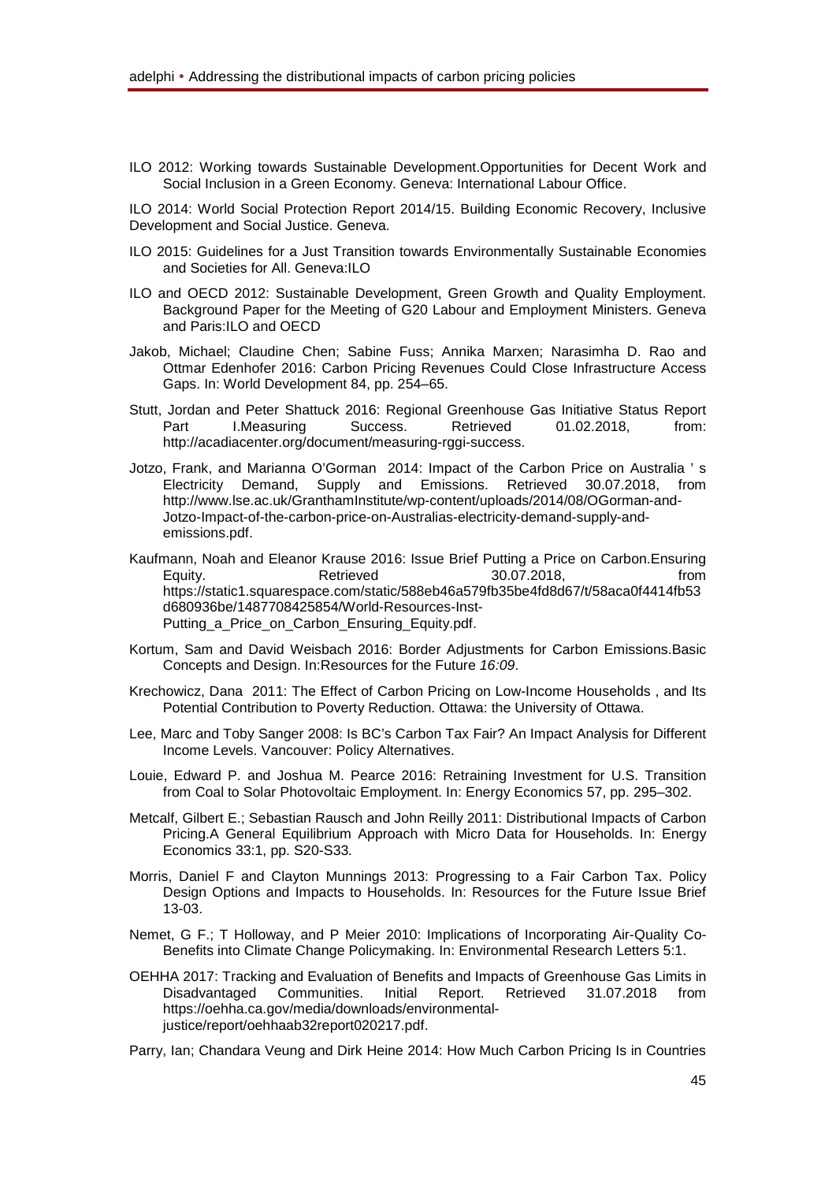ILO 2012: Working towards Sustainable Development.Opportunities for Decent Work and Social Inclusion in a Green Economy. Geneva: International Labour Office.

ILO 2014: World Social Protection Report 2014/15. Building Economic Recovery, Inclusive Development and Social Justice. Geneva.

ILO 2015: Guidelines for a Just Transition towards Environmentally Sustainable Economies and Societies for All. Geneva:ILO

ILO and OECD 2012: Sustainable Development, Green Growth and Quality Employment. Background Paper for the Meeting of G20 Labour and Employment Ministers. Geneva and Paris:ILO and OECD

Jakob, Michael; Claudine Chen; Sabine Fuss; Annika Marxen; Narasimha D. Rao and Ottmar Edenhofer 2016: Carbon Pricing Revenues Could Close Infrastructure Access Gaps. In: World Development 84, pp. 254–65.

Stutt, Jordan and Peter Shattuck 2016: Regional Greenhouse Gas Initiative Status Report Part I.Measuring Success. Retrieved 01.02.2018, from: http://acadiacenter.org/document/measuring-rggi-success.

Jotzo, Frank, and Marianna O'Gorman 2014: Impact of the Carbon Price on Australia ' s Electricity Demand, Supply and Emissions. Retrieved 30.07.2018, from http://www.lse.ac.uk/GranthamInstitute/wp-content/uploads/2014/08/OGorman-and-Jotzo-Impact-of-the-carbon-price-on-Australias-electricity-demand-supply-and-emissions.pdf.

Kaufmann, Noah and Eleanor Krause 2016: Issue Brief Putting a Price on Carbon.Ensuring Equity. Retrieved 30.07.2018, from https://static1.squarespace.com/static/588eb46a579fb35be4fd8d67/t/58aca0f4414fb53d680936be/1487708425854/World-Resources-Inst-Putting_a_Price_on_Carbon_Ensuring_Equity.pdf.

Kortum, Sam and David Weisbach 2016: Border Adjustments for Carbon Emissions.Basic Concepts and Design. In:Resources for the Future *16:09*.

Krechowicz, Dana 2011: The Effect of Carbon Pricing on Low-Income Households , and Its Potential Contribution to Poverty Reduction. Ottawa: the University of Ottawa.

Lee, Marc and Toby Sanger 2008: Is BC's Carbon Tax Fair? An Impact Analysis for Different Income Levels. Vancouver: Policy Alternatives.

Louie, Edward P. and Joshua M. Pearce 2016: Retraining Investment for U.S. Transition from Coal to Solar Photovoltaic Employment. In: Energy Economics 57, pp. 295–302.

Metcalf, Gilbert E.; Sebastian Rausch and John Reilly 2011: Distributional Impacts of Carbon Pricing.A General Equilibrium Approach with Micro Data for Households. In: Energy Economics 33:1, pp. S20-S33*.*

Morris, Daniel F and Clayton Munnings 2013: Progressing to a Fair Carbon Tax. Policy Design Options and Impacts to Households. In: Resources for the Future Issue Brief 13-03.

Nemet, G F.; T Holloway, and P Meier 2010: Implications of Incorporating Air-Quality Co-Benefits into Climate Change Policymaking. In: Environmental Research Letters 5:1.

OEHHA 2017: Tracking and Evaluation of Benefits and Impacts of Greenhouse Gas Limits in Disadvantaged Communities. Initial Report. Retrieved 31.07.2018 from https://oehha.ca.gov/media/downloads/environmental-justice/report/oehhaab32report020217.pdf.

Parry, Ian; Chandara Veung and Dirk Heine 2014: How Much Carbon Pricing Is in Countries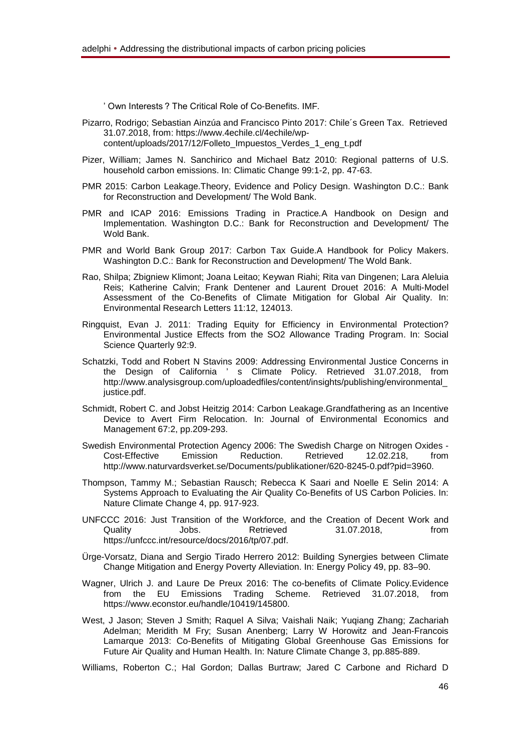’ Own Interests ? The Critical Role of Co-Benefits. IMF.

Pizarro, Rodrigo; Sebastian Ainzúa and Francisco Pinto 2017: Chile´s Green Tax. Retrieved 31.07.2018, from: https://www.4echile.cl/4echile/wp-content/uploads/2017/12/Folleto_Impuestos_Verdes_1_eng_t.pdf

Pizer, William; James N. Sanchirico and Michael Batz 2010: Regional patterns of U.S. household carbon emissions. In: Climatic Change 99:1-2, pp. 47-63.

PMR 2015: Carbon Leakage.Theory, Evidence and Policy Design. Washington D.C.: Bank for Reconstruction and Development/ The Wold Bank.

PMR and ICAP 2016: Emissions Trading in Practice.A Handbook on Design and Implementation. Washington D.C.: Bank for Reconstruction and Development/ The Wold Bank.

PMR and World Bank Group 2017: Carbon Tax Guide.A Handbook for Policy Makers. Washington D.C.: Bank for Reconstruction and Development/ The Wold Bank.

Rao, Shilpa; Zbigniew Klimont; Joana Leitao; Keywan Riahi; Rita van Dingenen; Lara Aleluia Reis; Katherine Calvin; Frank Dentener and Laurent Drouet 2016: A Multi-Model Assessment of the Co-Benefits of Climate Mitigation for Global Air Quality. In: Environmental Research Letters 11:12, 124013.

Ringquist, Evan J. 2011: Trading Equity for Efficiency in Environmental Protection? Environmental Justice Effects from the SO2 Allowance Trading Program. In: Social Science Quarterly 92:9.

Schatzki, Todd and Robert N Stavins 2009: Addressing Environmental Justice Concerns in the Design of California ’ s Climate Policy. Retrieved 31.07.2018, from http://www.analysisgroup.com/uploadedfiles/content/insights/publishing/environmental_justice.pdf.

Schmidt, Robert C. and Jobst Heitzig 2014: Carbon Leakage.Grandfathering as an Incentive Device to Avert Firm Relocation. In: Journal of Environmental Economics and Management 67:2, pp.209-293.

Swedish Environmental Protection Agency 2006: The Swedish Charge on Nitrogen Oxides - Cost-Effective Emission Reduction. Retrieved 12.02.218, from http://www.naturvardsverket.se/Documents/publikationer/620-8245-0.pdf?pid=3960.

Thompson, Tammy M.; Sebastian Rausch; Rebecca K Saari and Noelle E Selin 2014: A Systems Approach to Evaluating the Air Quality Co-Benefits of US Carbon Policies. In: Nature Climate Change 4, pp. 917-923.

UNFCCC 2016: Just Transition of the Workforce, and the Creation of Decent Work and Quality Jobs. Retrieved 31.07.2018, from https://unfccc.int/resource/docs/2016/tp/07.pdf.

Ürge-Vorsatz, Diana and Sergio Tirado Herrero 2012: Building Synergies between Climate Change Mitigation and Energy Poverty Alleviation. In: Energy Policy 49, pp. 83–90.

Wagner, Ulrich J. and Laure De Preux 2016: The co-benefits of Climate Policy.Evidence from the EU Emissions Trading Scheme. Retrieved 31.07.2018, from https://www.econstor.eu/handle/10419/145800.

West, J Jason; Steven J Smith; Raquel A Silva; Vaishali Naik; Yuqiang Zhang; Zachariah Adelman; Meridith M Fry; Susan Anenberg; Larry W Horowitz and Jean-Francois Lamarque 2013: Co-Benefits of Mitigating Global Greenhouse Gas Emissions for Future Air Quality and Human Health. In: Nature Climate Change 3, pp.885-889.

Williams, Roberton C.; Hal Gordon; Dallas Burtraw; Jared C Carbone and Richard D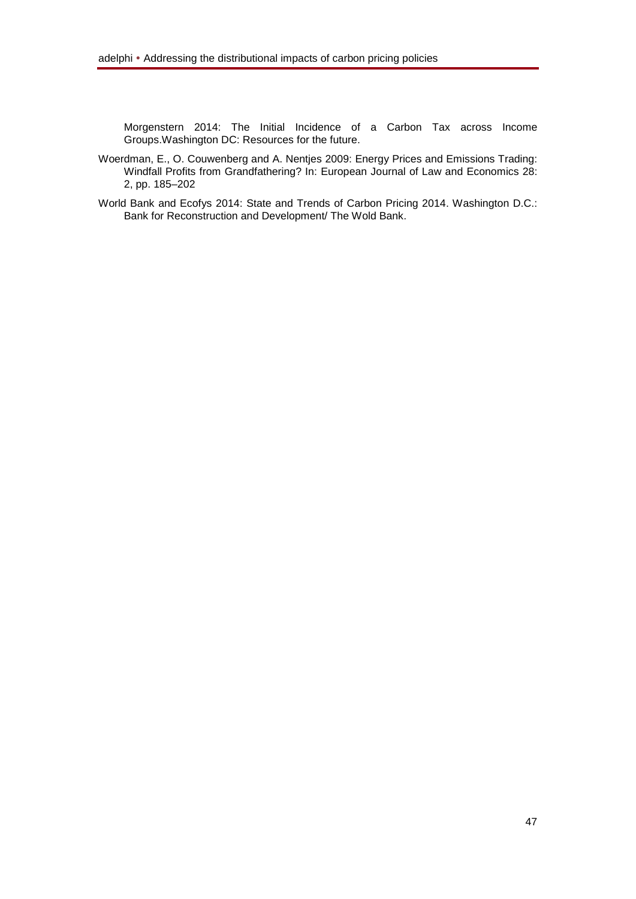Morgenstern 2014: The Initial Incidence of a Carbon Tax across Income Groups.Washington DC: Resources for the future.

Woerdman, E., O. Couwenberg and A. Nentjes 2009: Energy Prices and Emissions Trading: Windfall Profits from Grandfathering? In: European Journal of Law and Economics 28: 2, pp. 185–202

World Bank and Ecofys 2014: State and Trends of Carbon Pricing 2014. Washington D.C.: Bank for Reconstruction and Development/ The Wold Bank.